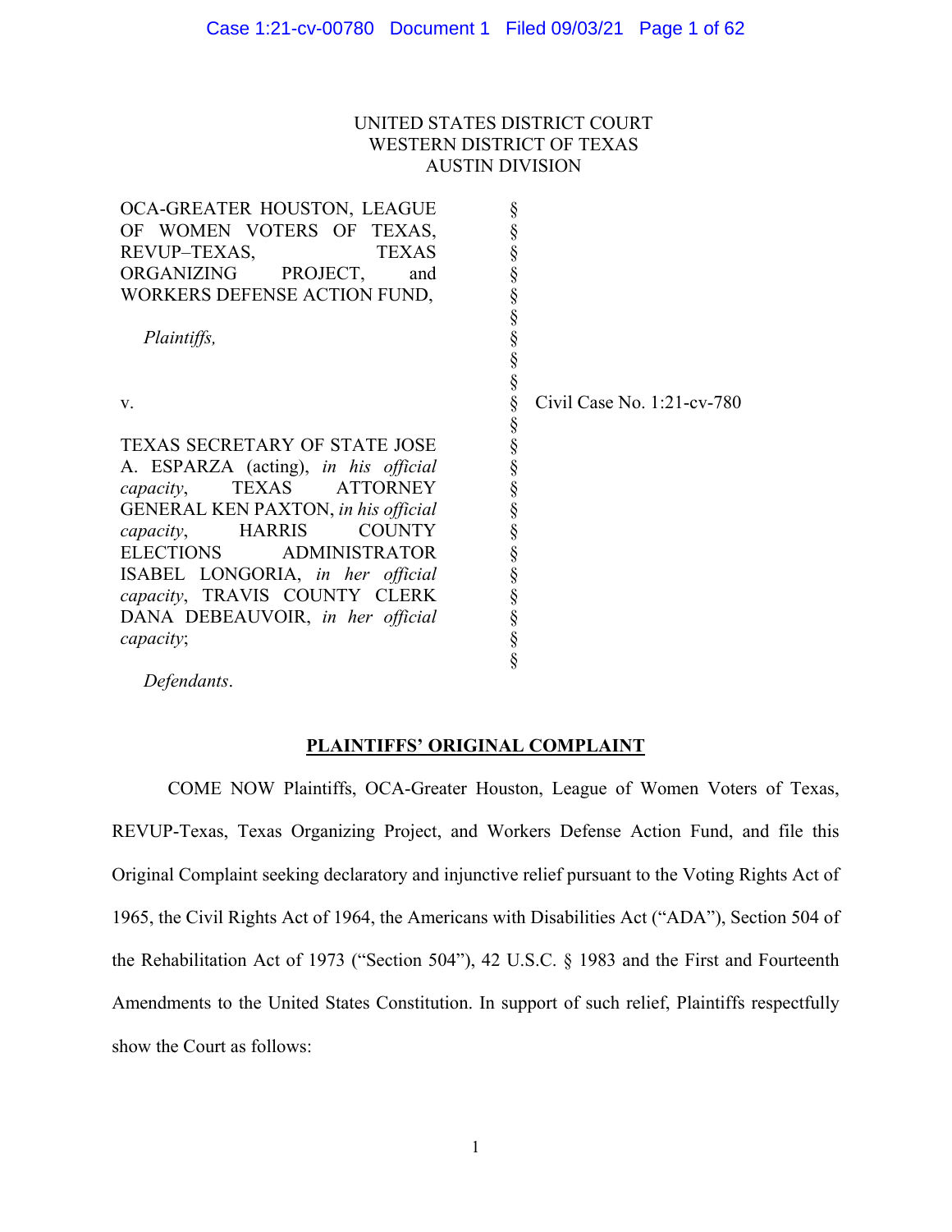UNITED STATES DISTRICT COURT
WESTERN DISTRICT OF TEXAS
AUSTIN DIVISION

| | | |
|---|---|---|
| OCA-GREATER HOUSTON, LEAGUE OF WOMEN VOTERS OF TEXAS, REVUP–TEXAS, TEXAS ORGANIZING PROJECT, and WORKERS DEFENSE ACTION FUND,<br><br>*Plaintiffs,*<br><br>v.<br><br>TEXAS SECRETARY OF STATE JOSE A. ESPARZA (acting), *in his official capacity*, TEXAS ATTORNEY GENERAL KEN PAXTON, *in his official capacity*, HARRIS COUNTY ELECTIONS ADMINISTRATOR ISABEL LONGORIA, *in her official capacity*, TRAVIS COUNTY CLERK DANA DEBEAUVOIR, *in her official capacity*;<br><br>*Defendants*. | § | Civil Case No. 1:21-cv-780 |

**PLAINTIFFS' ORIGINAL COMPLAINT**

COME NOW Plaintiffs, OCA-Greater Houston, League of Women Voters of Texas, REVUP-Texas, Texas Organizing Project, and Workers Defense Action Fund, and file this Original Complaint seeking declaratory and injunctive relief pursuant to the Voting Rights Act of 1965, the Civil Rights Act of 1964, the Americans with Disabilities Act ("ADA"), Section 504 of the Rehabilitation Act of 1973 ("Section 504"), 42 U.S.C. § 1983 and the First and Fourteenth Amendments to the United States Constitution. In support of such relief, Plaintiffs respectfully show the Court as follows: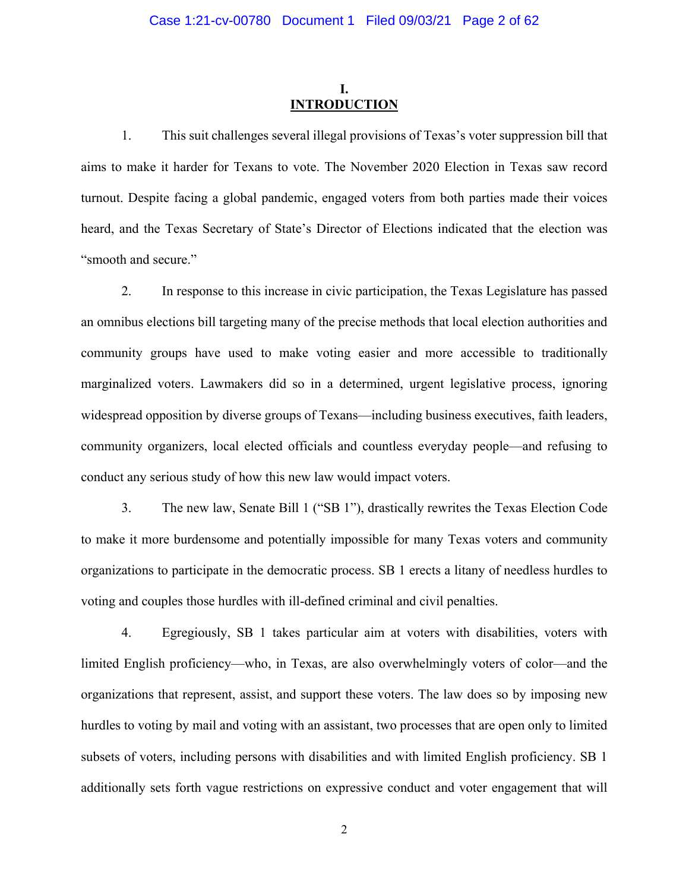# I.
# INTRODUCTION

1. This suit challenges several illegal provisions of Texas's voter suppression bill that aims to make it harder for Texans to vote. The November 2020 Election in Texas saw record turnout. Despite facing a global pandemic, engaged voters from both parties made their voices heard, and the Texas Secretary of State's Director of Elections indicated that the election was "smooth and secure."

2. In response to this increase in civic participation, the Texas Legislature has passed an omnibus elections bill targeting many of the precise methods that local election authorities and community groups have used to make voting easier and more accessible to traditionally marginalized voters. Lawmakers did so in a determined, urgent legislative process, ignoring widespread opposition by diverse groups of Texans—including business executives, faith leaders, community organizers, local elected officials and countless everyday people—and refusing to conduct any serious study of how this new law would impact voters.

3. The new law, Senate Bill 1 ("SB 1"), drastically rewrites the Texas Election Code to make it more burdensome and potentially impossible for many Texas voters and community organizations to participate in the democratic process. SB 1 erects a litany of needless hurdles to voting and couples those hurdles with ill-defined criminal and civil penalties.

4. Egregiously, SB 1 takes particular aim at voters with disabilities, voters with limited English proficiency—who, in Texas, are also overwhelmingly voters of color—and the organizations that represent, assist, and support these voters. The law does so by imposing new hurdles to voting by mail and voting with an assistant, two processes that are open only to limited subsets of voters, including persons with disabilities and with limited English proficiency. SB 1 additionally sets forth vague restrictions on expressive conduct and voter engagement that will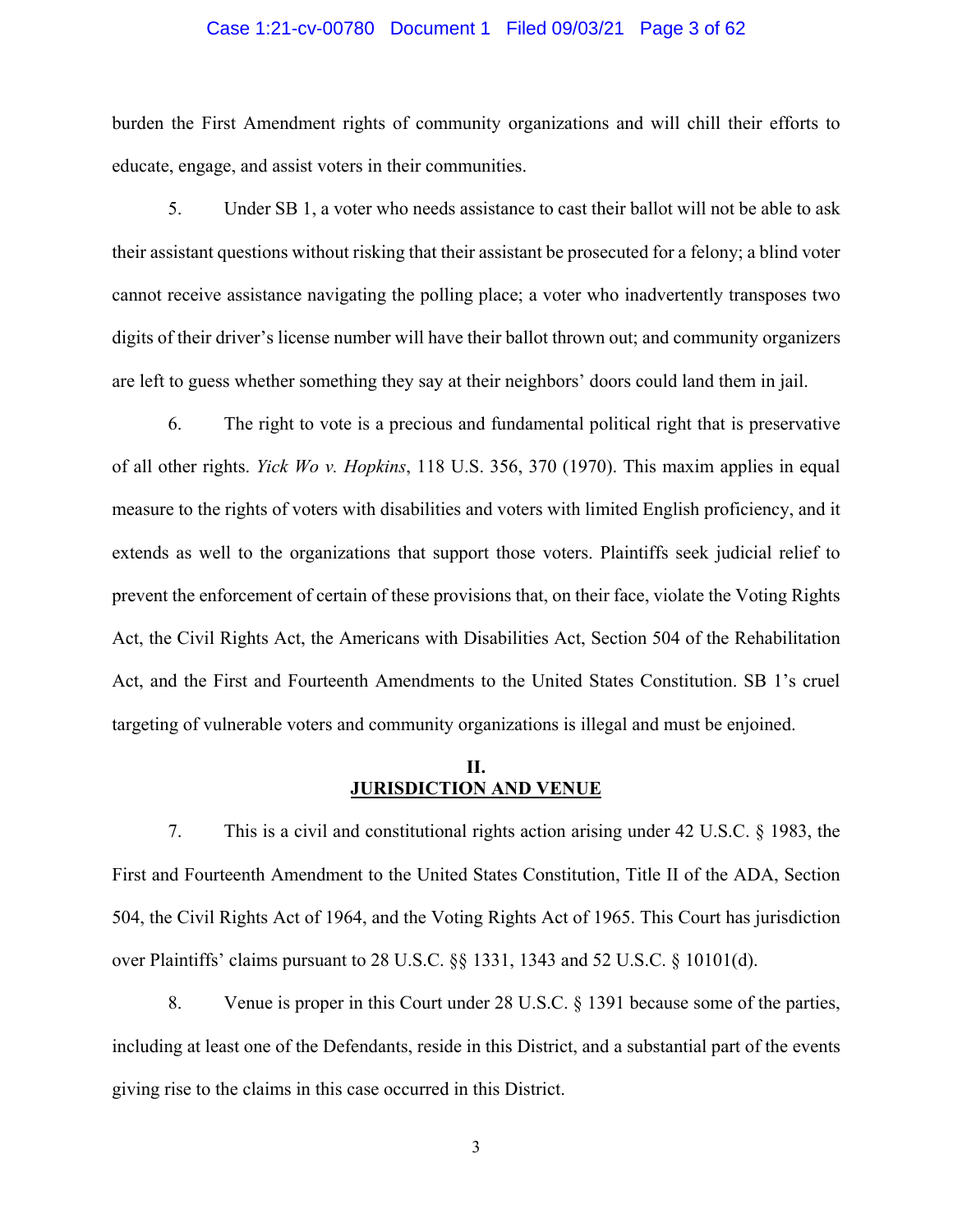burden the First Amendment rights of community organizations and will chill their efforts to educate, engage, and assist voters in their communities.

5. Under SB 1, a voter who needs assistance to cast their ballot will not be able to ask their assistant questions without risking that their assistant be prosecuted for a felony; a blind voter cannot receive assistance navigating the polling place; a voter who inadvertently transposes two digits of their driver's license number will have their ballot thrown out; and community organizers are left to guess whether something they say at their neighbors' doors could land them in jail.

6. The right to vote is a precious and fundamental political right that is preservative of all other rights. *Yick Wo v. Hopkins*, 118 U.S. 356, 370 (1970). This maxim applies in equal measure to the rights of voters with disabilities and voters with limited English proficiency, and it extends as well to the organizations that support those voters. Plaintiffs seek judicial relief to prevent the enforcement of certain of these provisions that, on their face, violate the Voting Rights Act, the Civil Rights Act, the Americans with Disabilities Act, Section 504 of the Rehabilitation Act, and the First and Fourteenth Amendments to the United States Constitution. SB 1's cruel targeting of vulnerable voters and community organizations is illegal and must be enjoined.

## II. JURISDICTION AND VENUE

7. This is a civil and constitutional rights action arising under 42 U.S.C. § 1983, the First and Fourteenth Amendment to the United States Constitution, Title II of the ADA, Section 504, the Civil Rights Act of 1964, and the Voting Rights Act of 1965. This Court has jurisdiction over Plaintiffs' claims pursuant to 28 U.S.C. §§ 1331, 1343 and 52 U.S.C. § 10101(d).

8. Venue is proper in this Court under 28 U.S.C. § 1391 because some of the parties, including at least one of the Defendants, reside in this District, and a substantial part of the events giving rise to the claims in this case occurred in this District.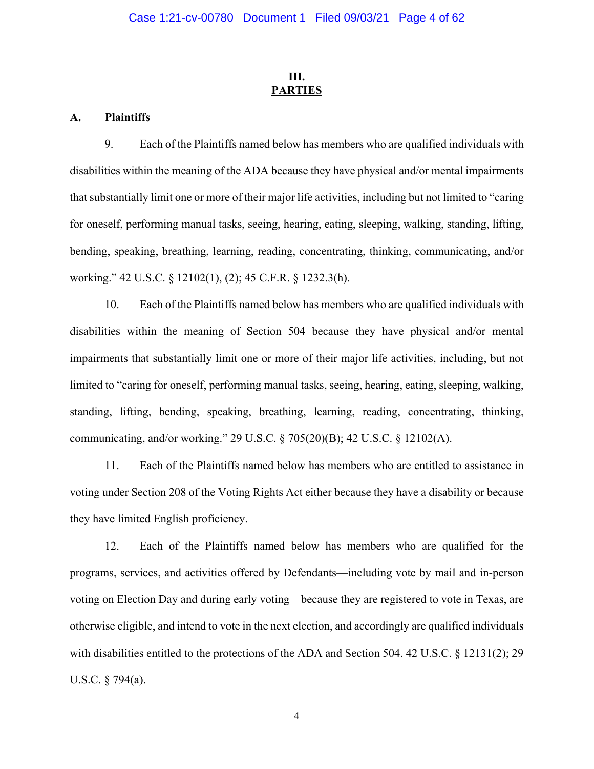## III. PARTIES

### A. Plaintiffs

9. Each of the Plaintiffs named below has members who are qualified individuals with disabilities within the meaning of the ADA because they have physical and/or mental impairments that substantially limit one or more of their major life activities, including but not limited to "caring for oneself, performing manual tasks, seeing, hearing, eating, sleeping, walking, standing, lifting, bending, speaking, breathing, learning, reading, concentrating, thinking, communicating, and/or working." 42 U.S.C. § 12102(1), (2); 45 C.F.R. § 1232.3(h).

10. Each of the Plaintiffs named below has members who are qualified individuals with disabilities within the meaning of Section 504 because they have physical and/or mental impairments that substantially limit one or more of their major life activities, including, but not limited to "caring for oneself, performing manual tasks, seeing, hearing, eating, sleeping, walking, standing, lifting, bending, speaking, breathing, learning, reading, concentrating, thinking, communicating, and/or working." 29 U.S.C. § 705(20)(B); 42 U.S.C. § 12102(A).

11. Each of the Plaintiffs named below has members who are entitled to assistance in voting under Section 208 of the Voting Rights Act either because they have a disability or because they have limited English proficiency.

12. Each of the Plaintiffs named below has members who are qualified for the programs, services, and activities offered by Defendants—including vote by mail and in-person voting on Election Day and during early voting—because they are registered to vote in Texas, are otherwise eligible, and intend to vote in the next election, and accordingly are qualified individuals with disabilities entitled to the protections of the ADA and Section 504. 42 U.S.C. § 12131(2); 29 U.S.C. § 794(a).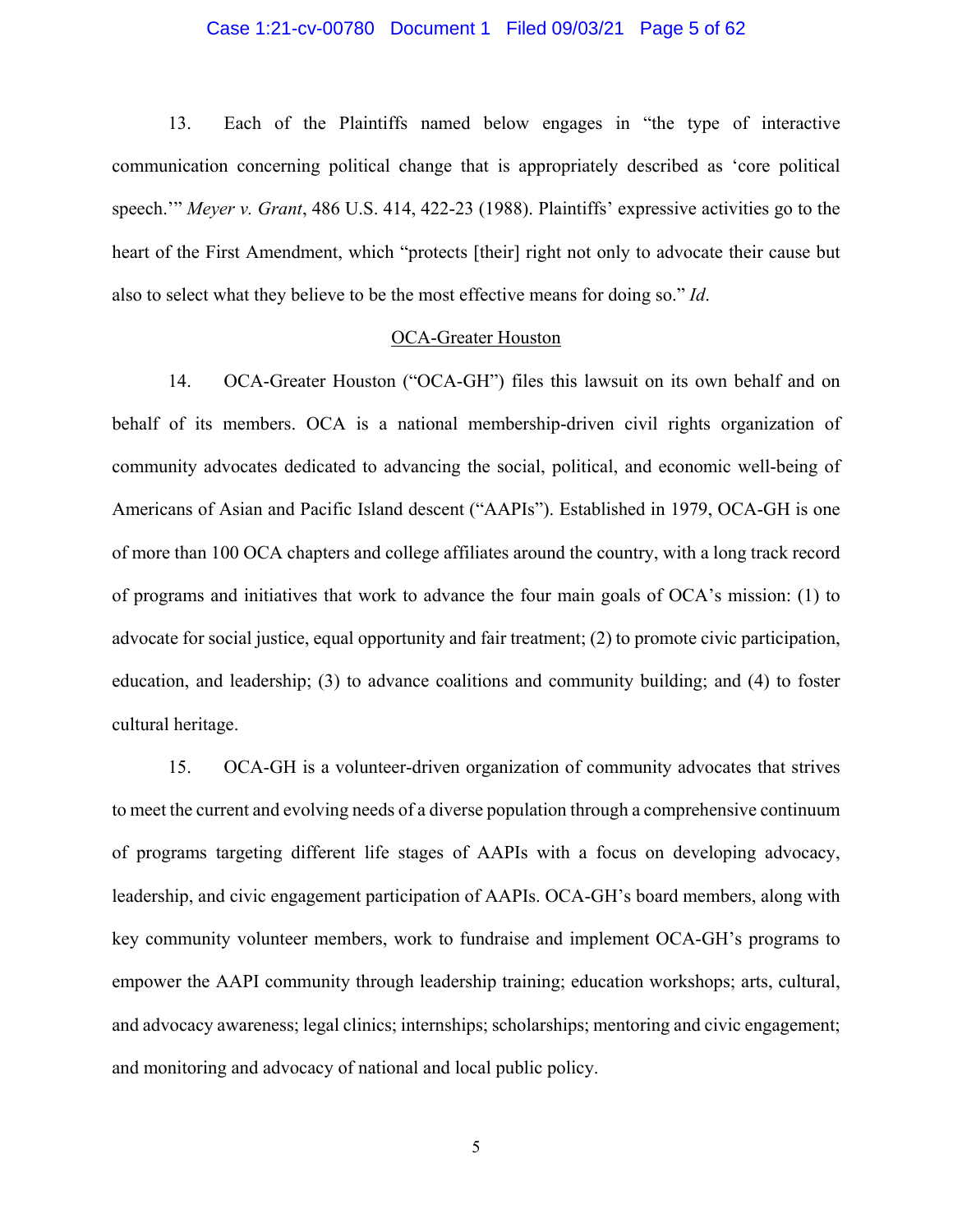13. Each of the Plaintiffs named below engages in "the type of interactive communication concerning political change that is appropriately described as 'core political speech.'" *Meyer v. Grant*, 486 U.S. 414, 422-23 (1988). Plaintiffs' expressive activities go to the heart of the First Amendment, which "protects [their] right not only to advocate their cause but also to select what they believe to be the most effective means for doing so." *Id*.

<u>OCA-Greater Houston</u>

14. OCA-Greater Houston ("OCA-GH") files this lawsuit on its own behalf and on behalf of its members. OCA is a national membership-driven civil rights organization of community advocates dedicated to advancing the social, political, and economic well-being of Americans of Asian and Pacific Island descent ("AAPIs"). Established in 1979, OCA-GH is one of more than 100 OCA chapters and college affiliates around the country, with a long track record of programs and initiatives that work to advance the four main goals of OCA's mission: (1) to advocate for social justice, equal opportunity and fair treatment; (2) to promote civic participation, education, and leadership; (3) to advance coalitions and community building; and (4) to foster cultural heritage.

15. OCA-GH is a volunteer-driven organization of community advocates that strives to meet the current and evolving needs of a diverse population through a comprehensive continuum of programs targeting different life stages of AAPIs with a focus on developing advocacy, leadership, and civic engagement participation of AAPIs. OCA-GH's board members, along with key community volunteer members, work to fundraise and implement OCA-GH's programs to empower the AAPI community through leadership training; education workshops; arts, cultural, and advocacy awareness; legal clinics; internships; scholarships; mentoring and civic engagement; and monitoring and advocacy of national and local public policy.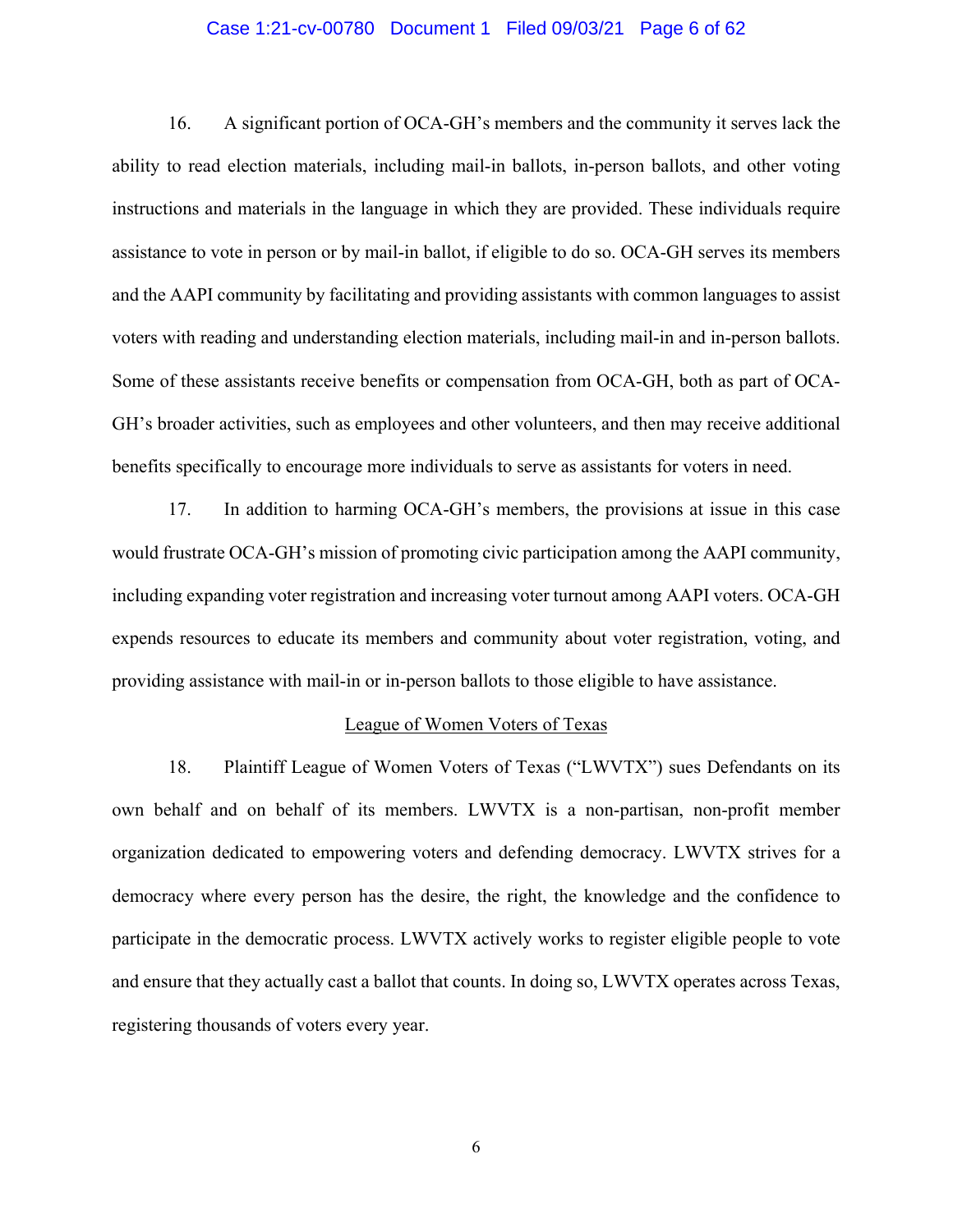16. A significant portion of OCA-GH's members and the community it serves lack the ability to read election materials, including mail-in ballots, in-person ballots, and other voting instructions and materials in the language in which they are provided. These individuals require assistance to vote in person or by mail-in ballot, if eligible to do so. OCA-GH serves its members and the AAPI community by facilitating and providing assistants with common languages to assist voters with reading and understanding election materials, including mail-in and in-person ballots. Some of these assistants receive benefits or compensation from OCA-GH, both as part of OCA-GH's broader activities, such as employees and other volunteers, and then may receive additional benefits specifically to encourage more individuals to serve as assistants for voters in need.

17. In addition to harming OCA-GH's members, the provisions at issue in this case would frustrate OCA-GH's mission of promoting civic participation among the AAPI community, including expanding voter registration and increasing voter turnout among AAPI voters. OCA-GH expends resources to educate its members and community about voter registration, voting, and providing assistance with mail-in or in-person ballots to those eligible to have assistance.

League of Women Voters of Texas

18. Plaintiff League of Women Voters of Texas ("LWVTX") sues Defendants on its own behalf and on behalf of its members. LWVTX is a non-partisan, non-profit member organization dedicated to empowering voters and defending democracy. LWVTX strives for a democracy where every person has the desire, the right, the knowledge and the confidence to participate in the democratic process. LWVTX actively works to register eligible people to vote and ensure that they actually cast a ballot that counts. In doing so, LWVTX operates across Texas, registering thousands of voters every year.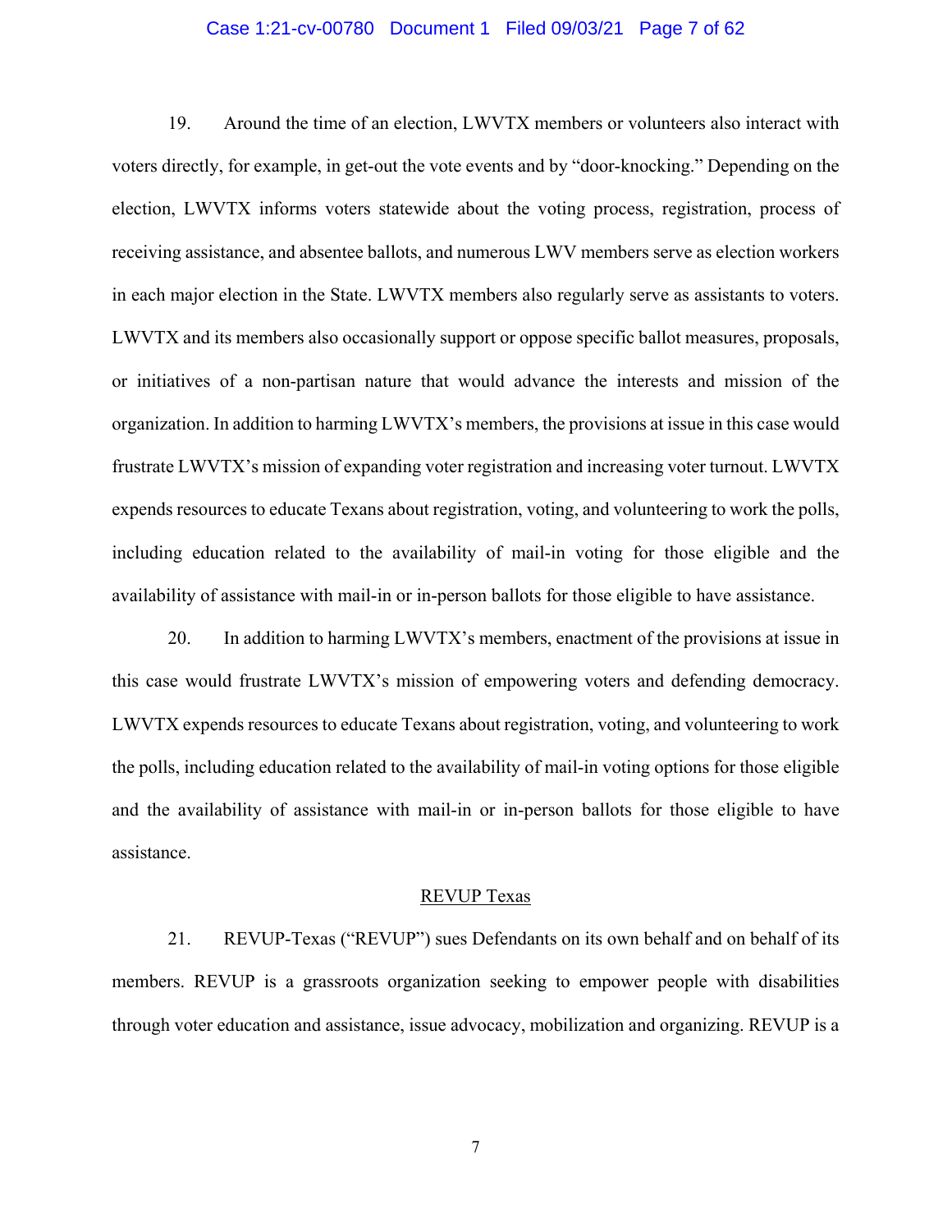19. Around the time of an election, LWVTX members or volunteers also interact with voters directly, for example, in get-out the vote events and by "door-knocking." Depending on the election, LWVTX informs voters statewide about the voting process, registration, process of receiving assistance, and absentee ballots, and numerous LWV members serve as election workers in each major election in the State. LWVTX members also regularly serve as assistants to voters. LWVTX and its members also occasionally support or oppose specific ballot measures, proposals, or initiatives of a non-partisan nature that would advance the interests and mission of the organization. In addition to harming LWVTX's members, the provisions at issue in this case would frustrate LWVTX's mission of expanding voter registration and increasing voter turnout. LWVTX expends resources to educate Texans about registration, voting, and volunteering to work the polls, including education related to the availability of mail-in voting for those eligible and the availability of assistance with mail-in or in-person ballots for those eligible to have assistance.

20. In addition to harming LWVTX's members, enactment of the provisions at issue in this case would frustrate LWVTX's mission of empowering voters and defending democracy. LWVTX expends resources to educate Texans about registration, voting, and volunteering to work the polls, including education related to the availability of mail-in voting options for those eligible and the availability of assistance with mail-in or in-person ballots for those eligible to have assistance.

<u>REVUP Texas</u>

21. REVUP-Texas ("REVUP") sues Defendants on its own behalf and on behalf of its members. REVUP is a grassroots organization seeking to empower people with disabilities through voter education and assistance, issue advocacy, mobilization and organizing. REVUP is a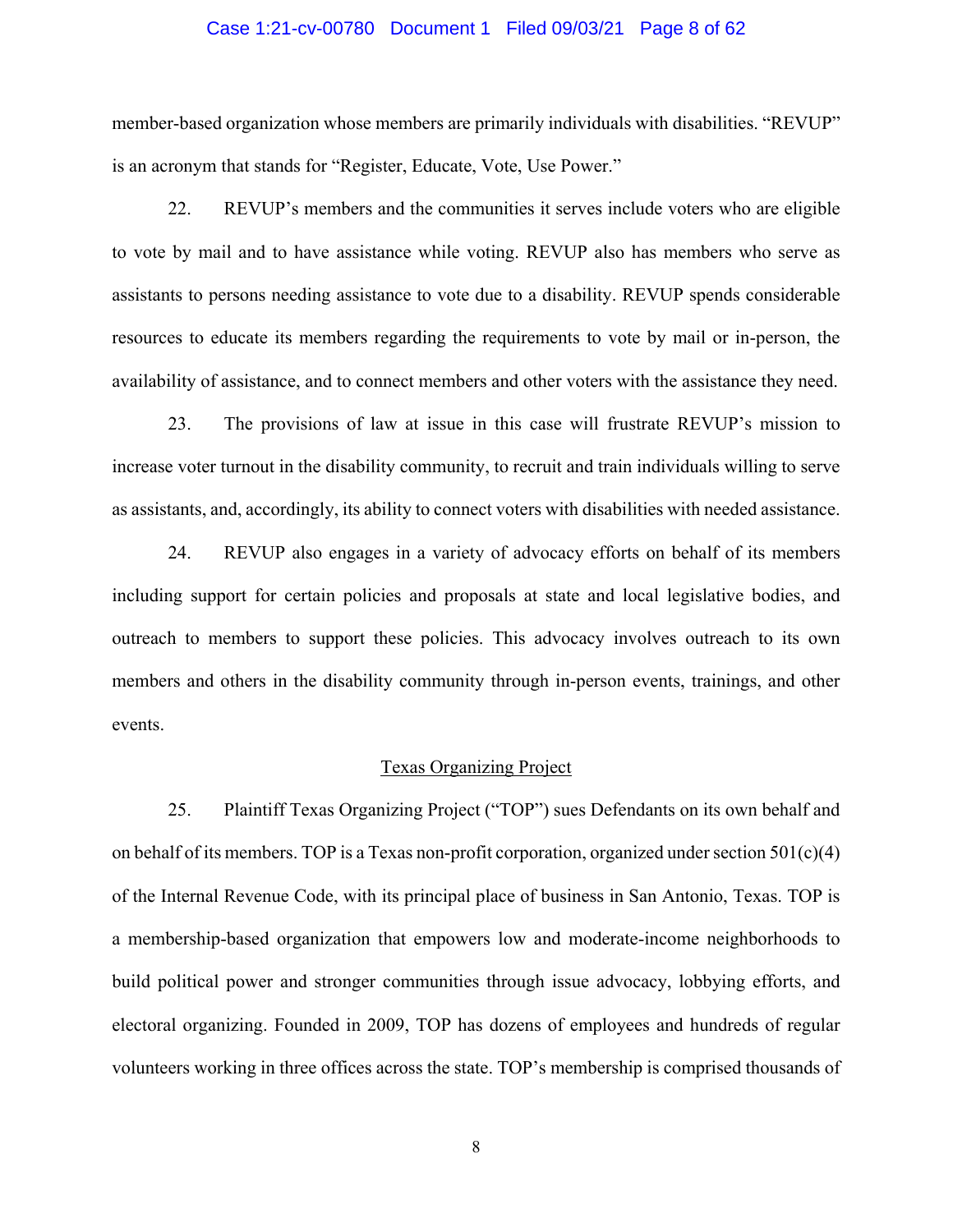member-based organization whose members are primarily individuals with disabilities. "REVUP" is an acronym that stands for "Register, Educate, Vote, Use Power."

22. REVUP's members and the communities it serves include voters who are eligible to vote by mail and to have assistance while voting. REVUP also has members who serve as assistants to persons needing assistance to vote due to a disability. REVUP spends considerable resources to educate its members regarding the requirements to vote by mail or in-person, the availability of assistance, and to connect members and other voters with the assistance they need.

23. The provisions of law at issue in this case will frustrate REVUP's mission to increase voter turnout in the disability community, to recruit and train individuals willing to serve as assistants, and, accordingly, its ability to connect voters with disabilities with needed assistance.

24. REVUP also engages in a variety of advocacy efforts on behalf of its members including support for certain policies and proposals at state and local legislative bodies, and outreach to members to support these policies. This advocacy involves outreach to its own members and others in the disability community through in-person events, trainings, and other events.

### Texas Organizing Project

25. Plaintiff Texas Organizing Project ("TOP") sues Defendants on its own behalf and on behalf of its members. TOP is a Texas non-profit corporation, organized under section 501(c)(4) of the Internal Revenue Code, with its principal place of business in San Antonio, Texas. TOP is a membership-based organization that empowers low and moderate-income neighborhoods to build political power and stronger communities through issue advocacy, lobbying efforts, and electoral organizing. Founded in 2009, TOP has dozens of employees and hundreds of regular volunteers working in three offices across the state. TOP's membership is comprised thousands of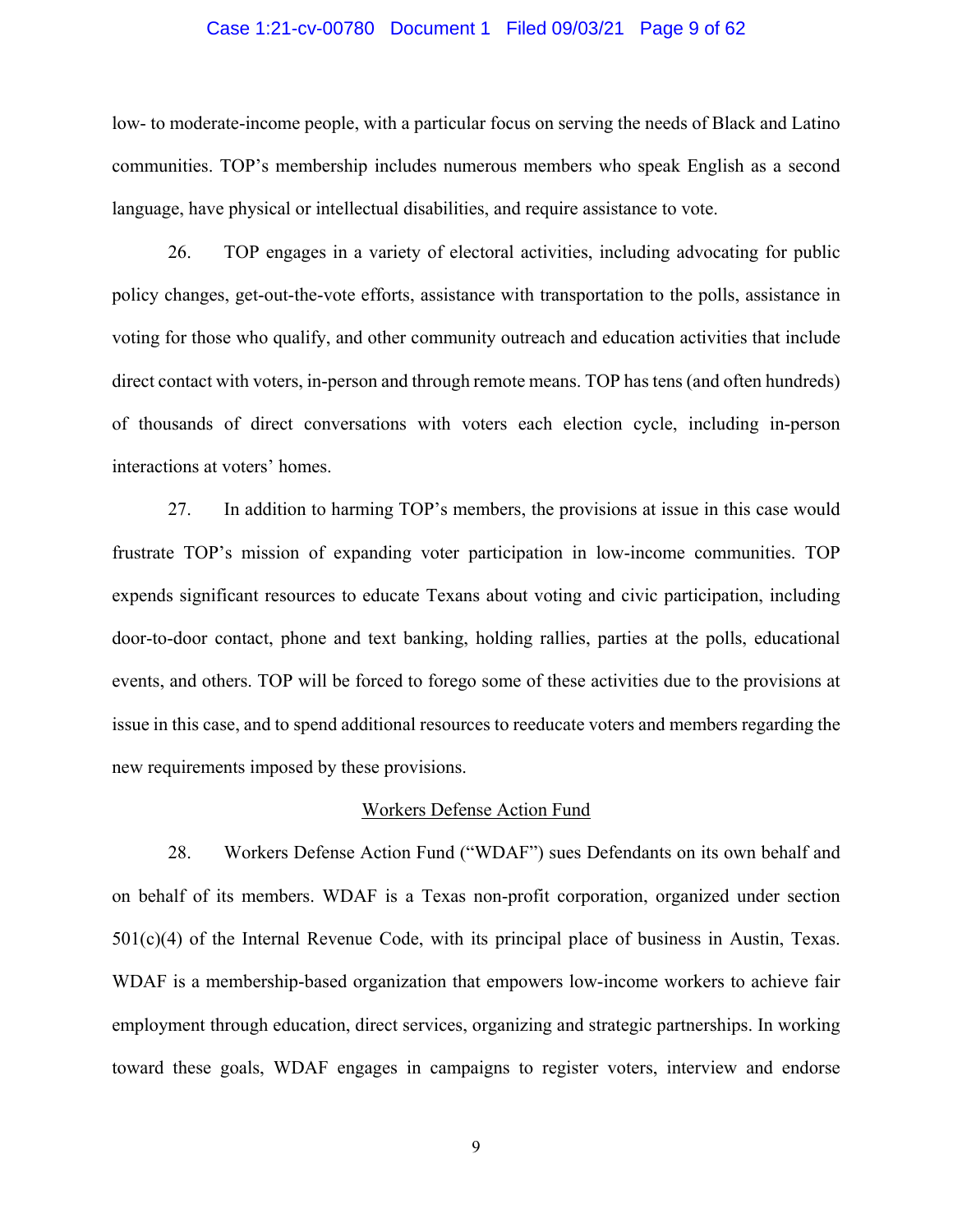low- to moderate-income people, with a particular focus on serving the needs of Black and Latino communities. TOP's membership includes numerous members who speak English as a second language, have physical or intellectual disabilities, and require assistance to vote.

26. TOP engages in a variety of electoral activities, including advocating for public policy changes, get-out-the-vote efforts, assistance with transportation to the polls, assistance in voting for those who qualify, and other community outreach and education activities that include direct contact with voters, in-person and through remote means. TOP has tens (and often hundreds) of thousands of direct conversations with voters each election cycle, including in-person interactions at voters' homes.

27. In addition to harming TOP's members, the provisions at issue in this case would frustrate TOP's mission of expanding voter participation in low-income communities. TOP expends significant resources to educate Texans about voting and civic participation, including door-to-door contact, phone and text banking, holding rallies, parties at the polls, educational events, and others. TOP will be forced to forego some of these activities due to the provisions at issue in this case, and to spend additional resources to reeducate voters and members regarding the new requirements imposed by these provisions.

<u>Workers Defense Action Fund</u>

28. Workers Defense Action Fund ("WDAF") sues Defendants on its own behalf and on behalf of its members. WDAF is a Texas non-profit corporation, organized under section 501(c)(4) of the Internal Revenue Code, with its principal place of business in Austin, Texas. WDAF is a membership-based organization that empowers low-income workers to achieve fair employment through education, direct services, organizing and strategic partnerships. In working toward these goals, WDAF engages in campaigns to register voters, interview and endorse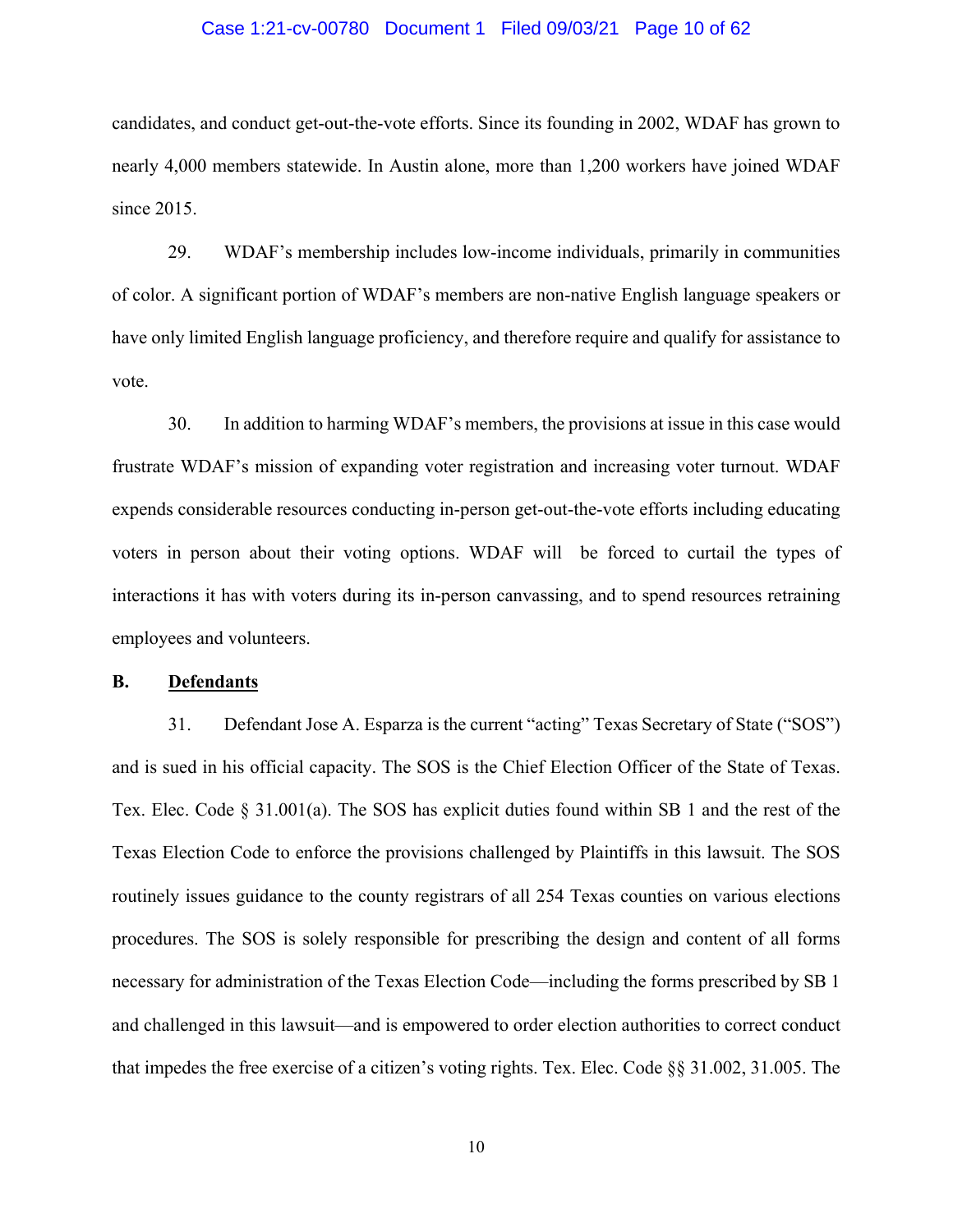candidates, and conduct get-out-the-vote efforts. Since its founding in 2002, WDAF has grown to nearly 4,000 members statewide. In Austin alone, more than 1,200 workers have joined WDAF since 2015.

29. WDAF's membership includes low-income individuals, primarily in communities of color. A significant portion of WDAF's members are non-native English language speakers or have only limited English language proficiency, and therefore require and qualify for assistance to vote.

30. In addition to harming WDAF's members, the provisions at issue in this case would frustrate WDAF's mission of expanding voter registration and increasing voter turnout. WDAF expends considerable resources conducting in-person get-out-the-vote efforts including educating voters in person about their voting options. WDAF will be forced to curtail the types of interactions it has with voters during its in-person canvassing, and to spend resources retraining employees and volunteers.

### B. <u>Defendants</u>

31. Defendant Jose A. Esparza is the current "acting" Texas Secretary of State ("SOS") and is sued in his official capacity. The SOS is the Chief Election Officer of the State of Texas. Tex. Elec. Code § 31.001(a). The SOS has explicit duties found within SB 1 and the rest of the Texas Election Code to enforce the provisions challenged by Plaintiffs in this lawsuit. The SOS routinely issues guidance to the county registrars of all 254 Texas counties on various elections procedures. The SOS is solely responsible for prescribing the design and content of all forms necessary for administration of the Texas Election Code—including the forms prescribed by SB 1 and challenged in this lawsuit—and is empowered to order election authorities to correct conduct that impedes the free exercise of a citizen's voting rights. Tex. Elec. Code §§ 31.002, 31.005. The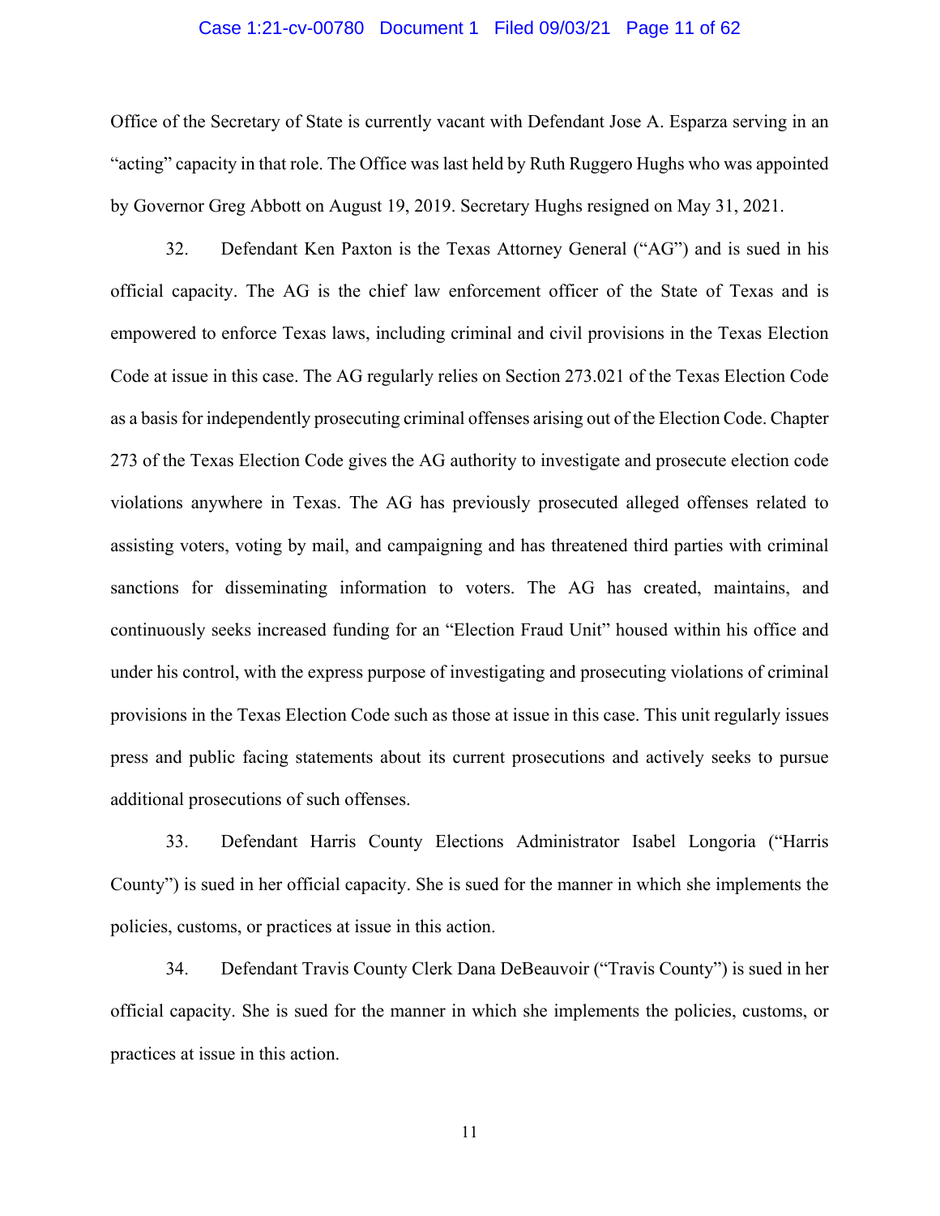Office of the Secretary of State is currently vacant with Defendant Jose A. Esparza serving in an "acting" capacity in that role. The Office was last held by Ruth Ruggero Hughs who was appointed by Governor Greg Abbott on August 19, 2019. Secretary Hughs resigned on May 31, 2021.

32. Defendant Ken Paxton is the Texas Attorney General ("AG") and is sued in his official capacity. The AG is the chief law enforcement officer of the State of Texas and is empowered to enforce Texas laws, including criminal and civil provisions in the Texas Election Code at issue in this case. The AG regularly relies on Section 273.021 of the Texas Election Code as a basis for independently prosecuting criminal offenses arising out of the Election Code. Chapter 273 of the Texas Election Code gives the AG authority to investigate and prosecute election code violations anywhere in Texas. The AG has previously prosecuted alleged offenses related to assisting voters, voting by mail, and campaigning and has threatened third parties with criminal sanctions for disseminating information to voters. The AG has created, maintains, and continuously seeks increased funding for an "Election Fraud Unit" housed within his office and under his control, with the express purpose of investigating and prosecuting violations of criminal provisions in the Texas Election Code such as those at issue in this case. This unit regularly issues press and public facing statements about its current prosecutions and actively seeks to pursue additional prosecutions of such offenses.

33. Defendant Harris County Elections Administrator Isabel Longoria ("Harris County") is sued in her official capacity. She is sued for the manner in which she implements the policies, customs, or practices at issue in this action.

34. Defendant Travis County Clerk Dana DeBeauvoir ("Travis County") is sued in her official capacity. She is sued for the manner in which she implements the policies, customs, or practices at issue in this action.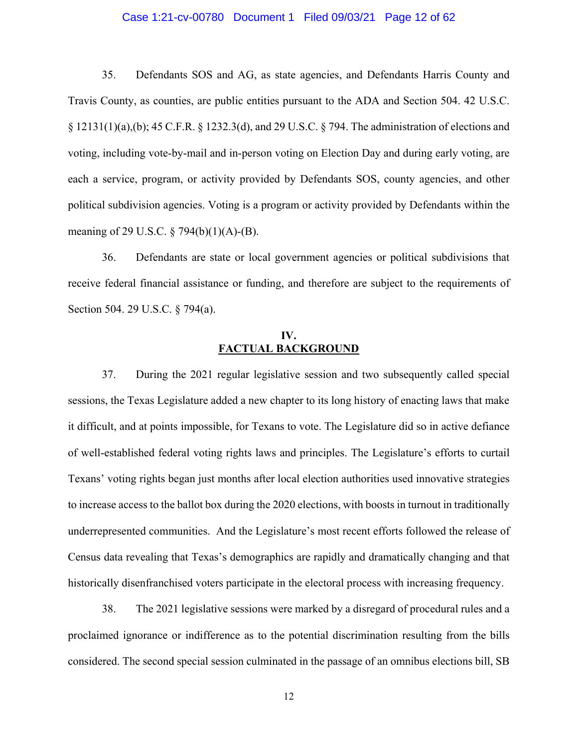35. Defendants SOS and AG, as state agencies, and Defendants Harris County and Travis County, as counties, are public entities pursuant to the ADA and Section 504. 42 U.S.C. § 12131(1)(a),(b); 45 C.F.R. § 1232.3(d), and 29 U.S.C. § 794. The administration of elections and voting, including vote-by-mail and in-person voting on Election Day and during early voting, are each a service, program, or activity provided by Defendants SOS, county agencies, and other political subdivision agencies. Voting is a program or activity provided by Defendants within the meaning of 29 U.S.C. § 794(b)(1)(A)-(B).

36. Defendants are state or local government agencies or political subdivisions that receive federal financial assistance or funding, and therefore are subject to the requirements of Section 504. 29 U.S.C. § 794(a).

## IV. FACTUAL BACKGROUND

37. During the 2021 regular legislative session and two subsequently called special sessions, the Texas Legislature added a new chapter to its long history of enacting laws that make it difficult, and at points impossible, for Texans to vote. The Legislature did so in active defiance of well-established federal voting rights laws and principles. The Legislature's efforts to curtail Texans' voting rights began just months after local election authorities used innovative strategies to increase access to the ballot box during the 2020 elections, with boosts in turnout in traditionally underrepresented communities. And the Legislature's most recent efforts followed the release of Census data revealing that Texas's demographics are rapidly and dramatically changing and that historically disenfranchised voters participate in the electoral process with increasing frequency.

38. The 2021 legislative sessions were marked by a disregard of procedural rules and a proclaimed ignorance or indifference as to the potential discrimination resulting from the bills considered. The second special session culminated in the passage of an omnibus elections bill, SB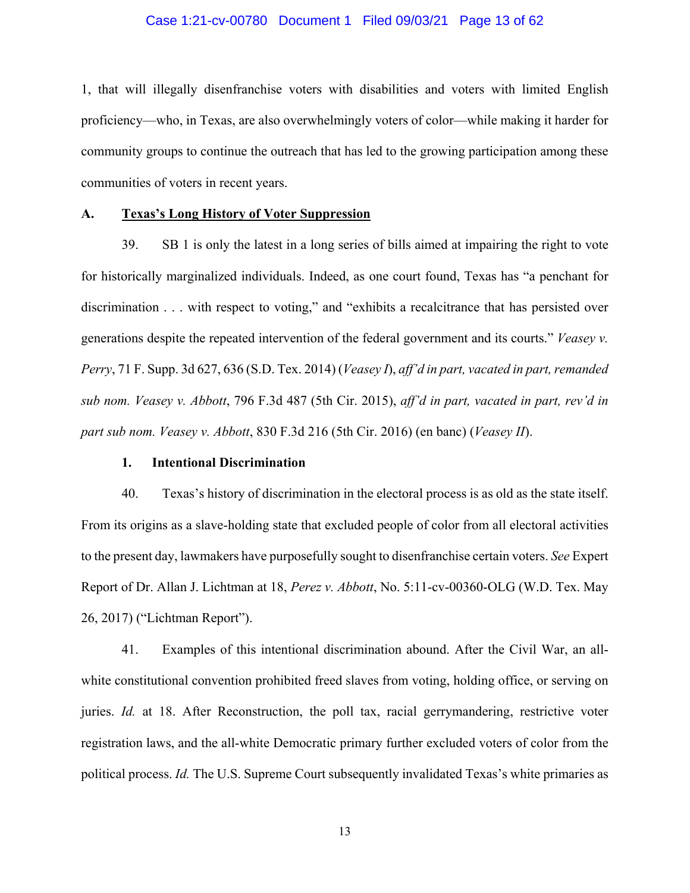1, that will illegally disenfranchise voters with disabilities and voters with limited English proficiency—who, in Texas, are also overwhelmingly voters of color—while making it harder for community groups to continue the outreach that has led to the growing participation among these communities of voters in recent years.

### A. Texas's Long History of Voter Suppression

39. SB 1 is only the latest in a long series of bills aimed at impairing the right to vote for historically marginalized individuals. Indeed, as one court found, Texas has "a penchant for discrimination . . . with respect to voting," and "exhibits a recalcitrance that has persisted over generations despite the repeated intervention of the federal government and its courts." *Veasey v. Perry*, 71 F. Supp. 3d 627, 636 (S.D. Tex. 2014) (*Veasey I*), *aff'd in part, vacated in part, remanded sub nom. Veasey v. Abbott*, 796 F.3d 487 (5th Cir. 2015), *aff'd in part, vacated in part, rev'd in part sub nom. Veasey v. Abbott*, 830 F.3d 216 (5th Cir. 2016) (en banc) (*Veasey II*).

#### 1. Intentional Discrimination

40. Texas's history of discrimination in the electoral process is as old as the state itself. From its origins as a slave-holding state that excluded people of color from all electoral activities to the present day, lawmakers have purposefully sought to disenfranchise certain voters. *See* Expert Report of Dr. Allan J. Lichtman at 18, *Perez v. Abbott*, No. 5:11-cv-00360-OLG (W.D. Tex. May 26, 2017) ("Lichtman Report").

41. Examples of this intentional discrimination abound. After the Civil War, an all-white constitutional convention prohibited freed slaves from voting, holding office, or serving on juries. *Id.* at 18. After Reconstruction, the poll tax, racial gerrymandering, restrictive voter registration laws, and the all-white Democratic primary further excluded voters of color from the political process. *Id.* The U.S. Supreme Court subsequently invalidated Texas's white primaries as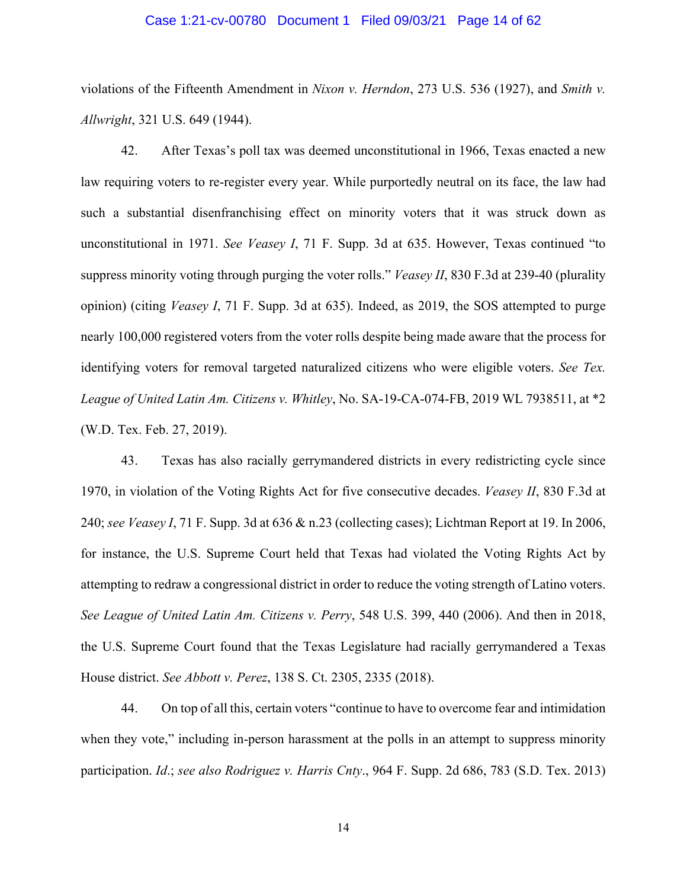violations of the Fifteenth Amendment in *Nixon v. Herndon*, 273 U.S. 536 (1927), and *Smith v. Allwright*, 321 U.S. 649 (1944).

42. After Texas's poll tax was deemed unconstitutional in 1966, Texas enacted a new law requiring voters to re-register every year. While purportedly neutral on its face, the law had such a substantial disenfranchising effect on minority voters that it was struck down as unconstitutional in 1971. *See Veasey I*, 71 F. Supp. 3d at 635. However, Texas continued "to suppress minority voting through purging the voter rolls." *Veasey II*, 830 F.3d at 239-40 (plurality opinion) (citing *Veasey I*, 71 F. Supp. 3d at 635). Indeed, as 2019, the SOS attempted to purge nearly 100,000 registered voters from the voter rolls despite being made aware that the process for identifying voters for removal targeted naturalized citizens who were eligible voters. *See Tex. League of United Latin Am. Citizens v. Whitley*, No. SA-19-CA-074-FB, 2019 WL 7938511, at *2 (W.D. Tex. Feb. 27, 2019).

43. Texas has also racially gerrymandered districts in every redistricting cycle since 1970, in violation of the Voting Rights Act for five consecutive decades. *Veasey II*, 830 F.3d at 240; *see Veasey I*, 71 F. Supp. 3d at 636 & n.23 (collecting cases); Lichtman Report at 19. In 2006, for instance, the U.S. Supreme Court held that Texas had violated the Voting Rights Act by attempting to redraw a congressional district in order to reduce the voting strength of Latino voters. *See League of United Latin Am. Citizens v. Perry*, 548 U.S. 399, 440 (2006). And then in 2018, the U.S. Supreme Court found that the Texas Legislature had racially gerrymandered a Texas House district. *See Abbott v. Perez*, 138 S. Ct. 2305, 2335 (2018).

44. On top of all this, certain voters "continue to have to overcome fear and intimidation when they vote," including in-person harassment at the polls in an attempt to suppress minority participation. *Id.*; *see also Rodriguez v. Harris Cnty.*, 964 F. Supp. 2d 686, 783 (S.D. Tex. 2013)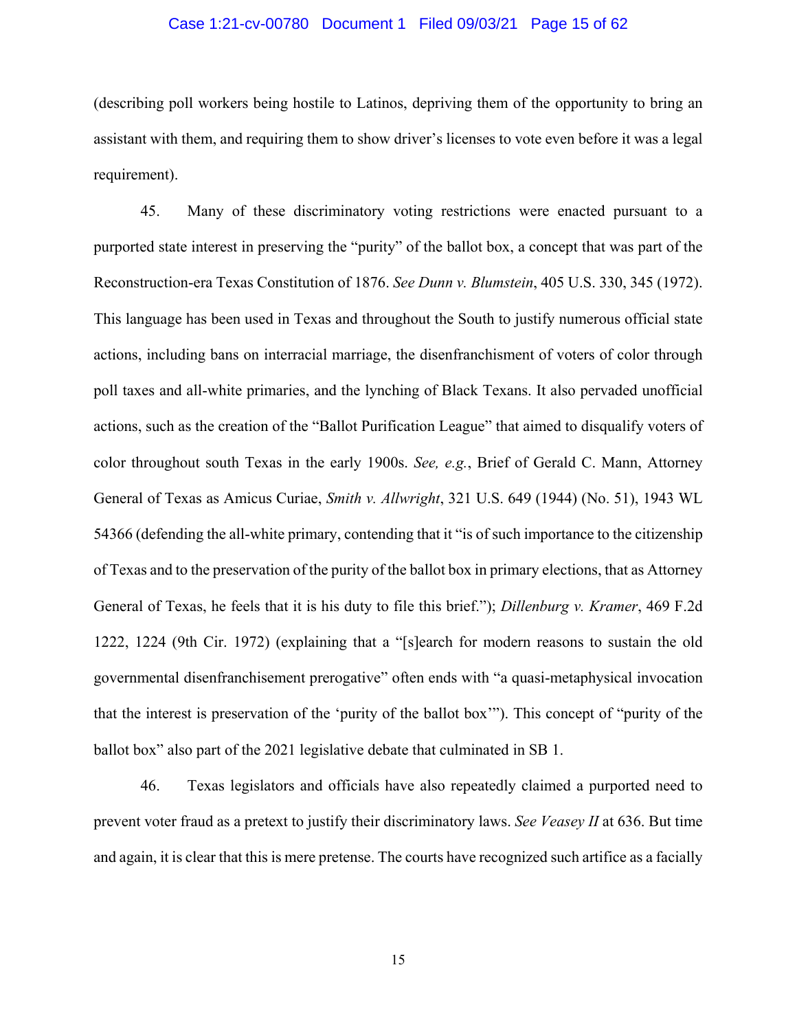(describing poll workers being hostile to Latinos, depriving them of the opportunity to bring an assistant with them, and requiring them to show driver's licenses to vote even before it was a legal requirement).

45. Many of these discriminatory voting restrictions were enacted pursuant to a purported state interest in preserving the "purity" of the ballot box, a concept that was part of the Reconstruction-era Texas Constitution of 1876. *See Dunn v. Blumstein*, 405 U.S. 330, 345 (1972). This language has been used in Texas and throughout the South to justify numerous official state actions, including bans on interracial marriage, the disenfranchisment of voters of color through poll taxes and all-white primaries, and the lynching of Black Texans. It also pervaded unofficial actions, such as the creation of the "Ballot Purification League" that aimed to disqualify voters of color throughout south Texas in the early 1900s. *See, e.g.*, Brief of Gerald C. Mann, Attorney General of Texas as Amicus Curiae, *Smith v. Allwright*, 321 U.S. 649 (1944) (No. 51), 1943 WL 54366 (defending the all-white primary, contending that it "is of such importance to the citizenship of Texas and to the preservation of the purity of the ballot box in primary elections, that as Attorney General of Texas, he feels that it is his duty to file this brief."); *Dillenburg v. Kramer*, 469 F.2d 1222, 1224 (9th Cir. 1972) (explaining that a "[s]earch for modern reasons to sustain the old governmental disenfranchisement prerogative" often ends with "a quasi-metaphysical invocation that the interest is preservation of the 'purity of the ballot box'"). This concept of "purity of the ballot box" also part of the 2021 legislative debate that culminated in SB 1.

46. Texas legislators and officials have also repeatedly claimed a purported need to prevent voter fraud as a pretext to justify their discriminatory laws. *See Veasey II* at 636. But time and again, it is clear that this is mere pretense. The courts have recognized such artifice as a facially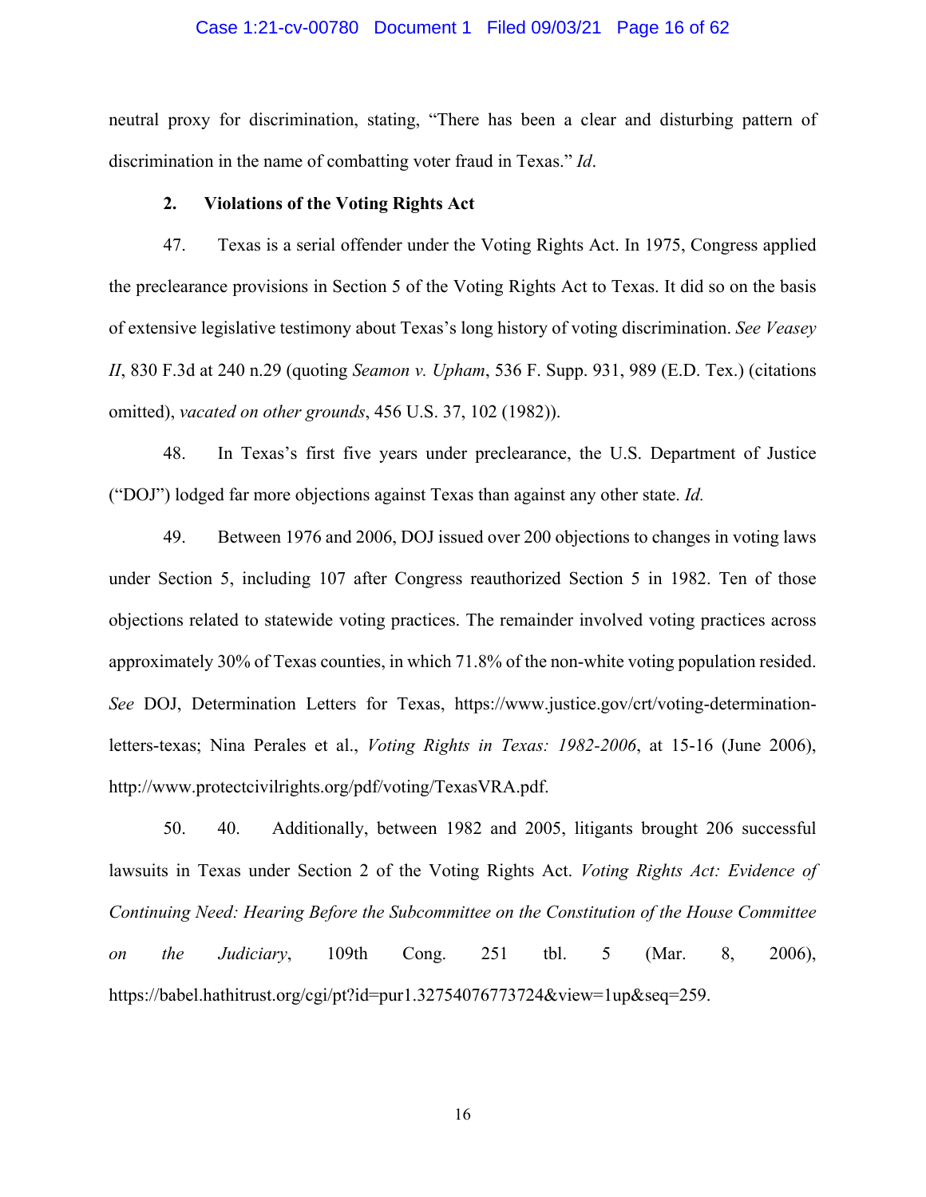neutral proxy for discrimination, stating, "There has been a clear and disturbing pattern of discrimination in the name of combatting voter fraud in Texas." *Id*.

### 2. Violations of the Voting Rights Act

47. Texas is a serial offender under the Voting Rights Act. In 1975, Congress applied the preclearance provisions in Section 5 of the Voting Rights Act to Texas. It did so on the basis of extensive legislative testimony about Texas's long history of voting discrimination. *See Veasey II*, 830 F.3d at 240 n.29 (quoting *Seamon v. Upham*, 536 F. Supp. 931, 989 (E.D. Tex.) (citations omitted), *vacated on other grounds*, 456 U.S. 37, 102 (1982)).

48. In Texas's first five years under preclearance, the U.S. Department of Justice ("DOJ") lodged far more objections against Texas than against any other state. *Id.*

49. Between 1976 and 2006, DOJ issued over 200 objections to changes in voting laws under Section 5, including 107 after Congress reauthorized Section 5 in 1982. Ten of those objections related to statewide voting practices. The remainder involved voting practices across approximately 30% of Texas counties, in which 71.8% of the non-white voting population resided. *See* DOJ, Determination Letters for Texas, https://www.justice.gov/crt/voting-determination-letters-texas; Nina Perales et al., *Voting Rights in Texas: 1982-2006*, at 15-16 (June 2006), http://www.protectcivilrights.org/pdf/voting/TexasVRA.pdf.

50. 40. Additionally, between 1982 and 2005, litigants brought 206 successful lawsuits in Texas under Section 2 of the Voting Rights Act. *Voting Rights Act: Evidence of Continuing Need: Hearing Before the Subcommittee on the Constitution of the House Committee on the Judiciary*, 109th Cong. 251 tbl. 5 (Mar. 8, 2006), https://babel.hathitrust.org/cgi/pt?id=pur1.32754076773724&view=1up&seq=259.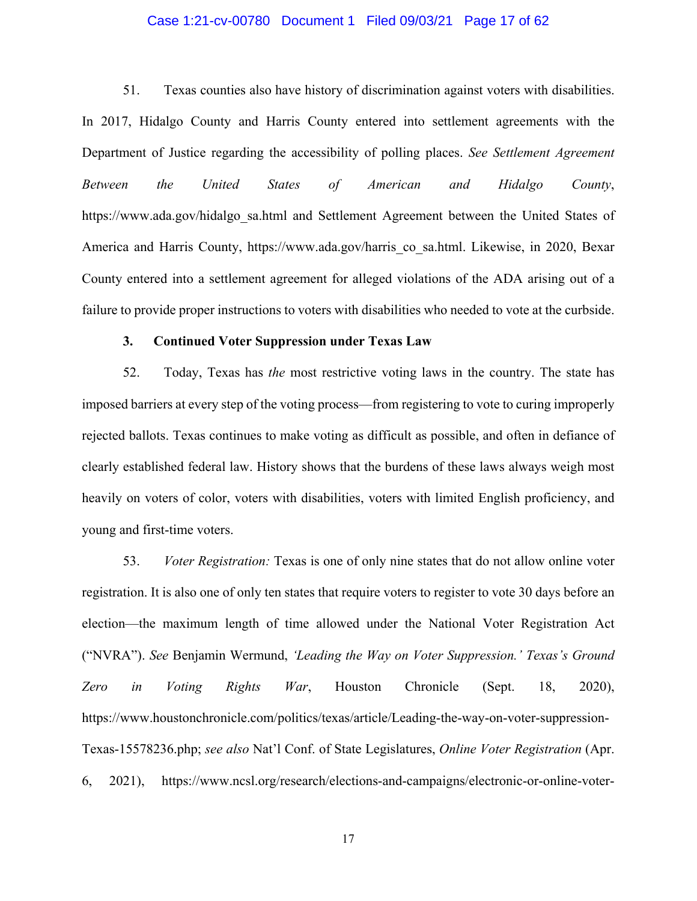51. Texas counties also have history of discrimination against voters with disabilities. In 2017, Hidalgo County and Harris County entered into settlement agreements with the Department of Justice regarding the accessibility of polling places. *See Settlement Agreement Between the United States of American and Hidalgo County*, https://www.ada.gov/hidalgo_sa.html and Settlement Agreement between the United States of America and Harris County, https://www.ada.gov/harris_co_sa.html. Likewise, in 2020, Bexar County entered into a settlement agreement for alleged violations of the ADA arising out of a failure to provide proper instructions to voters with disabilities who needed to vote at the curbside.

### 3. Continued Voter Suppression under Texas Law

52. Today, Texas has *the* most restrictive voting laws in the country. The state has imposed barriers at every step of the voting process—from registering to vote to curing improperly rejected ballots. Texas continues to make voting as difficult as possible, and often in defiance of clearly established federal law. History shows that the burdens of these laws always weigh most heavily on voters of color, voters with disabilities, voters with limited English proficiency, and young and first-time voters.

53. *Voter Registration:* Texas is one of only nine states that do not allow online voter registration. It is also one of only ten states that require voters to register to vote 30 days before an election—the maximum length of time allowed under the National Voter Registration Act ("NVRA"). *See* Benjamin Wermund, *'Leading the Way on Voter Suppression.' Texas's Ground Zero in Voting Rights War*, Houston Chronicle (Sept. 18, 2020), https://www.houstonchronicle.com/politics/texas/article/Leading-the-way-on-voter-suppression-Texas-15578236.php; *see also* Nat'l Conf. of State Legislatures, *Online Voter Registration* (Apr. 6, 2021), https://www.ncsl.org/research/elections-and-campaigns/electronic-or-online-voter-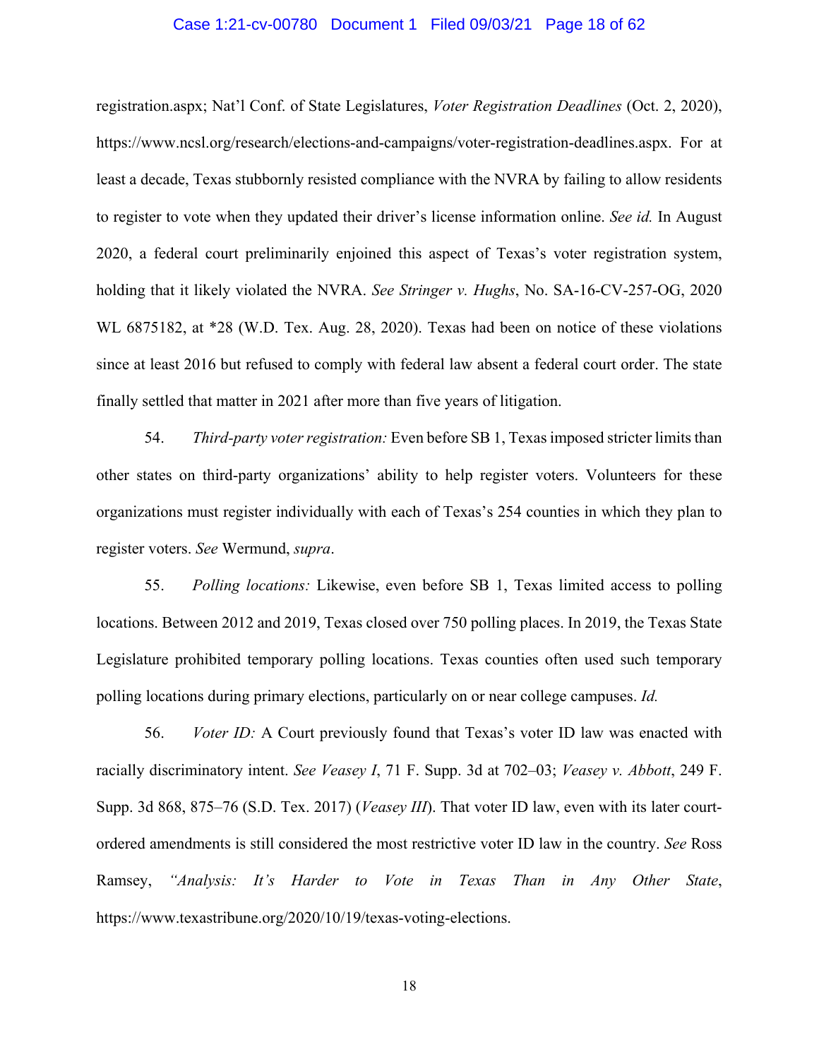registration.aspx; Nat'l Conf. of State Legislatures, *Voter Registration Deadlines* (Oct. 2, 2020), https://www.ncsl.org/research/elections-and-campaigns/voter-registration-deadlines.aspx. For at least a decade, Texas stubbornly resisted compliance with the NVRA by failing to allow residents to register to vote when they updated their driver's license information online. *See id.* In August 2020, a federal court preliminarily enjoined this aspect of Texas's voter registration system, holding that it likely violated the NVRA. *See Stringer v. Hughs*, No. SA-16-CV-257-OG, 2020 WL 6875182, at *28 (W.D. Tex. Aug. 28, 2020). Texas had been on notice of these violations since at least 2016 but refused to comply with federal law absent a federal court order. The state finally settled that matter in 2021 after more than five years of litigation.

54. *Third-party voter registration:* Even before SB 1, Texas imposed stricter limits than other states on third-party organizations' ability to help register voters. Volunteers for these organizations must register individually with each of Texas's 254 counties in which they plan to register voters. *See* Wermund, *supra*.

55. *Polling locations:* Likewise, even before SB 1, Texas limited access to polling locations. Between 2012 and 2019, Texas closed over 750 polling places. In 2019, the Texas State Legislature prohibited temporary polling locations. Texas counties often used such temporary polling locations during primary elections, particularly on or near college campuses. *Id.*

56. *Voter ID:* A Court previously found that Texas's voter ID law was enacted with racially discriminatory intent. *See Veasey I*, 71 F. Supp. 3d at 702–03; *Veasey v. Abbott*, 249 F. Supp. 3d 868, 875–76 (S.D. Tex. 2017) (*Veasey III*). That voter ID law, even with its later court-ordered amendments is still considered the most restrictive voter ID law in the country. *See* Ross Ramsey, *"Analysis: It's Harder to Vote in Texas Than in Any Other State*, https://www.texastribune.org/2020/10/19/texas-voting-elections.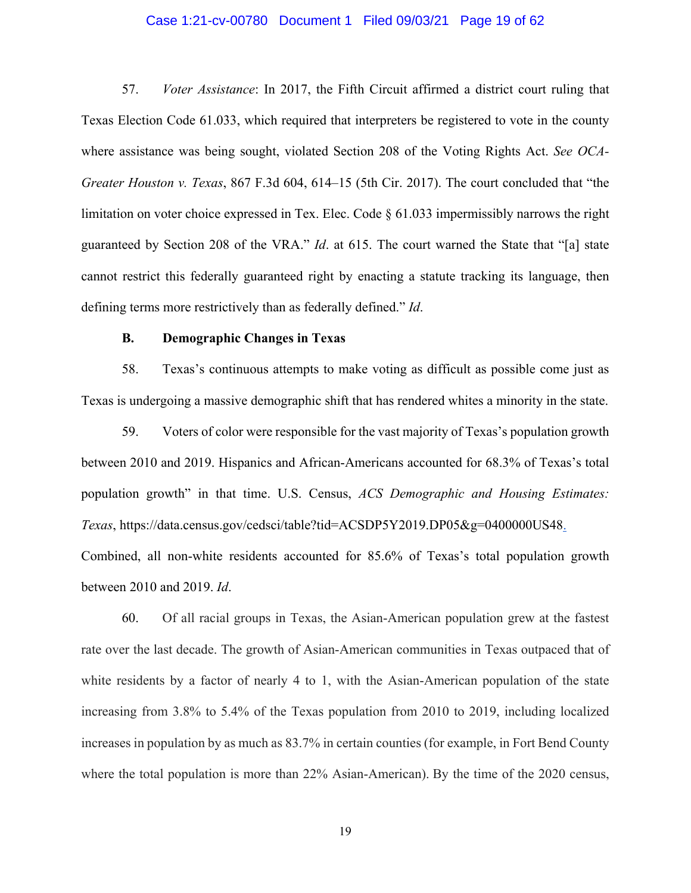57. *Voter Assistance*: In 2017, the Fifth Circuit affirmed a district court ruling that Texas Election Code 61.033, which required that interpreters be registered to vote in the county where assistance was being sought, violated Section 208 of the Voting Rights Act. *See OCA-Greater Houston v. Texas*, 867 F.3d 604, 614–15 (5th Cir. 2017). The court concluded that "the limitation on voter choice expressed in Tex. Elec. Code § 61.033 impermissibly narrows the right guaranteed by Section 208 of the VRA." *Id*. at 615. The court warned the State that "[a] state cannot restrict this federally guaranteed right by enacting a statute tracking its language, then defining terms more restrictively than as federally defined." *Id*.

## B. Demographic Changes in Texas

58. Texas's continuous attempts to make voting as difficult as possible come just as Texas is undergoing a massive demographic shift that has rendered whites a minority in the state.

59. Voters of color were responsible for the vast majority of Texas's population growth between 2010 and 2019. Hispanics and African-Americans accounted for 68.3% of Texas's total population growth" in that time. U.S. Census, *ACS Demographic and Housing Estimates: Texas*, https://data.census.gov/cedsci/table?tid=ACSDP5Y2019.DP05&g=0400000US48. Combined, all non-white residents accounted for 85.6% of Texas's total population growth between 2010 and 2019. *Id*.

60. Of all racial groups in Texas, the Asian-American population grew at the fastest rate over the last decade. The growth of Asian-American communities in Texas outpaced that of white residents by a factor of nearly 4 to 1, with the Asian-American population of the state increasing from 3.8% to 5.4% of the Texas population from 2010 to 2019, including localized increases in population by as much as 83.7% in certain counties (for example, in Fort Bend County where the total population is more than 22% Asian-American). By the time of the 2020 census,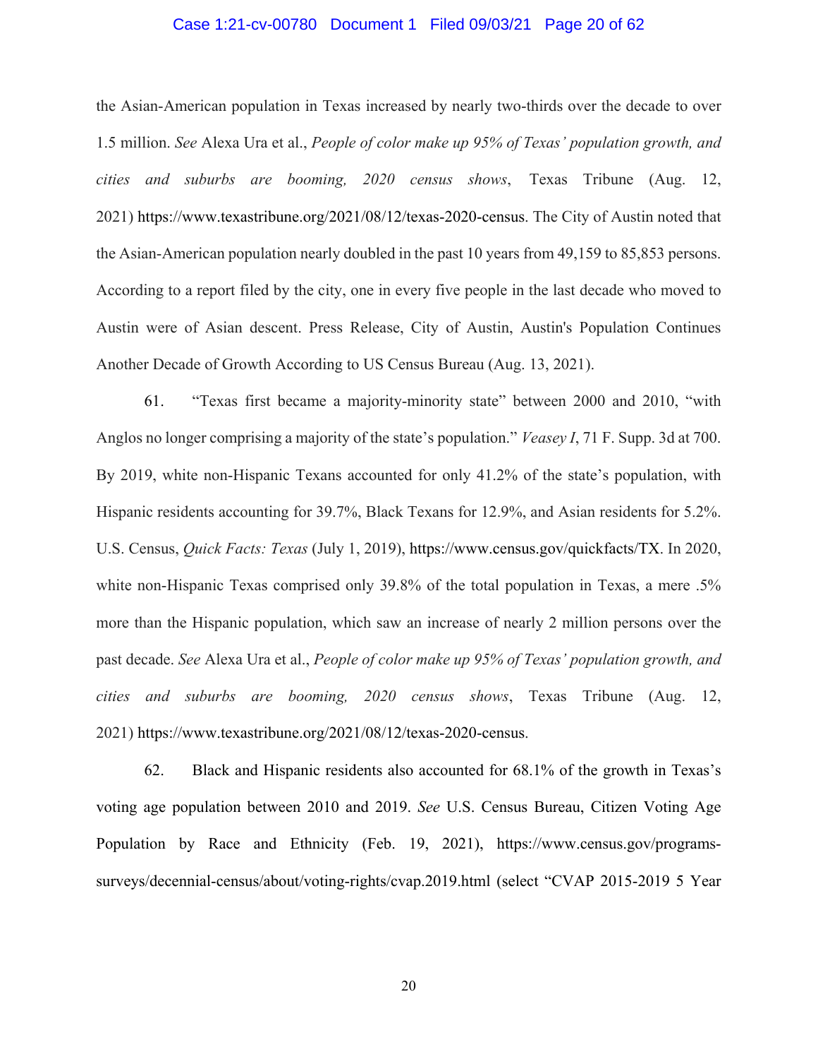the Asian-American population in Texas increased by nearly two-thirds over the decade to over 1.5 million. *See* Alexa Ura et al., *People of color make up 95% of Texas' population growth, and cities and suburbs are booming, 2020 census shows*, Texas Tribune (Aug. 12, 2021) https://www.texastribune.org/2021/08/12/texas-2020-census. The City of Austin noted that the Asian-American population nearly doubled in the past 10 years from 49,159 to 85,853 persons. According to a report filed by the city, one in every five people in the last decade who moved to Austin were of Asian descent. Press Release, City of Austin, Austin's Population Continues Another Decade of Growth According to US Census Bureau (Aug. 13, 2021).

61. "Texas first became a majority-minority state" between 2000 and 2010, "with Anglos no longer comprising a majority of the state's population." *Veasey I*, 71 F. Supp. 3d at 700. By 2019, white non-Hispanic Texans accounted for only 41.2% of the state's population, with Hispanic residents accounting for 39.7%, Black Texans for 12.9%, and Asian residents for 5.2%. U.S. Census, *Quick Facts: Texas* (July 1, 2019), https://www.census.gov/quickfacts/TX. In 2020, white non-Hispanic Texas comprised only 39.8% of the total population in Texas, a mere .5% more than the Hispanic population, which saw an increase of nearly 2 million persons over the past decade. *See* Alexa Ura et al., *People of color make up 95% of Texas' population growth, and cities and suburbs are booming, 2020 census shows*, Texas Tribune (Aug. 12, 2021) https://www.texastribune.org/2021/08/12/texas-2020-census.

62. Black and Hispanic residents also accounted for 68.1% of the growth in Texas's voting age population between 2010 and 2019. *See* U.S. Census Bureau, Citizen Voting Age Population by Race and Ethnicity (Feb. 19, 2021), https://www.census.gov/programs-surveys/decennial-census/about/voting-rights/cvap.2019.html (select "CVAP 2015-2019 5 Year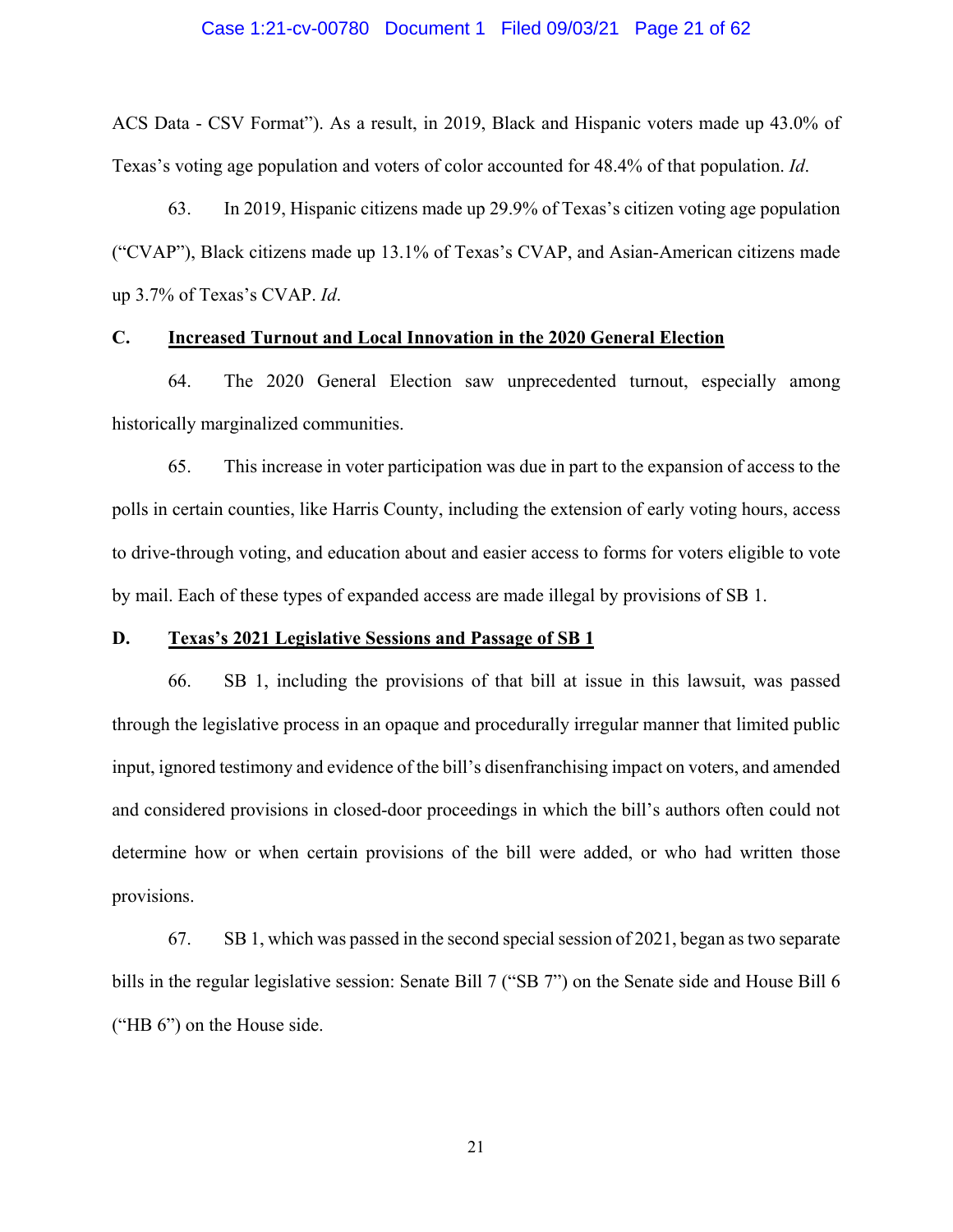ACS Data - CSV Format"). As a result, in 2019, Black and Hispanic voters made up 43.0% of Texas's voting age population and voters of color accounted for 48.4% of that population. *Id*.

63. In 2019, Hispanic citizens made up 29.9% of Texas's citizen voting age population ("CVAP"), Black citizens made up 13.1% of Texas's CVAP, and Asian-American citizens made up 3.7% of Texas's CVAP. *Id*.

### C. Increased Turnout and Local Innovation in the 2020 General Election

64. The 2020 General Election saw unprecedented turnout, especially among historically marginalized communities.

65. This increase in voter participation was due in part to the expansion of access to the polls in certain counties, like Harris County, including the extension of early voting hours, access to drive-through voting, and education about and easier access to forms for voters eligible to vote by mail. Each of these types of expanded access are made illegal by provisions of SB 1.

### D. Texas's 2021 Legislative Sessions and Passage of SB 1

66. SB 1, including the provisions of that bill at issue in this lawsuit, was passed through the legislative process in an opaque and procedurally irregular manner that limited public input, ignored testimony and evidence of the bill's disenfranchising impact on voters, and amended and considered provisions in closed-door proceedings in which the bill's authors often could not determine how or when certain provisions of the bill were added, or who had written those provisions.

67. SB 1, which was passed in the second special session of 2021, began as two separate bills in the regular legislative session: Senate Bill 7 ("SB 7") on the Senate side and House Bill 6 ("HB 6") on the House side.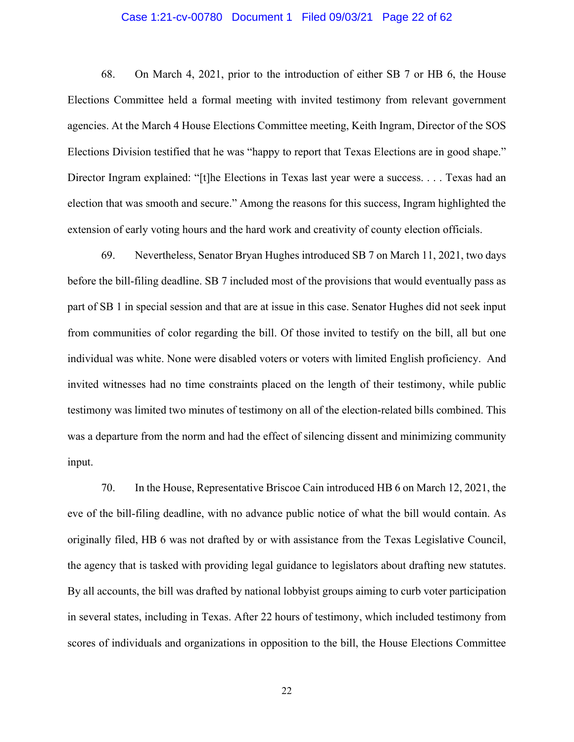68. On March 4, 2021, prior to the introduction of either SB 7 or HB 6, the House Elections Committee held a formal meeting with invited testimony from relevant government agencies. At the March 4 House Elections Committee meeting, Keith Ingram, Director of the SOS Elections Division testified that he was "happy to report that Texas Elections are in good shape." Director Ingram explained: "[t]he Elections in Texas last year were a success. . . . Texas had an election that was smooth and secure." Among the reasons for this success, Ingram highlighted the extension of early voting hours and the hard work and creativity of county election officials.

69. Nevertheless, Senator Bryan Hughes introduced SB 7 on March 11, 2021, two days before the bill-filing deadline. SB 7 included most of the provisions that would eventually pass as part of SB 1 in special session and that are at issue in this case. Senator Hughes did not seek input from communities of color regarding the bill. Of those invited to testify on the bill, all but one individual was white. None were disabled voters or voters with limited English proficiency. And invited witnesses had no time constraints placed on the length of their testimony, while public testimony was limited two minutes of testimony on all of the election-related bills combined. This was a departure from the norm and had the effect of silencing dissent and minimizing community input.

70. In the House, Representative Briscoe Cain introduced HB 6 on March 12, 2021, the eve of the bill-filing deadline, with no advance public notice of what the bill would contain. As originally filed, HB 6 was not drafted by or with assistance from the Texas Legislative Council, the agency that is tasked with providing legal guidance to legislators about drafting new statutes. By all accounts, the bill was drafted by national lobbyist groups aiming to curb voter participation in several states, including in Texas. After 22 hours of testimony, which included testimony from scores of individuals and organizations in opposition to the bill, the House Elections Committee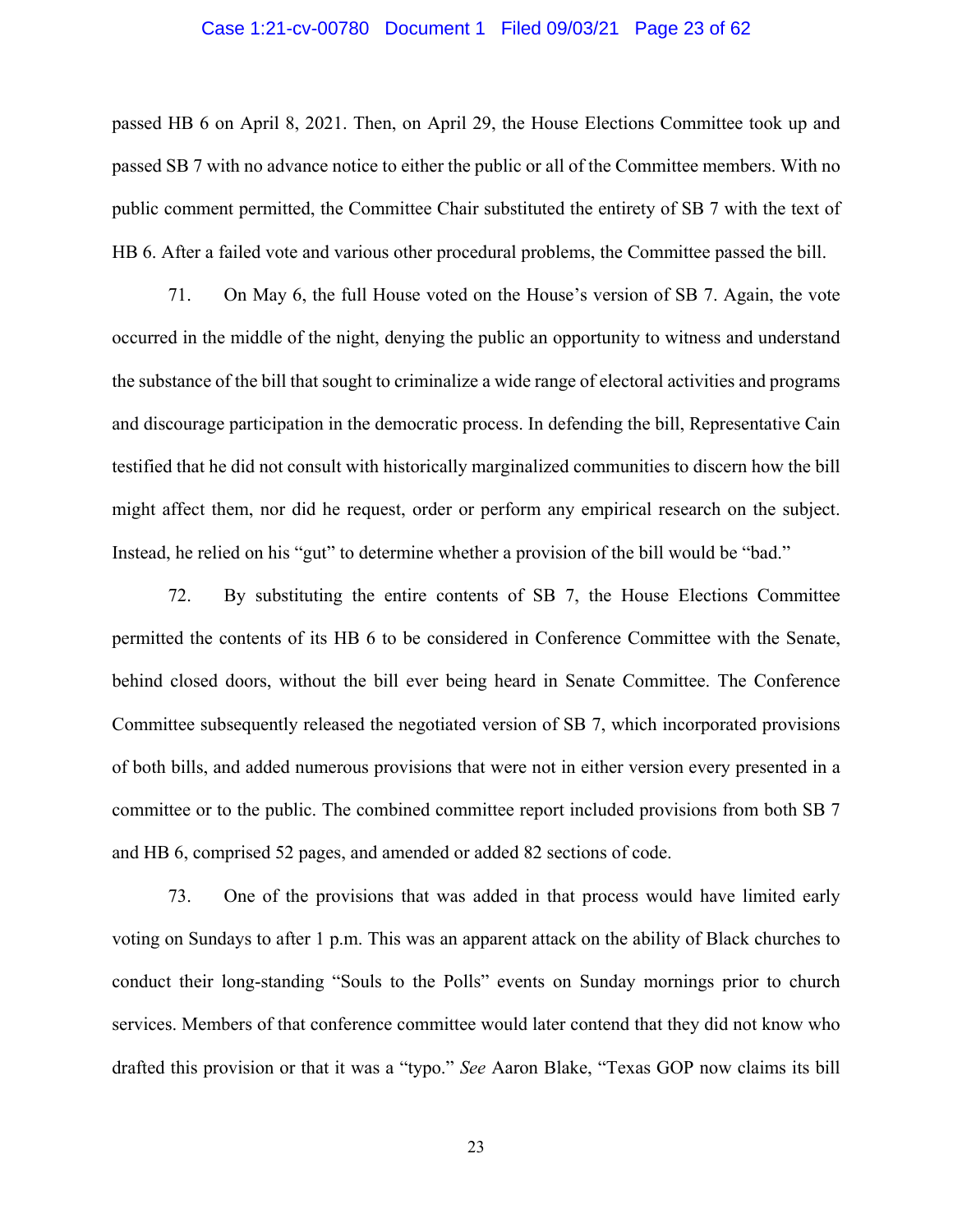passed HB 6 on April 8, 2021. Then, on April 29, the House Elections Committee took up and passed SB 7 with no advance notice to either the public or all of the Committee members. With no public comment permitted, the Committee Chair substituted the entirety of SB 7 with the text of HB 6. After a failed vote and various other procedural problems, the Committee passed the bill.

71. On May 6, the full House voted on the House's version of SB 7. Again, the vote occurred in the middle of the night, denying the public an opportunity to witness and understand the substance of the bill that sought to criminalize a wide range of electoral activities and programs and discourage participation in the democratic process. In defending the bill, Representative Cain testified that he did not consult with historically marginalized communities to discern how the bill might affect them, nor did he request, order or perform any empirical research on the subject. Instead, he relied on his "gut" to determine whether a provision of the bill would be "bad."

72. By substituting the entire contents of SB 7, the House Elections Committee permitted the contents of its HB 6 to be considered in Conference Committee with the Senate, behind closed doors, without the bill ever being heard in Senate Committee. The Conference Committee subsequently released the negotiated version of SB 7, which incorporated provisions of both bills, and added numerous provisions that were not in either version every presented in a committee or to the public. The combined committee report included provisions from both SB 7 and HB 6, comprised 52 pages, and amended or added 82 sections of code.

73. One of the provisions that was added in that process would have limited early voting on Sundays to after 1 p.m. This was an apparent attack on the ability of Black churches to conduct their long-standing "Souls to the Polls" events on Sunday mornings prior to church services. Members of that conference committee would later contend that they did not know who drafted this provision or that it was a "typo." *See* Aaron Blake, "Texas GOP now claims its bill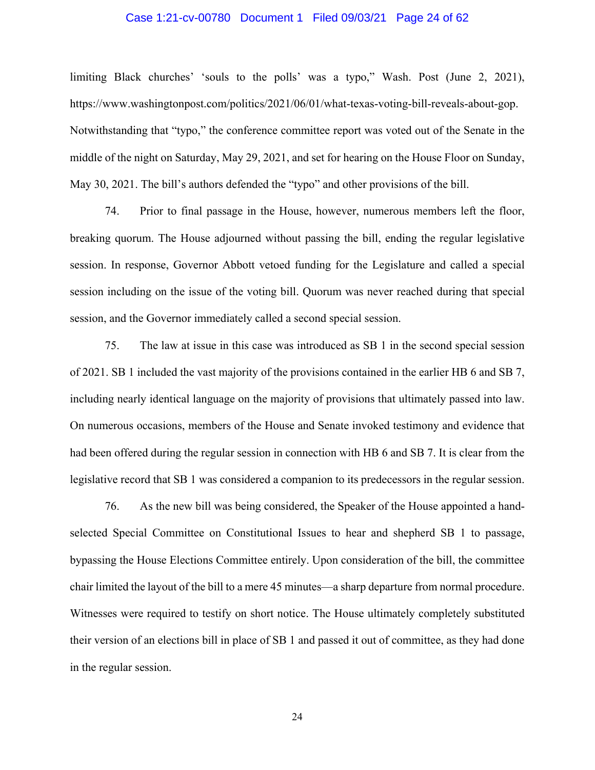limiting Black churches' 'souls to the polls' was a typo," Wash. Post (June 2, 2021), https://www.washingtonpost.com/politics/2021/06/01/what-texas-voting-bill-reveals-about-gop. Notwithstanding that "typo," the conference committee report was voted out of the Senate in the middle of the night on Saturday, May 29, 2021, and set for hearing on the House Floor on Sunday, May 30, 2021. The bill's authors defended the "typo" and other provisions of the bill.

74. Prior to final passage in the House, however, numerous members left the floor, breaking quorum. The House adjourned without passing the bill, ending the regular legislative session. In response, Governor Abbott vetoed funding for the Legislature and called a special session including on the issue of the voting bill. Quorum was never reached during that special session, and the Governor immediately called a second special session.

75. The law at issue in this case was introduced as SB 1 in the second special session of 2021. SB 1 included the vast majority of the provisions contained in the earlier HB 6 and SB 7, including nearly identical language on the majority of provisions that ultimately passed into law. On numerous occasions, members of the House and Senate invoked testimony and evidence that had been offered during the regular session in connection with HB 6 and SB 7. It is clear from the legislative record that SB 1 was considered a companion to its predecessors in the regular session.

76. As the new bill was being considered, the Speaker of the House appointed a hand-selected Special Committee on Constitutional Issues to hear and shepherd SB 1 to passage, bypassing the House Elections Committee entirely. Upon consideration of the bill, the committee chair limited the layout of the bill to a mere 45 minutes—a sharp departure from normal procedure. Witnesses were required to testify on short notice. The House ultimately completely substituted their version of an elections bill in place of SB 1 and passed it out of committee, as they had done in the regular session.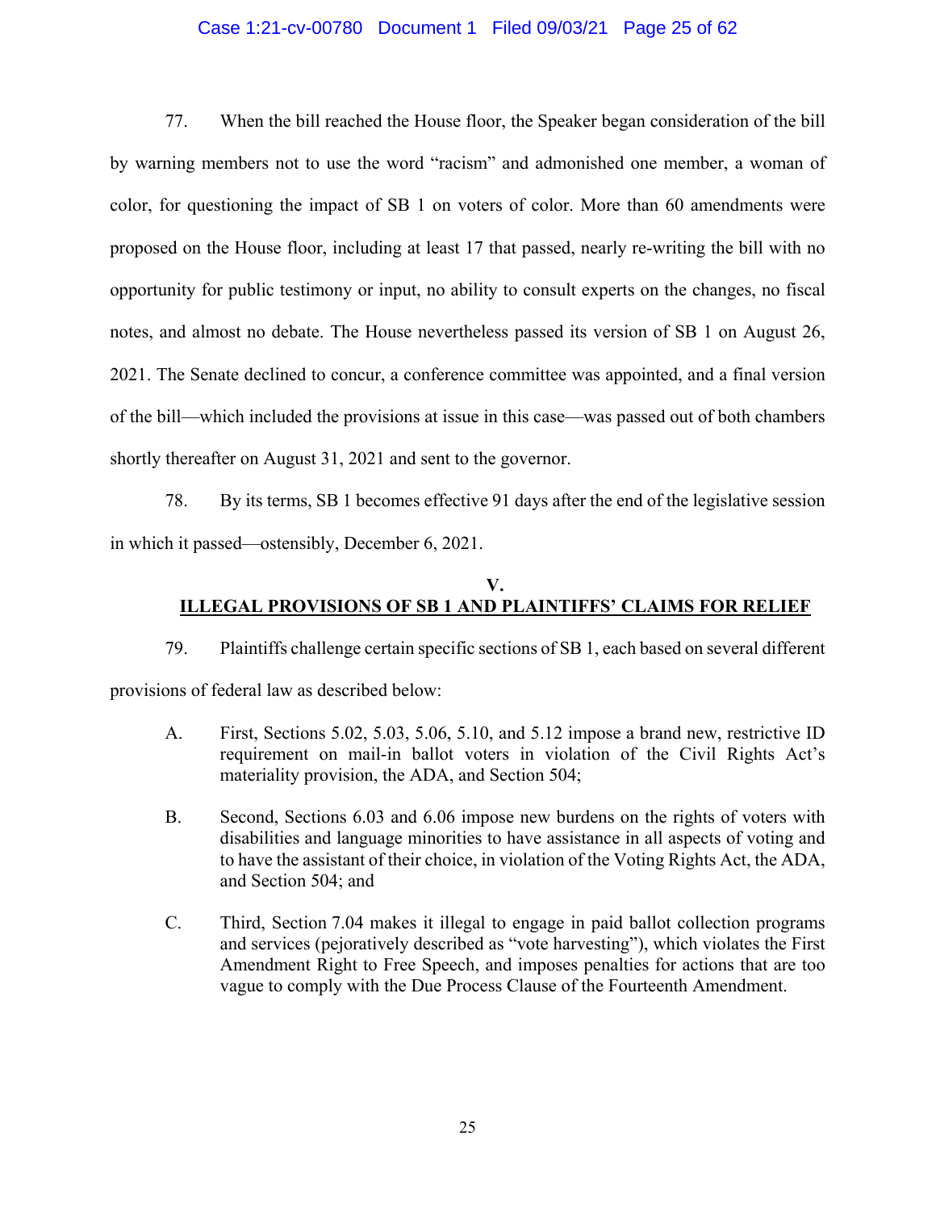77. When the bill reached the House floor, the Speaker began consideration of the bill by warning members not to use the word "racism" and admonished one member, a woman of color, for questioning the impact of SB 1 on voters of color. More than 60 amendments were proposed on the House floor, including at least 17 that passed, nearly re-writing the bill with no opportunity for public testimony or input, no ability to consult experts on the changes, no fiscal notes, and almost no debate. The House nevertheless passed its version of SB 1 on August 26, 2021. The Senate declined to concur, a conference committee was appointed, and a final version of the bill—which included the provisions at issue in this case—was passed out of both chambers shortly thereafter on August 31, 2021 and sent to the governor.

78. By its terms, SB 1 becomes effective 91 days after the end of the legislative session in which it passed—ostensibly, December 6, 2021.

## V.
## ILLEGAL PROVISIONS OF SB 1 AND PLAINTIFFS' CLAIMS FOR RELIEF

79. Plaintiffs challenge certain specific sections of SB 1, each based on several different provisions of federal law as described below:

A. First, Sections 5.02, 5.03, 5.06, 5.10, and 5.12 impose a brand new, restrictive ID requirement on mail-in ballot voters in violation of the Civil Rights Act's materiality provision, the ADA, and Section 504;

B. Second, Sections 6.03 and 6.06 impose new burdens on the rights of voters with disabilities and language minorities to have assistance in all aspects of voting and to have the assistant of their choice, in violation of the Voting Rights Act, the ADA, and Section 504; and

C. Third, Section 7.04 makes it illegal to engage in paid ballot collection programs and services (pejoratively described as "vote harvesting"), which violates the First Amendment Right to Free Speech, and imposes penalties for actions that are too vague to comply with the Due Process Clause of the Fourteenth Amendment.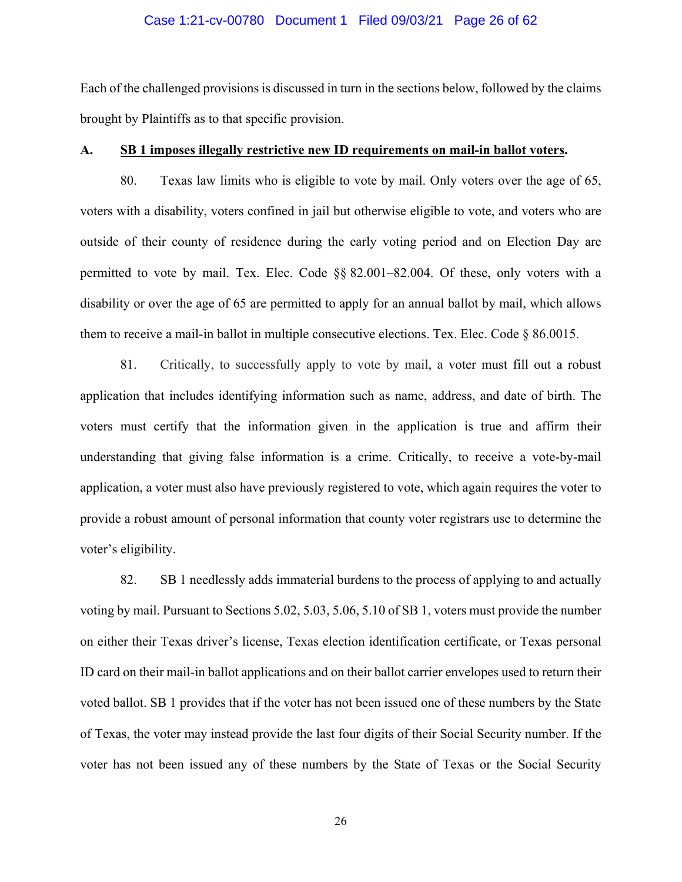Each of the challenged provisions is discussed in turn in the sections below, followed by the claims brought by Plaintiffs as to that specific provision.

## A. <u>SB 1 imposes illegally restrictive new ID requirements on mail-in ballot voters</u>.

80. Texas law limits who is eligible to vote by mail. Only voters over the age of 65, voters with a disability, voters confined in jail but otherwise eligible to vote, and voters who are outside of their county of residence during the early voting period and on Election Day are permitted to vote by mail. Tex. Elec. Code §§ 82.001–82.004. Of these, only voters with a disability or over the age of 65 are permitted to apply for an annual ballot by mail, which allows them to receive a mail-in ballot in multiple consecutive elections. Tex. Elec. Code § 86.0015.

81. Critically, to successfully apply to vote by mail, a voter must fill out a robust application that includes identifying information such as name, address, and date of birth. The voters must certify that the information given in the application is true and affirm their understanding that giving false information is a crime. Critically, to receive a vote-by-mail application, a voter must also have previously registered to vote, which again requires the voter to provide a robust amount of personal information that county voter registrars use to determine the voter's eligibility.

82. SB 1 needlessly adds immaterial burdens to the process of applying to and actually voting by mail. Pursuant to Sections 5.02, 5.03, 5.06, 5.10 of SB 1, voters must provide the number on either their Texas driver's license, Texas election identification certificate, or Texas personal ID card on their mail-in ballot applications and on their ballot carrier envelopes used to return their voted ballot. SB 1 provides that if the voter has not been issued one of these numbers by the State of Texas, the voter may instead provide the last four digits of their Social Security number. If the voter has not been issued any of these numbers by the State of Texas or the Social Security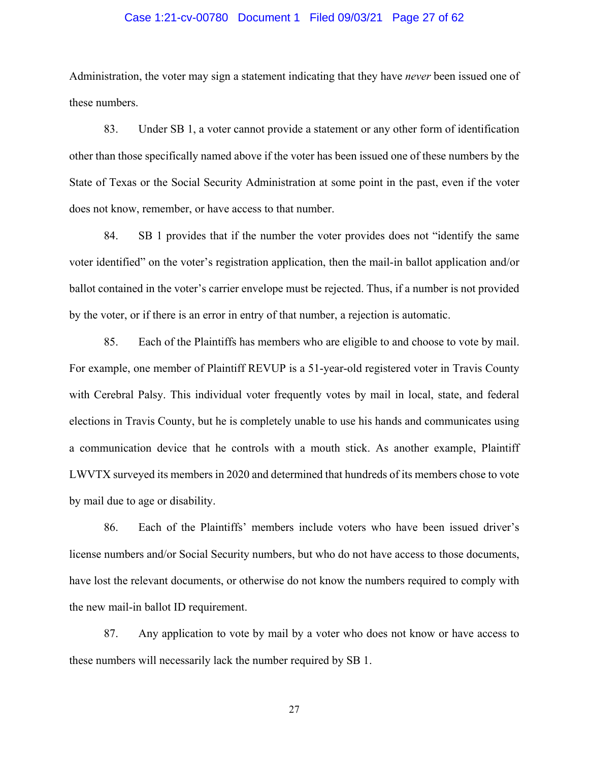Administration, the voter may sign a statement indicating that they have *never* been issued one of these numbers.

83. Under SB 1, a voter cannot provide a statement or any other form of identification other than those specifically named above if the voter has been issued one of these numbers by the State of Texas or the Social Security Administration at some point in the past, even if the voter does not know, remember, or have access to that number.

84. SB 1 provides that if the number the voter provides does not "identify the same voter identified" on the voter's registration application, then the mail-in ballot application and/or ballot contained in the voter's carrier envelope must be rejected. Thus, if a number is not provided by the voter, or if there is an error in entry of that number, a rejection is automatic.

85. Each of the Plaintiffs has members who are eligible to and choose to vote by mail. For example, one member of Plaintiff REVUP is a 51-year-old registered voter in Travis County with Cerebral Palsy. This individual voter frequently votes by mail in local, state, and federal elections in Travis County, but he is completely unable to use his hands and communicates using a communication device that he controls with a mouth stick. As another example, Plaintiff LWVTX surveyed its members in 2020 and determined that hundreds of its members chose to vote by mail due to age or disability.

86. Each of the Plaintiffs' members include voters who have been issued driver's license numbers and/or Social Security numbers, but who do not have access to those documents, have lost the relevant documents, or otherwise do not know the numbers required to comply with the new mail-in ballot ID requirement.

87. Any application to vote by mail by a voter who does not know or have access to these numbers will necessarily lack the number required by SB 1.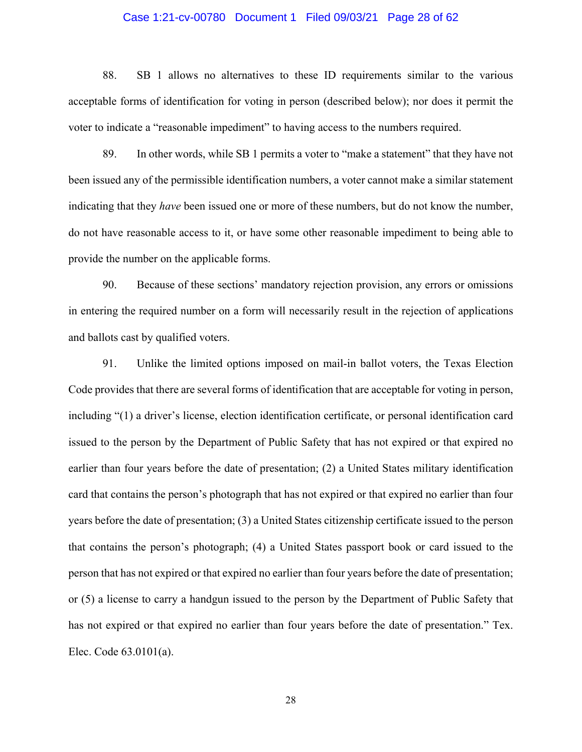88. SB 1 allows no alternatives to these ID requirements similar to the various acceptable forms of identification for voting in person (described below); nor does it permit the voter to indicate a "reasonable impediment" to having access to the numbers required.

89. In other words, while SB 1 permits a voter to "make a statement" that they have not been issued any of the permissible identification numbers, a voter cannot make a similar statement indicating that they *have* been issued one or more of these numbers, but do not know the number, do not have reasonable access to it, or have some other reasonable impediment to being able to provide the number on the applicable forms.

90. Because of these sections' mandatory rejection provision, any errors or omissions in entering the required number on a form will necessarily result in the rejection of applications and ballots cast by qualified voters.

91. Unlike the limited options imposed on mail-in ballot voters, the Texas Election Code provides that there are several forms of identification that are acceptable for voting in person, including "(1) a driver's license, election identification certificate, or personal identification card issued to the person by the Department of Public Safety that has not expired or that expired no earlier than four years before the date of presentation; (2) a United States military identification card that contains the person's photograph that has not expired or that expired no earlier than four years before the date of presentation; (3) a United States citizenship certificate issued to the person that contains the person's photograph; (4) a United States passport book or card issued to the person that has not expired or that expired no earlier than four years before the date of presentation; or (5) a license to carry a handgun issued to the person by the Department of Public Safety that has not expired or that expired no earlier than four years before the date of presentation." Tex. Elec. Code 63.0101(a).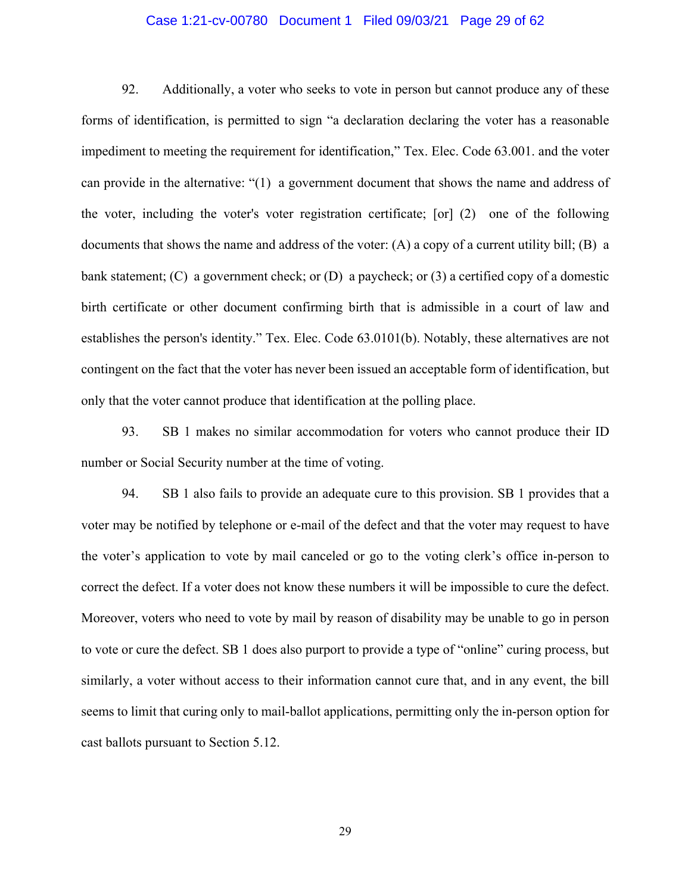92. Additionally, a voter who seeks to vote in person but cannot produce any of these forms of identification, is permitted to sign "a declaration declaring the voter has a reasonable impediment to meeting the requirement for identification," Tex. Elec. Code 63.001. and the voter can provide in the alternative: "(1) a government document that shows the name and address of the voter, including the voter's voter registration certificate; [or] (2) one of the following documents that shows the name and address of the voter: (A) a copy of a current utility bill; (B) a bank statement; (C) a government check; or (D) a paycheck; or (3) a certified copy of a domestic birth certificate or other document confirming birth that is admissible in a court of law and establishes the person's identity." Tex. Elec. Code 63.0101(b). Notably, these alternatives are not contingent on the fact that the voter has never been issued an acceptable form of identification, but only that the voter cannot produce that identification at the polling place.

93. SB 1 makes no similar accommodation for voters who cannot produce their ID number or Social Security number at the time of voting.

94. SB 1 also fails to provide an adequate cure to this provision. SB 1 provides that a voter may be notified by telephone or e-mail of the defect and that the voter may request to have the voter's application to vote by mail canceled or go to the voting clerk's office in-person to correct the defect. If a voter does not know these numbers it will be impossible to cure the defect. Moreover, voters who need to vote by mail by reason of disability may be unable to go in person to vote or cure the defect. SB 1 does also purport to provide a type of "online" curing process, but similarly, a voter without access to their information cannot cure that, and in any event, the bill seems to limit that curing only to mail-ballot applications, permitting only the in-person option for cast ballots pursuant to Section 5.12.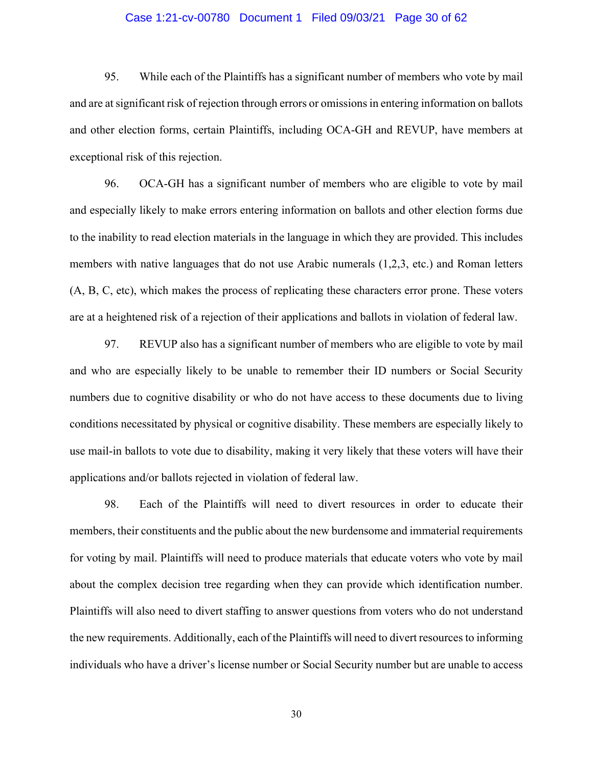95. While each of the Plaintiffs has a significant number of members who vote by mail and are at significant risk of rejection through errors or omissions in entering information on ballots and other election forms, certain Plaintiffs, including OCA-GH and REVUP, have members at exceptional risk of this rejection.

96. OCA-GH has a significant number of members who are eligible to vote by mail and especially likely to make errors entering information on ballots and other election forms due to the inability to read election materials in the language in which they are provided. This includes members with native languages that do not use Arabic numerals (1,2,3, etc.) and Roman letters (A, B, C, etc), which makes the process of replicating these characters error prone. These voters are at a heightened risk of a rejection of their applications and ballots in violation of federal law.

97. REVUP also has a significant number of members who are eligible to vote by mail and who are especially likely to be unable to remember their ID numbers or Social Security numbers due to cognitive disability or who do not have access to these documents due to living conditions necessitated by physical or cognitive disability. These members are especially likely to use mail-in ballots to vote due to disability, making it very likely that these voters will have their applications and/or ballots rejected in violation of federal law.

98. Each of the Plaintiffs will need to divert resources in order to educate their members, their constituents and the public about the new burdensome and immaterial requirements for voting by mail. Plaintiffs will need to produce materials that educate voters who vote by mail about the complex decision tree regarding when they can provide which identification number. Plaintiffs will also need to divert staffing to answer questions from voters who do not understand the new requirements. Additionally, each of the Plaintiffs will need to divert resources to informing individuals who have a driver's license number or Social Security number but are unable to access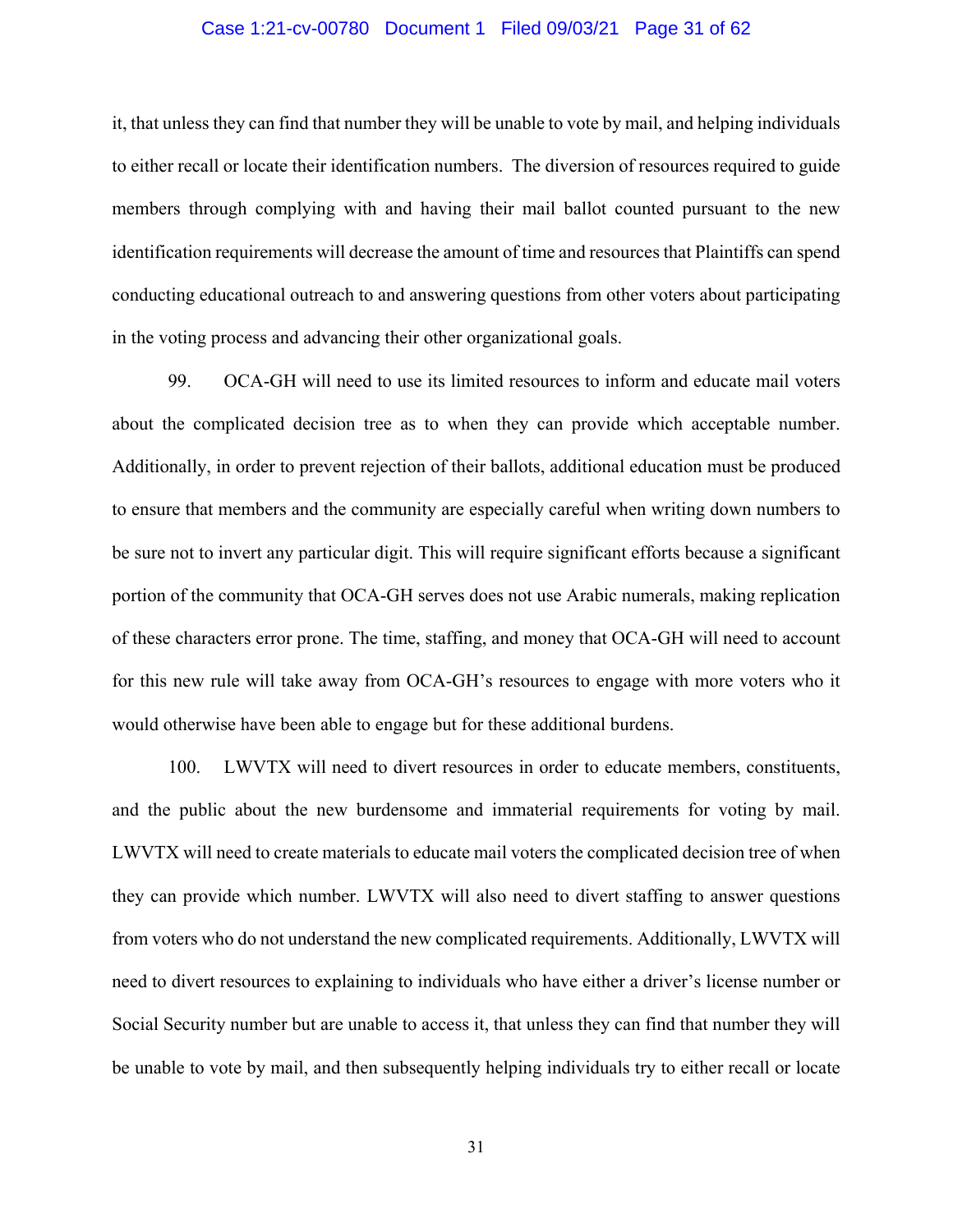it, that unless they can find that number they will be unable to vote by mail, and helping individuals to either recall or locate their identification numbers. The diversion of resources required to guide members through complying with and having their mail ballot counted pursuant to the new identification requirements will decrease the amount of time and resources that Plaintiffs can spend conducting educational outreach to and answering questions from other voters about participating in the voting process and advancing their other organizational goals.

99. OCA-GH will need to use its limited resources to inform and educate mail voters about the complicated decision tree as to when they can provide which acceptable number. Additionally, in order to prevent rejection of their ballots, additional education must be produced to ensure that members and the community are especially careful when writing down numbers to be sure not to invert any particular digit. This will require significant efforts because a significant portion of the community that OCA-GH serves does not use Arabic numerals, making replication of these characters error prone. The time, staffing, and money that OCA-GH will need to account for this new rule will take away from OCA-GH's resources to engage with more voters who it would otherwise have been able to engage but for these additional burdens.

100. LWVTX will need to divert resources in order to educate members, constituents, and the public about the new burdensome and immaterial requirements for voting by mail. LWVTX will need to create materials to educate mail voters the complicated decision tree of when they can provide which number. LWVTX will also need to divert staffing to answer questions from voters who do not understand the new complicated requirements. Additionally, LWVTX will need to divert resources to explaining to individuals who have either a driver's license number or Social Security number but are unable to access it, that unless they can find that number they will be unable to vote by mail, and then subsequently helping individuals try to either recall or locate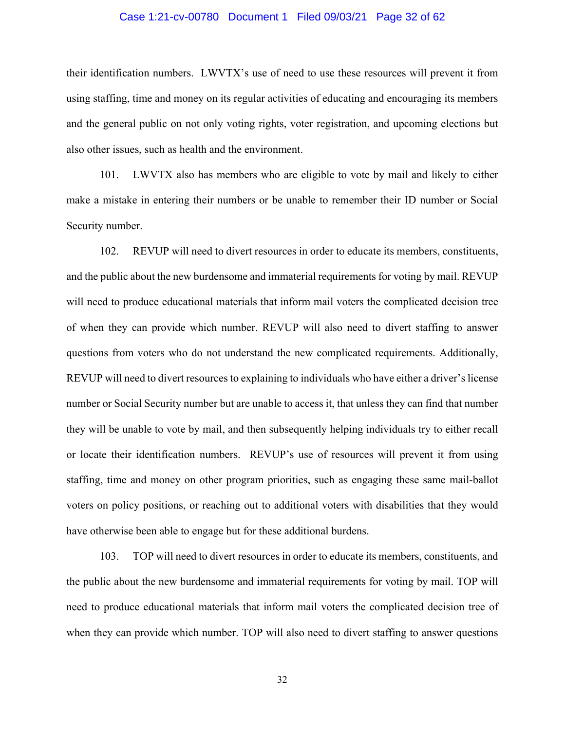their identification numbers. LWVTX's use of need to use these resources will prevent it from using staffing, time and money on its regular activities of educating and encouraging its members and the general public on not only voting rights, voter registration, and upcoming elections but also other issues, such as health and the environment.

101. LWVTX also has members who are eligible to vote by mail and likely to either make a mistake in entering their numbers or be unable to remember their ID number or Social Security number.

102. REVUP will need to divert resources in order to educate its members, constituents, and the public about the new burdensome and immaterial requirements for voting by mail. REVUP will need to produce educational materials that inform mail voters the complicated decision tree of when they can provide which number. REVUP will also need to divert staffing to answer questions from voters who do not understand the new complicated requirements. Additionally, REVUP will need to divert resources to explaining to individuals who have either a driver's license number or Social Security number but are unable to access it, that unless they can find that number they will be unable to vote by mail, and then subsequently helping individuals try to either recall or locate their identification numbers. REVUP's use of resources will prevent it from using staffing, time and money on other program priorities, such as engaging these same mail-ballot voters on policy positions, or reaching out to additional voters with disabilities that they would have otherwise been able to engage but for these additional burdens.

103. TOP will need to divert resources in order to educate its members, constituents, and the public about the new burdensome and immaterial requirements for voting by mail. TOP will need to produce educational materials that inform mail voters the complicated decision tree of when they can provide which number. TOP will also need to divert staffing to answer questions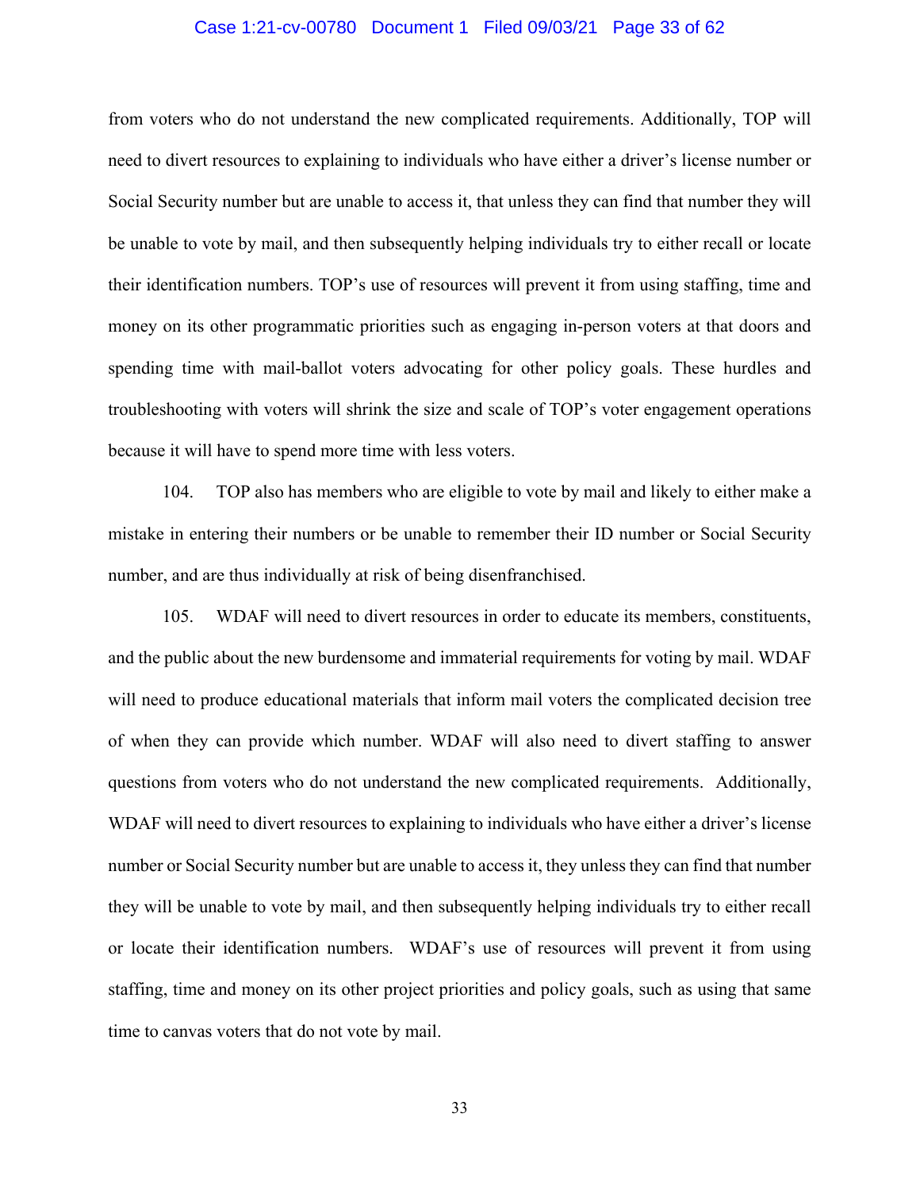from voters who do not understand the new complicated requirements. Additionally, TOP will need to divert resources to explaining to individuals who have either a driver's license number or Social Security number but are unable to access it, that unless they can find that number they will be unable to vote by mail, and then subsequently helping individuals try to either recall or locate their identification numbers. TOP's use of resources will prevent it from using staffing, time and money on its other programmatic priorities such as engaging in-person voters at that doors and spending time with mail-ballot voters advocating for other policy goals. These hurdles and troubleshooting with voters will shrink the size and scale of TOP's voter engagement operations because it will have to spend more time with less voters.

104. TOP also has members who are eligible to vote by mail and likely to either make a mistake in entering their numbers or be unable to remember their ID number or Social Security number, and are thus individually at risk of being disenfranchised.

105. WDAF will need to divert resources in order to educate its members, constituents, and the public about the new burdensome and immaterial requirements for voting by mail. WDAF will need to produce educational materials that inform mail voters the complicated decision tree of when they can provide which number. WDAF will also need to divert staffing to answer questions from voters who do not understand the new complicated requirements. Additionally, WDAF will need to divert resources to explaining to individuals who have either a driver's license number or Social Security number but are unable to access it, they unless they can find that number they will be unable to vote by mail, and then subsequently helping individuals try to either recall or locate their identification numbers. WDAF's use of resources will prevent it from using staffing, time and money on its other project priorities and policy goals, such as using that same time to canvas voters that do not vote by mail.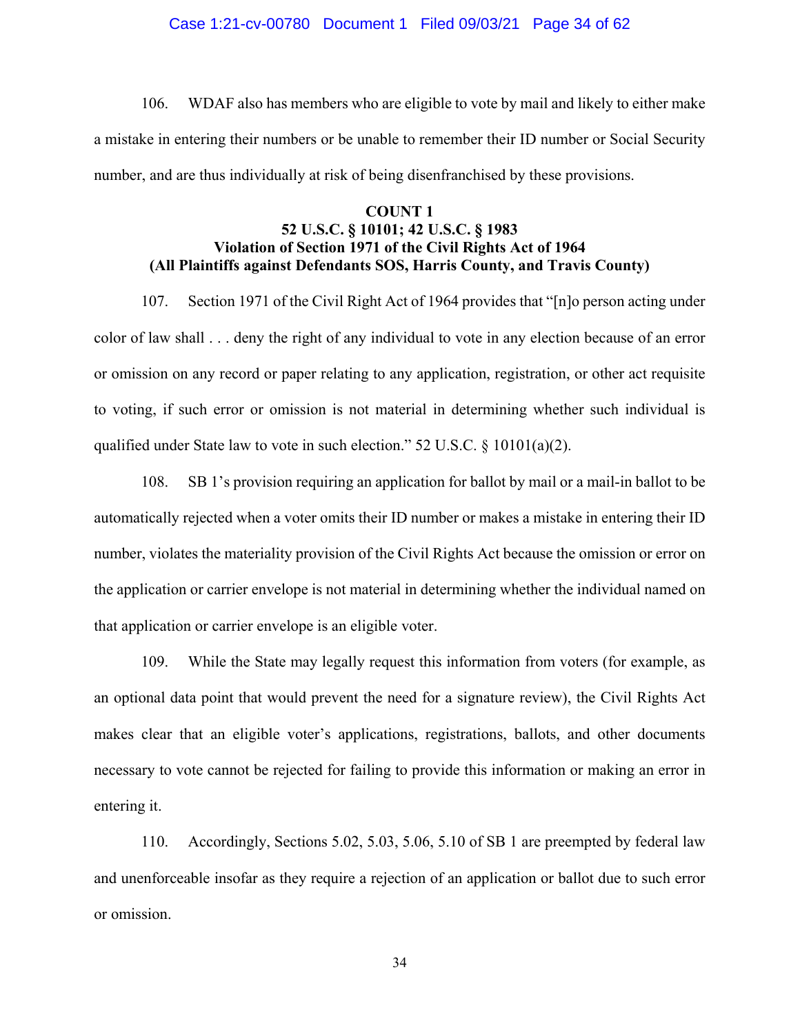106. WDAF also has members who are eligible to vote by mail and likely to either make a mistake in entering their numbers or be unable to remember their ID number or Social Security number, and are thus individually at risk of being disenfranchised by these provisions.

**COUNT 1**
**52 U.S.C. § 10101; 42 U.S.C. § 1983**
**Violation of Section 1971 of the Civil Rights Act of 1964**
**(All Plaintiffs against Defendants SOS, Harris County, and Travis County)**

107. Section 1971 of the Civil Right Act of 1964 provides that "[n]o person acting under color of law shall . . . deny the right of any individual to vote in any election because of an error or omission on any record or paper relating to any application, registration, or other act requisite to voting, if such error or omission is not material in determining whether such individual is qualified under State law to vote in such election." 52 U.S.C. § 10101(a)(2).

108. SB 1's provision requiring an application for ballot by mail or a mail-in ballot to be automatically rejected when a voter omits their ID number or makes a mistake in entering their ID number, violates the materiality provision of the Civil Rights Act because the omission or error on the application or carrier envelope is not material in determining whether the individual named on that application or carrier envelope is an eligible voter.

109. While the State may legally request this information from voters (for example, as an optional data point that would prevent the need for a signature review), the Civil Rights Act makes clear that an eligible voter's applications, registrations, ballots, and other documents necessary to vote cannot be rejected for failing to provide this information or making an error in entering it.

110. Accordingly, Sections 5.02, 5.03, 5.06, 5.10 of SB 1 are preempted by federal law and unenforceable insofar as they require a rejection of an application or ballot due to such error or omission.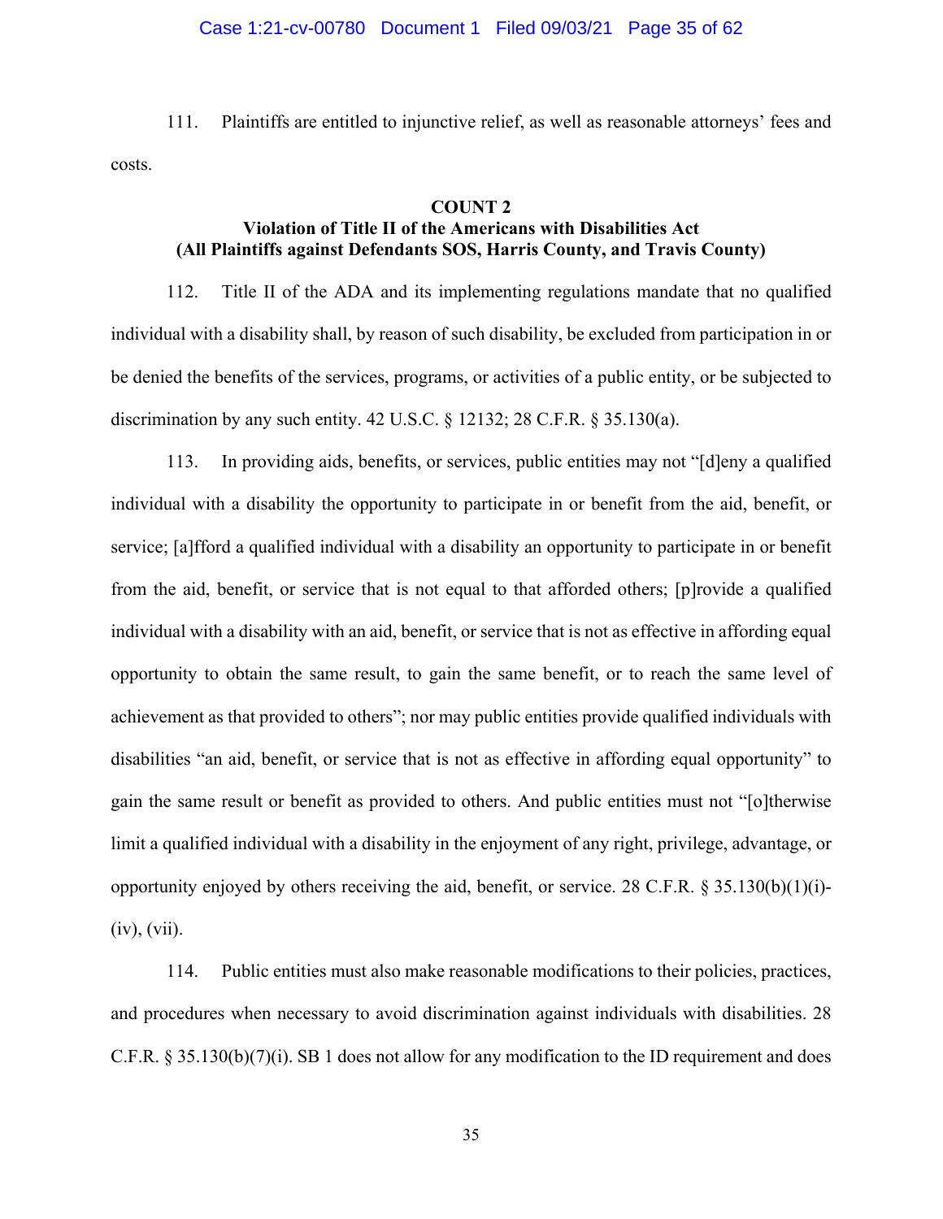111. Plaintiffs are entitled to injunctive relief, as well as reasonable attorneys' fees and costs.

**COUNT 2**
**Violation of Title II of the Americans with Disabilities Act**
**(All Plaintiffs against Defendants SOS, Harris County, and Travis County)**

112. Title II of the ADA and its implementing regulations mandate that no qualified individual with a disability shall, by reason of such disability, be excluded from participation in or be denied the benefits of the services, programs, or activities of a public entity, or be subjected to discrimination by any such entity. 42 U.S.C. § 12132; 28 C.F.R. § 35.130(a).

113. In providing aids, benefits, or services, public entities may not "[d]eny a qualified individual with a disability the opportunity to participate in or benefit from the aid, benefit, or service; [a]fford a qualified individual with a disability an opportunity to participate in or benefit from the aid, benefit, or service that is not equal to that afforded others; [p]rovide a qualified individual with a disability with an aid, benefit, or service that is not as effective in affording equal opportunity to obtain the same result, to gain the same benefit, or to reach the same level of achievement as that provided to others"; nor may public entities provide qualified individuals with disabilities "an aid, benefit, or service that is not as effective in affording equal opportunity" to gain the same result or benefit as provided to others. And public entities must not "[o]therwise limit a qualified individual with a disability in the enjoyment of any right, privilege, advantage, or opportunity enjoyed by others receiving the aid, benefit, or service. 28 C.F.R. § 35.130(b)(1)(i)-(iv), (vii).

114. Public entities must also make reasonable modifications to their policies, practices, and procedures when necessary to avoid discrimination against individuals with disabilities. 28 C.F.R. § 35.130(b)(7)(i). SB 1 does not allow for any modification to the ID requirement and does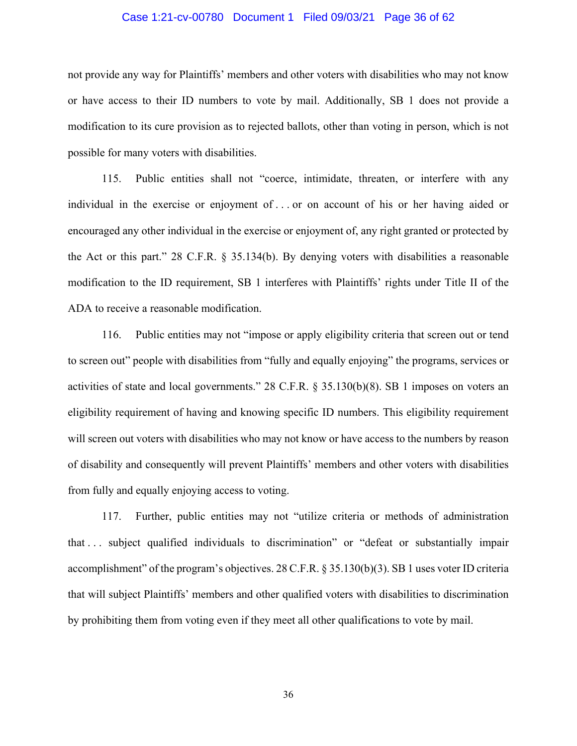not provide any way for Plaintiffs' members and other voters with disabilities who may not know or have access to their ID numbers to vote by mail. Additionally, SB 1 does not provide a modification to its cure provision as to rejected ballots, other than voting in person, which is not possible for many voters with disabilities.

115. Public entities shall not "coerce, intimidate, threaten, or interfere with any individual in the exercise or enjoyment of . . . or on account of his or her having aided or encouraged any other individual in the exercise or enjoyment of, any right granted or protected by the Act or this part." 28 C.F.R. § 35.134(b). By denying voters with disabilities a reasonable modification to the ID requirement, SB 1 interferes with Plaintiffs' rights under Title II of the ADA to receive a reasonable modification.

116. Public entities may not "impose or apply eligibility criteria that screen out or tend to screen out" people with disabilities from "fully and equally enjoying" the programs, services or activities of state and local governments." 28 C.F.R. § 35.130(b)(8). SB 1 imposes on voters an eligibility requirement of having and knowing specific ID numbers. This eligibility requirement will screen out voters with disabilities who may not know or have access to the numbers by reason of disability and consequently will prevent Plaintiffs' members and other voters with disabilities from fully and equally enjoying access to voting.

117. Further, public entities may not "utilize criteria or methods of administration that . . . subject qualified individuals to discrimination" or "defeat or substantially impair accomplishment" of the program's objectives. 28 C.F.R. § 35.130(b)(3). SB 1 uses voter ID criteria that will subject Plaintiffs' members and other qualified voters with disabilities to discrimination by prohibiting them from voting even if they meet all other qualifications to vote by mail.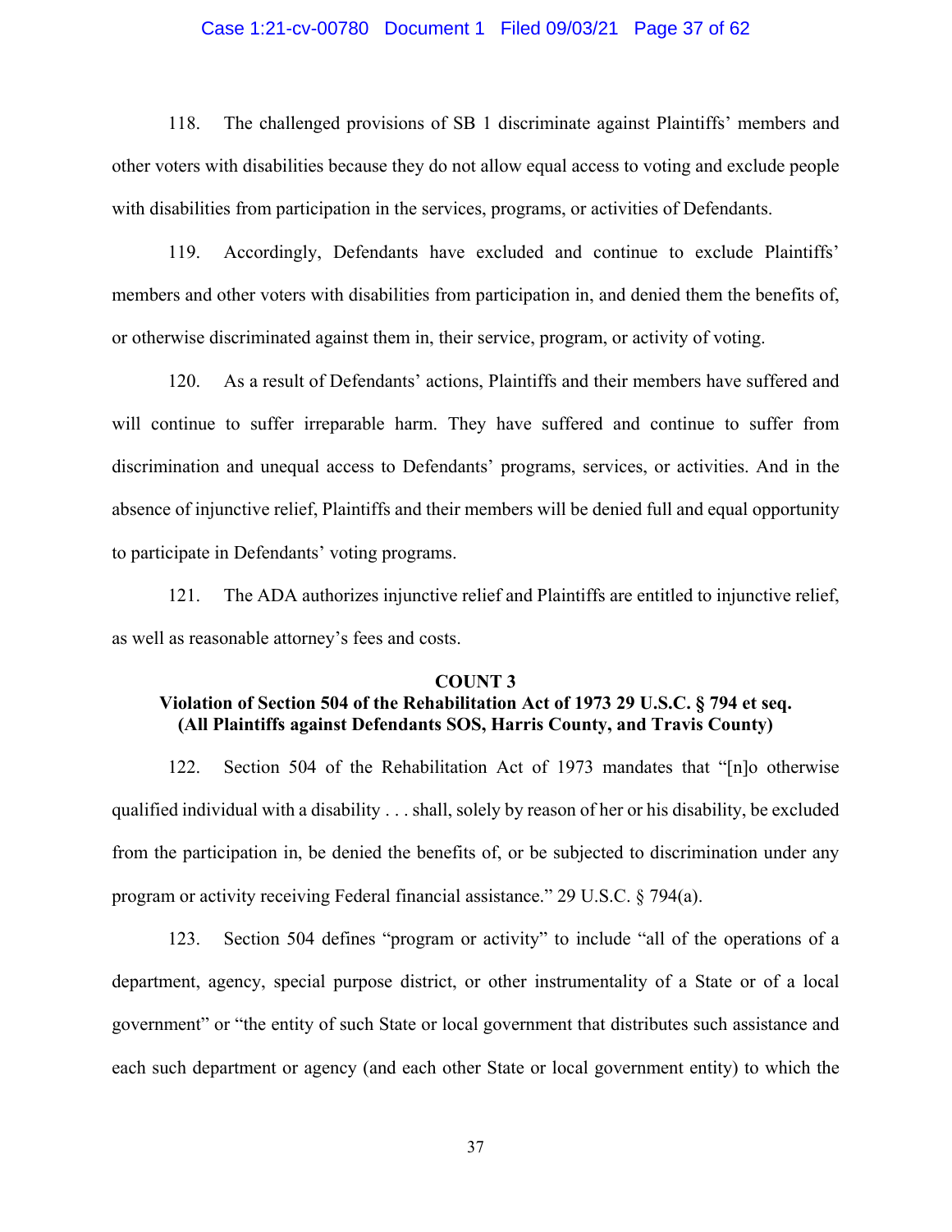118. The challenged provisions of SB 1 discriminate against Plaintiffs' members and other voters with disabilities because they do not allow equal access to voting and exclude people with disabilities from participation in the services, programs, or activities of Defendants.

119. Accordingly, Defendants have excluded and continue to exclude Plaintiffs' members and other voters with disabilities from participation in, and denied them the benefits of, or otherwise discriminated against them in, their service, program, or activity of voting.

120. As a result of Defendants' actions, Plaintiffs and their members have suffered and will continue to suffer irreparable harm. They have suffered and continue to suffer from discrimination and unequal access to Defendants' programs, services, or activities. And in the absence of injunctive relief, Plaintiffs and their members will be denied full and equal opportunity to participate in Defendants' voting programs.

121. The ADA authorizes injunctive relief and Plaintiffs are entitled to injunctive relief, as well as reasonable attorney's fees and costs.

**COUNT 3**
**Violation of Section 504 of the Rehabilitation Act of 1973 29 U.S.C. § 794 et seq.**
**(All Plaintiffs against Defendants SOS, Harris County, and Travis County)**

122. Section 504 of the Rehabilitation Act of 1973 mandates that "[n]o otherwise qualified individual with a disability . . . shall, solely by reason of her or his disability, be excluded from the participation in, be denied the benefits of, or be subjected to discrimination under any program or activity receiving Federal financial assistance." 29 U.S.C. § 794(a).

123. Section 504 defines "program or activity" to include "all of the operations of a department, agency, special purpose district, or other instrumentality of a State or of a local government" or "the entity of such State or local government that distributes such assistance and each such department or agency (and each other State or local government entity) to which the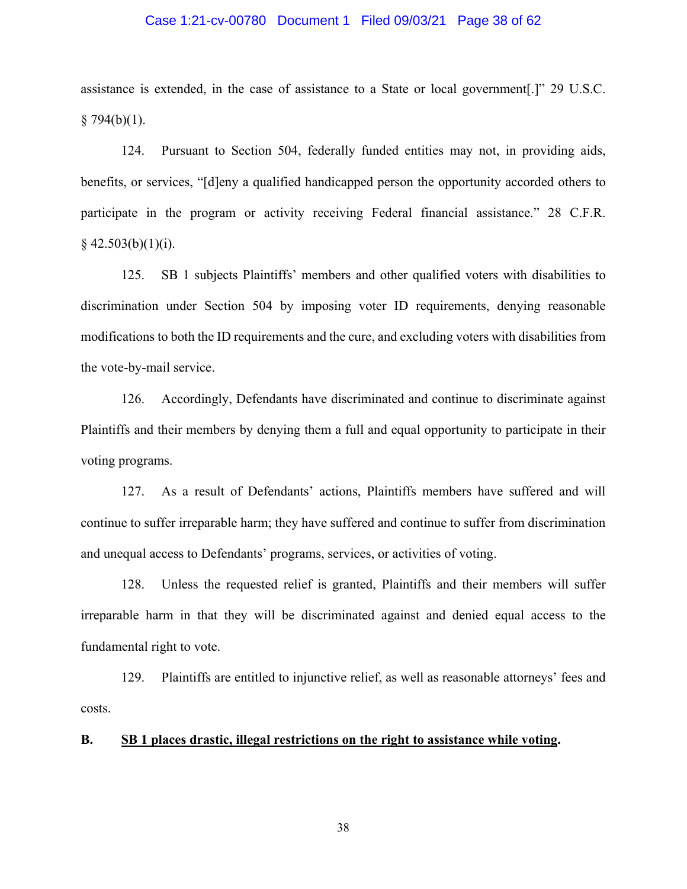assistance is extended, in the case of assistance to a State or local government[.]" 29 U.S.C. § 794(b)(1).

124. Pursuant to Section 504, federally funded entities may not, in providing aids, benefits, or services, "[d]eny a qualified handicapped person the opportunity accorded others to participate in the program or activity receiving Federal financial assistance." 28 C.F.R. § 42.503(b)(1)(i).

125. SB 1 subjects Plaintiffs' members and other qualified voters with disabilities to discrimination under Section 504 by imposing voter ID requirements, denying reasonable modifications to both the ID requirements and the cure, and excluding voters with disabilities from the vote-by-mail service.

126. Accordingly, Defendants have discriminated and continue to discriminate against Plaintiffs and their members by denying them a full and equal opportunity to participate in their voting programs.

127. As a result of Defendants' actions, Plaintiffs members have suffered and will continue to suffer irreparable harm; they have suffered and continue to suffer from discrimination and unequal access to Defendants' programs, services, or activities of voting.

128. Unless the requested relief is granted, Plaintiffs and their members will suffer irreparable harm in that they will be discriminated against and denied equal access to the fundamental right to vote.

129. Plaintiffs are entitled to injunctive relief, as well as reasonable attorneys' fees and costs.

### B. <u>SB 1 places drastic, illegal restrictions on the right to assistance while voting</u>.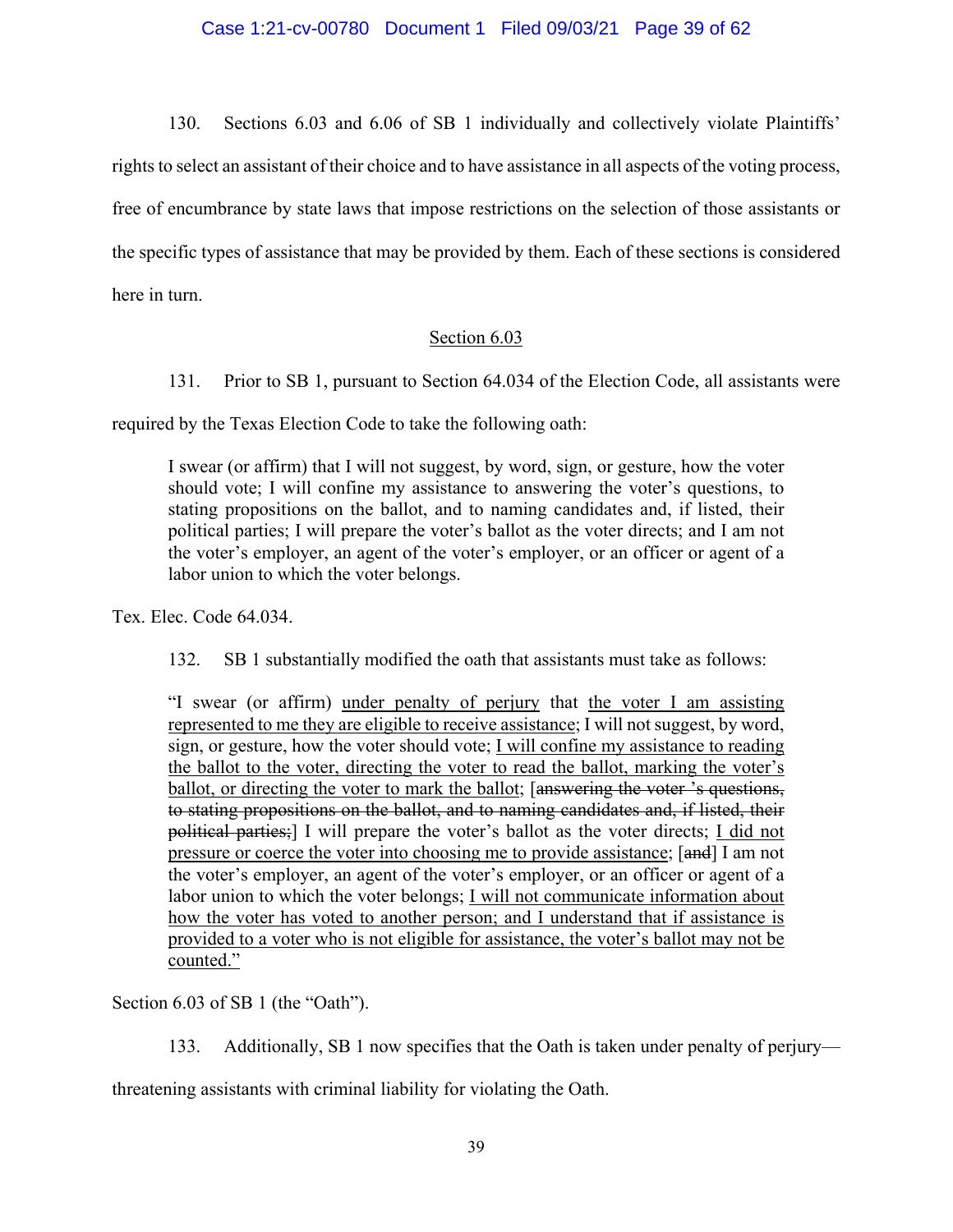130. Sections 6.03 and 6.06 of SB 1 individually and collectively violate Plaintiffs' rights to select an assistant of their choice and to have assistance in all aspects of the voting process, free of encumbrance by state laws that impose restrictions on the selection of those assistants or the specific types of assistance that may be provided by them. Each of these sections is considered here in turn.

<u>Section 6.03</u>

131. Prior to SB 1, pursuant to Section 64.034 of the Election Code, all assistants were required by the Texas Election Code to take the following oath:

> I swear (or affirm) that I will not suggest, by word, sign, or gesture, how the voter should vote; I will confine my assistance to answering the voter's questions, to stating propositions on the ballot, and to naming candidates and, if listed, their political parties; I will prepare the voter's ballot as the voter directs; and I am not the voter's employer, an agent of the voter's employer, or an officer or agent of a labor union to which the voter belongs.

Tex. Elec. Code 64.034.

132. SB 1 substantially modified the oath that assistants must take as follows:

> "I swear (or affirm) <u>under penalty of perjury</u> that <u>the voter I am assisting represented to me they are eligible to receive assistance</u>; I will not suggest, by word, sign, or gesture, how the voter should vote; <u>I will confine my assistance to reading the ballot to the voter, directing the voter to read the ballot, marking the voter's ballot, or directing the voter to mark the ballot</u>; [~~answering the voter 's questions, to stating propositions on the ballot, and to naming candidates and, if listed, their political parties;~~] I will prepare the voter's ballot as the voter directs; <u>I did not pressure or coerce the voter into choosing me to provide assistance</u>; [~~and~~] I am not the voter's employer, an agent of the voter's employer, or an officer or agent of a labor union to which the voter belongs; <u>I will not communicate information about how the voter has voted to another person; and I understand that if assistance is provided to a voter who is not eligible for assistance, the voter's ballot may not be counted."</u>

Section 6.03 of SB 1 (the "Oath").

133. Additionally, SB 1 now specifies that the Oath is taken under penalty of perjury—threatening assistants with criminal liability for violating the Oath.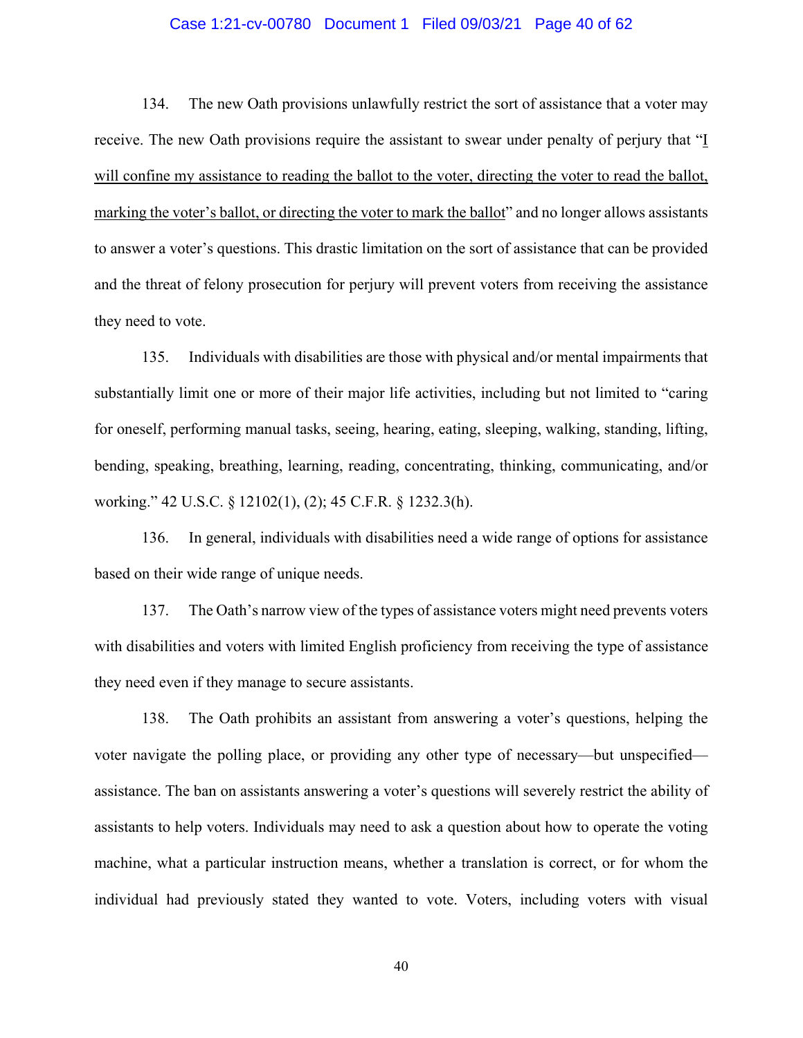134. The new Oath provisions unlawfully restrict the sort of assistance that a voter may receive. The new Oath provisions require the assistant to swear under penalty of perjury that "<u>I will confine my assistance to reading the ballot to the voter, directing the voter to read the ballot, marking the voter's ballot, or directing the voter to mark the ballot</u>" and no longer allows assistants to answer a voter's questions. This drastic limitation on the sort of assistance that can be provided and the threat of felony prosecution for perjury will prevent voters from receiving the assistance they need to vote.

135. Individuals with disabilities are those with physical and/or mental impairments that substantially limit one or more of their major life activities, including but not limited to "caring for oneself, performing manual tasks, seeing, hearing, eating, sleeping, walking, standing, lifting, bending, speaking, breathing, learning, reading, concentrating, thinking, communicating, and/or working." 42 U.S.C. § 12102(1), (2); 45 C.F.R. § 1232.3(h).

136. In general, individuals with disabilities need a wide range of options for assistance based on their wide range of unique needs.

137. The Oath's narrow view of the types of assistance voters might need prevents voters with disabilities and voters with limited English proficiency from receiving the type of assistance they need even if they manage to secure assistants.

138. The Oath prohibits an assistant from answering a voter's questions, helping the voter navigate the polling place, or providing any other type of necessary—but unspecified—assistance. The ban on assistants answering a voter's questions will severely restrict the ability of assistants to help voters. Individuals may need to ask a question about how to operate the voting machine, what a particular instruction means, whether a translation is correct, or for whom the individual had previously stated they wanted to vote. Voters, including voters with visual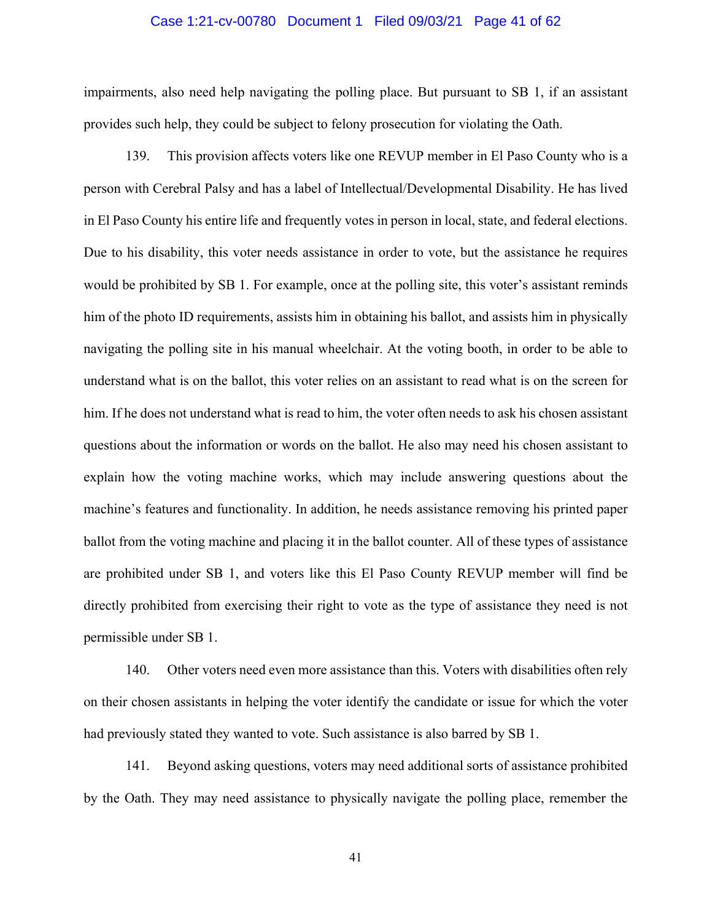impairments, also need help navigating the polling place. But pursuant to SB 1, if an assistant provides such help, they could be subject to felony prosecution for violating the Oath.

139. This provision affects voters like one REVUP member in El Paso County who is a person with Cerebral Palsy and has a label of Intellectual/Developmental Disability. He has lived in El Paso County his entire life and frequently votes in person in local, state, and federal elections. Due to his disability, this voter needs assistance in order to vote, but the assistance he requires would be prohibited by SB 1. For example, once at the polling site, this voter's assistant reminds him of the photo ID requirements, assists him in obtaining his ballot, and assists him in physically navigating the polling site in his manual wheelchair. At the voting booth, in order to be able to understand what is on the ballot, this voter relies on an assistant to read what is on the screen for him. If he does not understand what is read to him, the voter often needs to ask his chosen assistant questions about the information or words on the ballot. He also may need his chosen assistant to explain how the voting machine works, which may include answering questions about the machine's features and functionality. In addition, he needs assistance removing his printed paper ballot from the voting machine and placing it in the ballot counter. All of these types of assistance are prohibited under SB 1, and voters like this El Paso County REVUP member will find be directly prohibited from exercising their right to vote as the type of assistance they need is not permissible under SB 1.

140. Other voters need even more assistance than this. Voters with disabilities often rely on their chosen assistants in helping the voter identify the candidate or issue for which the voter had previously stated they wanted to vote. Such assistance is also barred by SB 1.

141. Beyond asking questions, voters may need additional sorts of assistance prohibited by the Oath. They may need assistance to physically navigate the polling place, remember the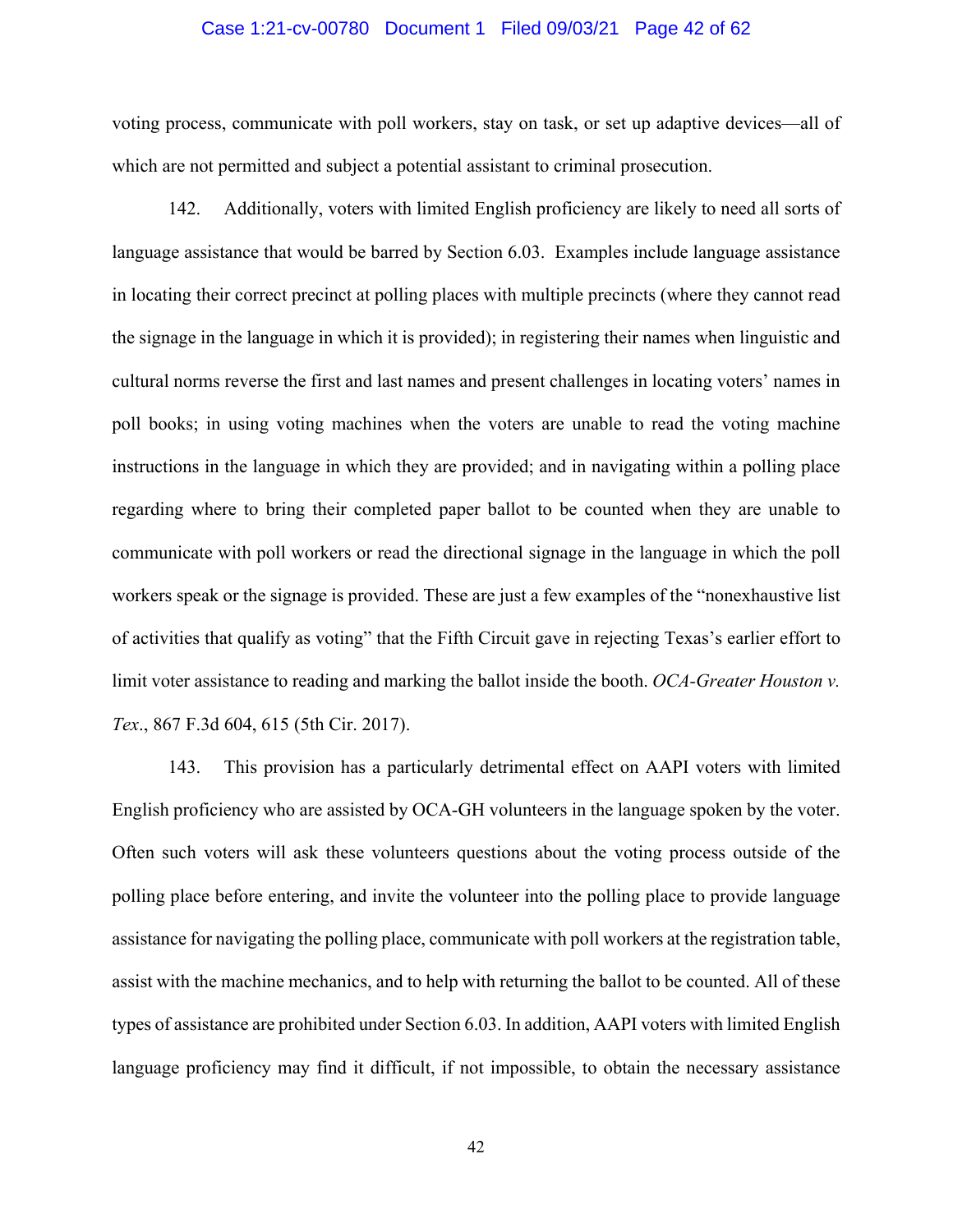voting process, communicate with poll workers, stay on task, or set up adaptive devices—all of which are not permitted and subject a potential assistant to criminal prosecution.

142. Additionally, voters with limited English proficiency are likely to need all sorts of language assistance that would be barred by Section 6.03. Examples include language assistance in locating their correct precinct at polling places with multiple precincts (where they cannot read the signage in the language in which it is provided); in registering their names when linguistic and cultural norms reverse the first and last names and present challenges in locating voters' names in poll books; in using voting machines when the voters are unable to read the voting machine instructions in the language in which they are provided; and in navigating within a polling place regarding where to bring their completed paper ballot to be counted when they are unable to communicate with poll workers or read the directional signage in the language in which the poll workers speak or the signage is provided. These are just a few examples of the "nonexhaustive list of activities that qualify as voting" that the Fifth Circuit gave in rejecting Texas's earlier effort to limit voter assistance to reading and marking the ballot inside the booth. *OCA-Greater Houston v. Tex*., 867 F.3d 604, 615 (5th Cir. 2017).

143. This provision has a particularly detrimental effect on AAPI voters with limited English proficiency who are assisted by OCA-GH volunteers in the language spoken by the voter. Often such voters will ask these volunteers questions about the voting process outside of the polling place before entering, and invite the volunteer into the polling place to provide language assistance for navigating the polling place, communicate with poll workers at the registration table, assist with the machine mechanics, and to help with returning the ballot to be counted. All of these types of assistance are prohibited under Section 6.03. In addition, AAPI voters with limited English language proficiency may find it difficult, if not impossible, to obtain the necessary assistance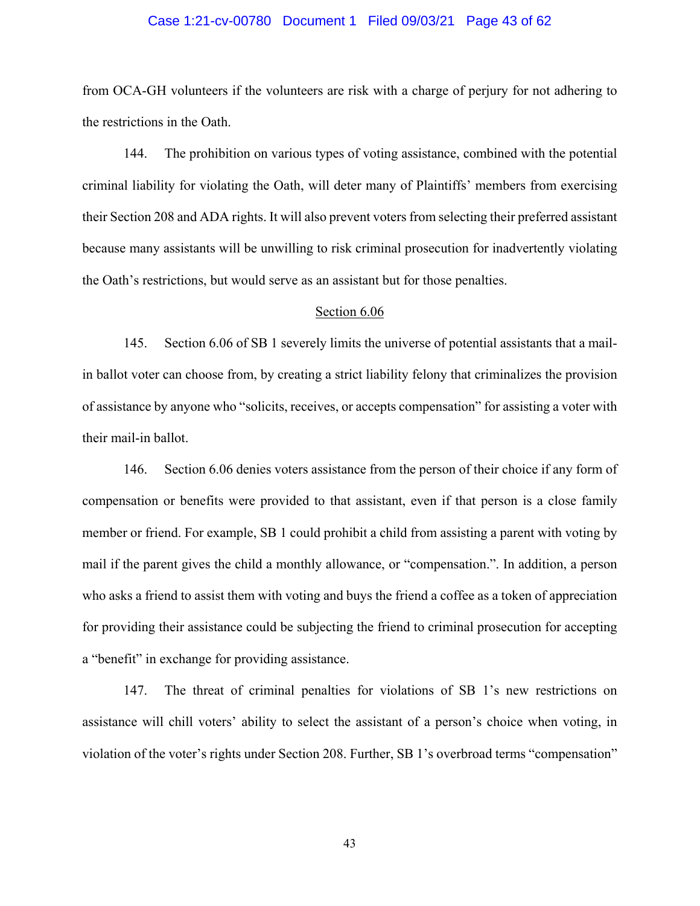from OCA-GH volunteers if the volunteers are risk with a charge of perjury for not adhering to the restrictions in the Oath.

144. The prohibition on various types of voting assistance, combined with the potential criminal liability for violating the Oath, will deter many of Plaintiffs' members from exercising their Section 208 and ADA rights. It will also prevent voters from selecting their preferred assistant because many assistants will be unwilling to risk criminal prosecution for inadvertently violating the Oath's restrictions, but would serve as an assistant but for those penalties.

<u>Section 6.06</u>

145. Section 6.06 of SB 1 severely limits the universe of potential assistants that a mail-in ballot voter can choose from, by creating a strict liability felony that criminalizes the provision of assistance by anyone who "solicits, receives, or accepts compensation" for assisting a voter with their mail-in ballot.

146. Section 6.06 denies voters assistance from the person of their choice if any form of compensation or benefits were provided to that assistant, even if that person is a close family member or friend. For example, SB 1 could prohibit a child from assisting a parent with voting by mail if the parent gives the child a monthly allowance, or "compensation.". In addition, a person who asks a friend to assist them with voting and buys the friend a coffee as a token of appreciation for providing their assistance could be subjecting the friend to criminal prosecution for accepting a "benefit" in exchange for providing assistance.

147. The threat of criminal penalties for violations of SB 1's new restrictions on assistance will chill voters' ability to select the assistant of a person's choice when voting, in violation of the voter's rights under Section 208. Further, SB 1's overbroad terms "compensation"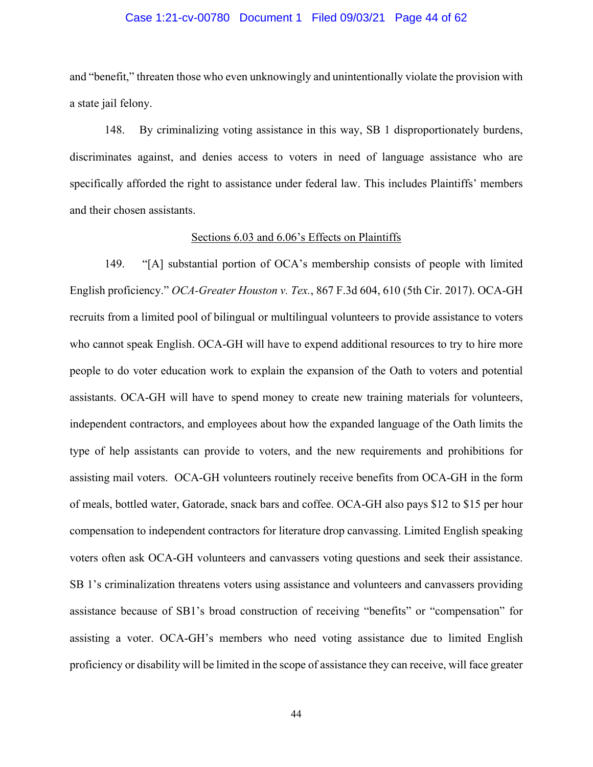and "benefit," threaten those who even unknowingly and unintentionally violate the provision with a state jail felony.

148. By criminalizing voting assistance in this way, SB 1 disproportionately burdens, discriminates against, and denies access to voters in need of language assistance who are specifically afforded the right to assistance under federal law. This includes Plaintiffs' members and their chosen assistants.

<u>Sections 6.03 and 6.06's Effects on Plaintiffs</u>

149. "[A] substantial portion of OCA's membership consists of people with limited English proficiency." *OCA-Greater Houston v. Tex.*, 867 F.3d 604, 610 (5th Cir. 2017). OCA-GH recruits from a limited pool of bilingual or multilingual volunteers to provide assistance to voters who cannot speak English. OCA-GH will have to expend additional resources to try to hire more people to do voter education work to explain the expansion of the Oath to voters and potential assistants. OCA-GH will have to spend money to create new training materials for volunteers, independent contractors, and employees about how the expanded language of the Oath limits the type of help assistants can provide to voters, and the new requirements and prohibitions for assisting mail voters. OCA-GH volunteers routinely receive benefits from OCA-GH in the form of meals, bottled water, Gatorade, snack bars and coffee. OCA-GH also pays $12 to $15 per hour compensation to independent contractors for literature drop canvassing. Limited English speaking voters often ask OCA-GH volunteers and canvassers voting questions and seek their assistance. SB 1's criminalization threatens voters using assistance and volunteers and canvassers providing assistance because of SB1's broad construction of receiving "benefits" or "compensation" for assisting a voter. OCA-GH's members who need voting assistance due to limited English proficiency or disability will be limited in the scope of assistance they can receive, will face greater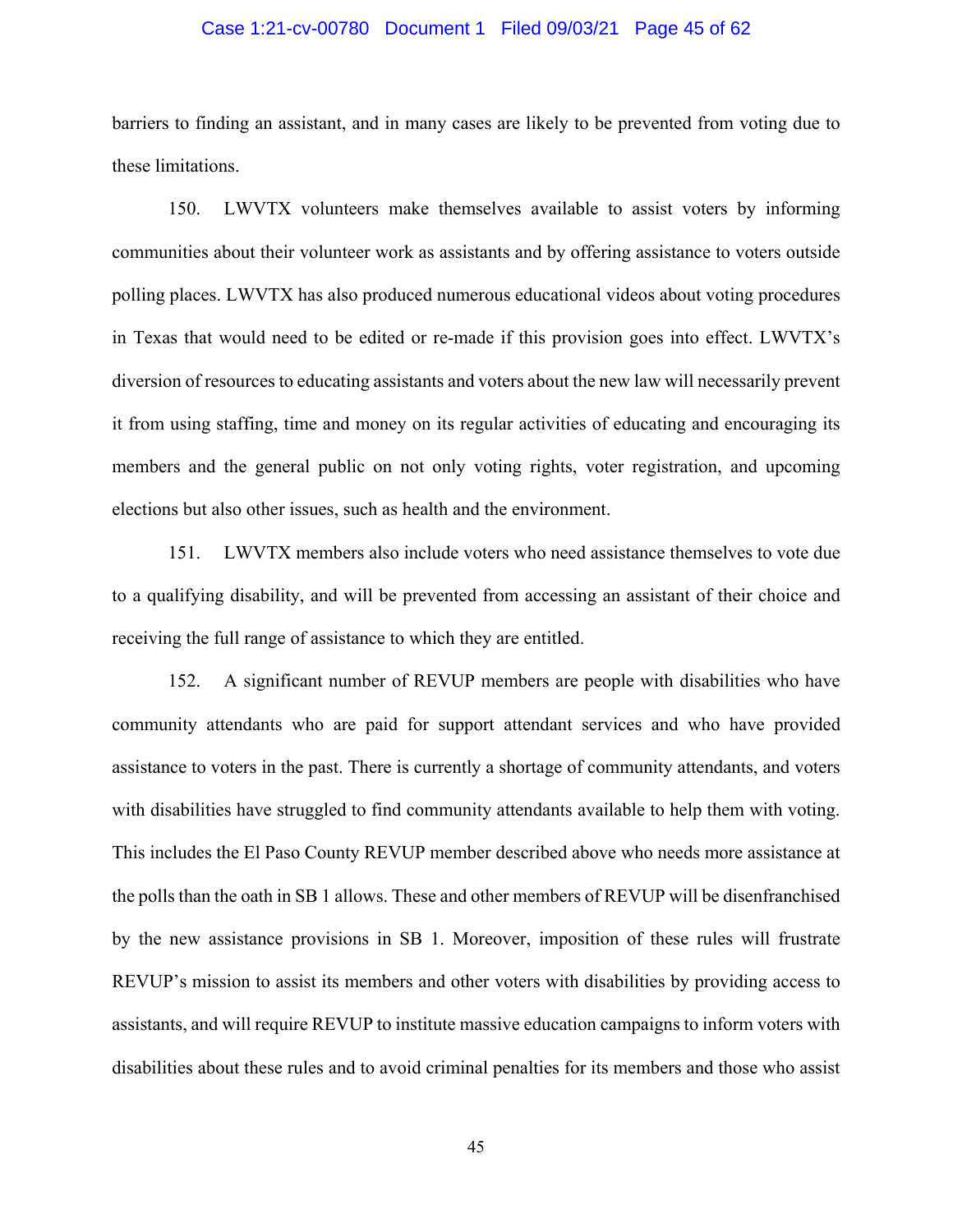barriers to finding an assistant, and in many cases are likely to be prevented from voting due to these limitations.

150. LWVTX volunteers make themselves available to assist voters by informing communities about their volunteer work as assistants and by offering assistance to voters outside polling places. LWVTX has also produced numerous educational videos about voting procedures in Texas that would need to be edited or re-made if this provision goes into effect. LWVTX's diversion of resources to educating assistants and voters about the new law will necessarily prevent it from using staffing, time and money on its regular activities of educating and encouraging its members and the general public on not only voting rights, voter registration, and upcoming elections but also other issues, such as health and the environment.

151. LWVTX members also include voters who need assistance themselves to vote due to a qualifying disability, and will be prevented from accessing an assistant of their choice and receiving the full range of assistance to which they are entitled.

152. A significant number of REVUP members are people with disabilities who have community attendants who are paid for support attendant services and who have provided assistance to voters in the past. There is currently a shortage of community attendants, and voters with disabilities have struggled to find community attendants available to help them with voting. This includes the El Paso County REVUP member described above who needs more assistance at the polls than the oath in SB 1 allows. These and other members of REVUP will be disenfranchised by the new assistance provisions in SB 1. Moreover, imposition of these rules will frustrate REVUP's mission to assist its members and other voters with disabilities by providing access to assistants, and will require REVUP to institute massive education campaigns to inform voters with disabilities about these rules and to avoid criminal penalties for its members and those who assist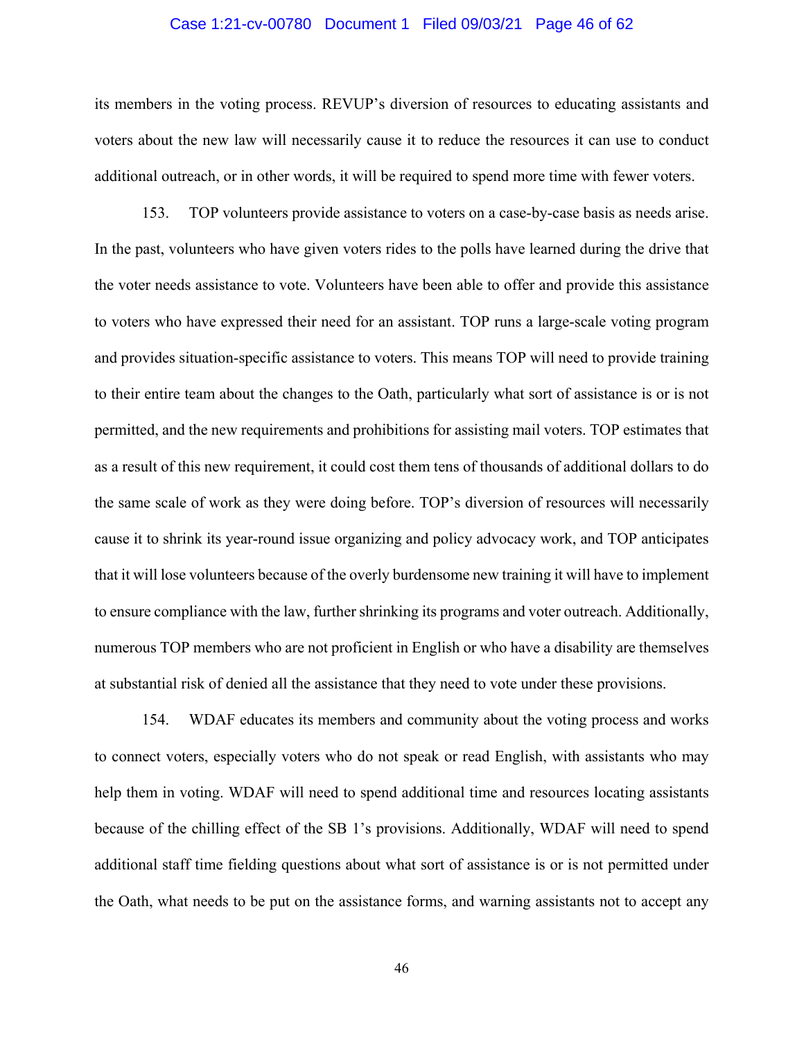its members in the voting process. REVUP's diversion of resources to educating assistants and voters about the new law will necessarily cause it to reduce the resources it can use to conduct additional outreach, or in other words, it will be required to spend more time with fewer voters.

153. TOP volunteers provide assistance to voters on a case-by-case basis as needs arise. In the past, volunteers who have given voters rides to the polls have learned during the drive that the voter needs assistance to vote. Volunteers have been able to offer and provide this assistance to voters who have expressed their need for an assistant. TOP runs a large-scale voting program and provides situation-specific assistance to voters. This means TOP will need to provide training to their entire team about the changes to the Oath, particularly what sort of assistance is or is not permitted, and the new requirements and prohibitions for assisting mail voters. TOP estimates that as a result of this new requirement, it could cost them tens of thousands of additional dollars to do the same scale of work as they were doing before. TOP's diversion of resources will necessarily cause it to shrink its year-round issue organizing and policy advocacy work, and TOP anticipates that it will lose volunteers because of the overly burdensome new training it will have to implement to ensure compliance with the law, further shrinking its programs and voter outreach. Additionally, numerous TOP members who are not proficient in English or who have a disability are themselves at substantial risk of denied all the assistance that they need to vote under these provisions.

154. WDAF educates its members and community about the voting process and works to connect voters, especially voters who do not speak or read English, with assistants who may help them in voting. WDAF will need to spend additional time and resources locating assistants because of the chilling effect of the SB 1's provisions. Additionally, WDAF will need to spend additional staff time fielding questions about what sort of assistance is or is not permitted under the Oath, what needs to be put on the assistance forms, and warning assistants not to accept any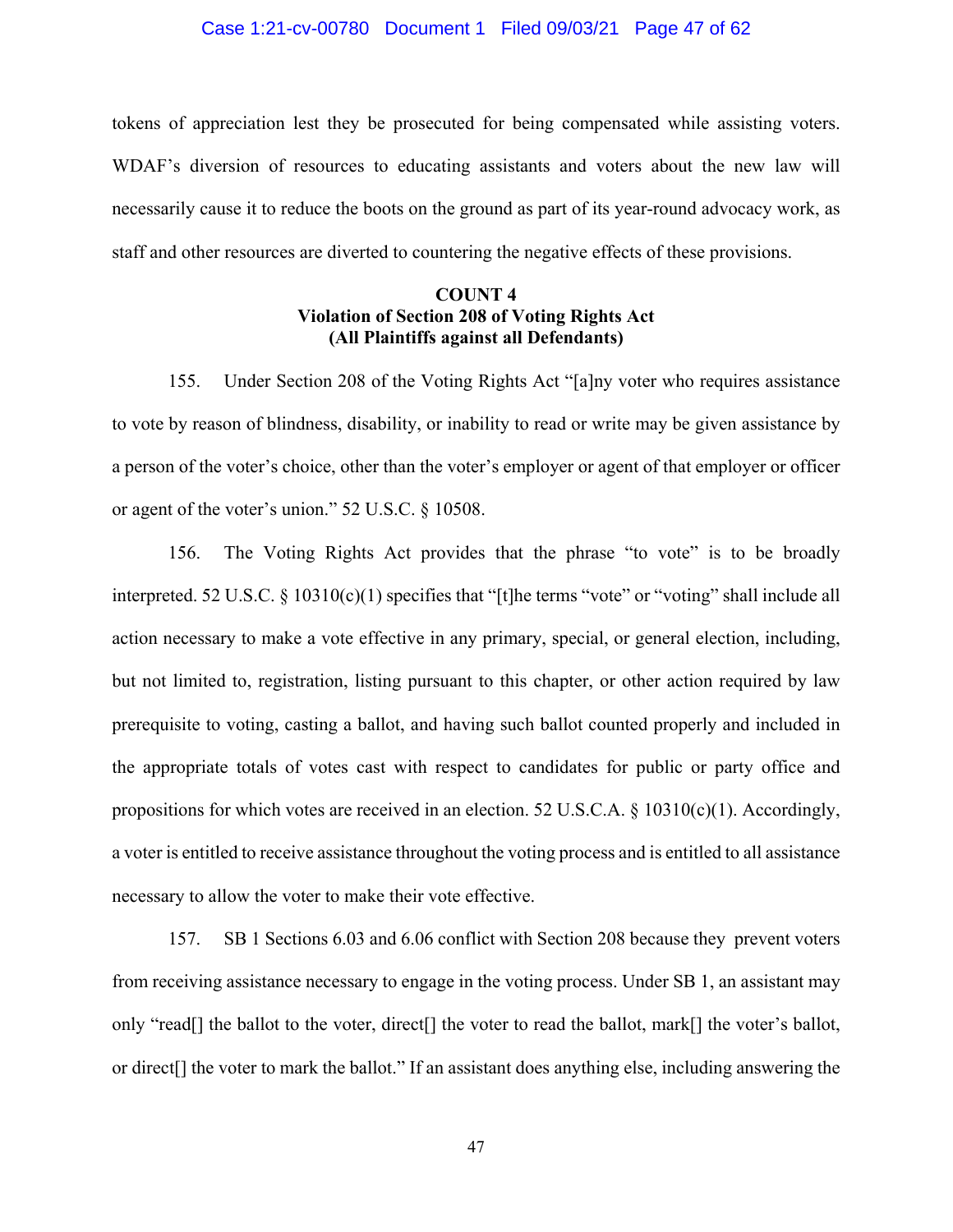tokens of appreciation lest they be prosecuted for being compensated while assisting voters. WDAF's diversion of resources to educating assistants and voters about the new law will necessarily cause it to reduce the boots on the ground as part of its year-round advocacy work, as staff and other resources are diverted to countering the negative effects of these provisions.

**COUNT 4**
**Violation of Section 208 of Voting Rights Act**
**(All Plaintiffs against all Defendants)**

155. Under Section 208 of the Voting Rights Act "[a]ny voter who requires assistance to vote by reason of blindness, disability, or inability to read or write may be given assistance by a person of the voter's choice, other than the voter's employer or agent of that employer or officer or agent of the voter's union." 52 U.S.C. § 10508.

156. The Voting Rights Act provides that the phrase "to vote" is to be broadly interpreted. 52 U.S.C. § 10310(c)(1) specifies that "[t]he terms "vote" or "voting" shall include all action necessary to make a vote effective in any primary, special, or general election, including, but not limited to, registration, listing pursuant to this chapter, or other action required by law prerequisite to voting, casting a ballot, and having such ballot counted properly and included in the appropriate totals of votes cast with respect to candidates for public or party office and propositions for which votes are received in an election. 52 U.S.C.A. § 10310(c)(1). Accordingly, a voter is entitled to receive assistance throughout the voting process and is entitled to all assistance necessary to allow the voter to make their vote effective.

157. SB 1 Sections 6.03 and 6.06 conflict with Section 208 because they prevent voters from receiving assistance necessary to engage in the voting process. Under SB 1, an assistant may only "read[] the ballot to the voter, direct[] the voter to read the ballot, mark[] the voter's ballot, or direct[] the voter to mark the ballot." If an assistant does anything else, including answering the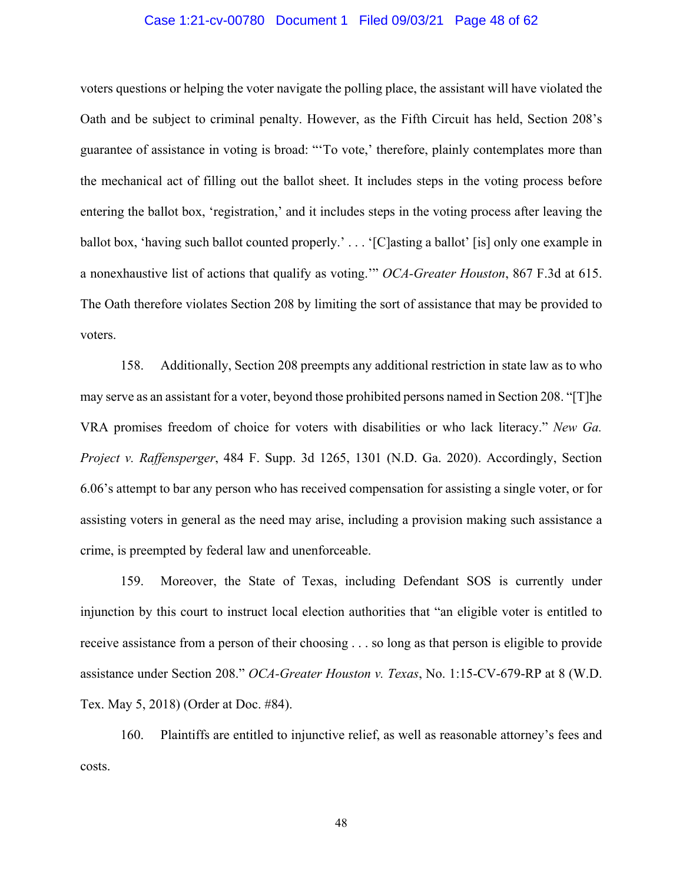voters questions or helping the voter navigate the polling place, the assistant will have violated the Oath and be subject to criminal penalty. However, as the Fifth Circuit has held, Section 208's guarantee of assistance in voting is broad: "'To vote,' therefore, plainly contemplates more than the mechanical act of filling out the ballot sheet. It includes steps in the voting process before entering the ballot box, 'registration,' and it includes steps in the voting process after leaving the ballot box, 'having such ballot counted properly.' . . . '[C]asting a ballot' [is] only one example in a nonexhaustive list of actions that qualify as voting.'" *OCA-Greater Houston*, 867 F.3d at 615. The Oath therefore violates Section 208 by limiting the sort of assistance that may be provided to voters.

158. Additionally, Section 208 preempts any additional restriction in state law as to who may serve as an assistant for a voter, beyond those prohibited persons named in Section 208. "[T]he VRA promises freedom of choice for voters with disabilities or who lack literacy." *New Ga. Project v. Raffensperger*, 484 F. Supp. 3d 1265, 1301 (N.D. Ga. 2020). Accordingly, Section 6.06's attempt to bar any person who has received compensation for assisting a single voter, or for assisting voters in general as the need may arise, including a provision making such assistance a crime, is preempted by federal law and unenforceable.

159. Moreover, the State of Texas, including Defendant SOS is currently under injunction by this court to instruct local election authorities that "an eligible voter is entitled to receive assistance from a person of their choosing . . . so long as that person is eligible to provide assistance under Section 208." *OCA-Greater Houston v. Texas*, No. 1:15-CV-679-RP at 8 (W.D. Tex. May 5, 2018) (Order at Doc. #84).

160. Plaintiffs are entitled to injunctive relief, as well as reasonable attorney's fees and costs.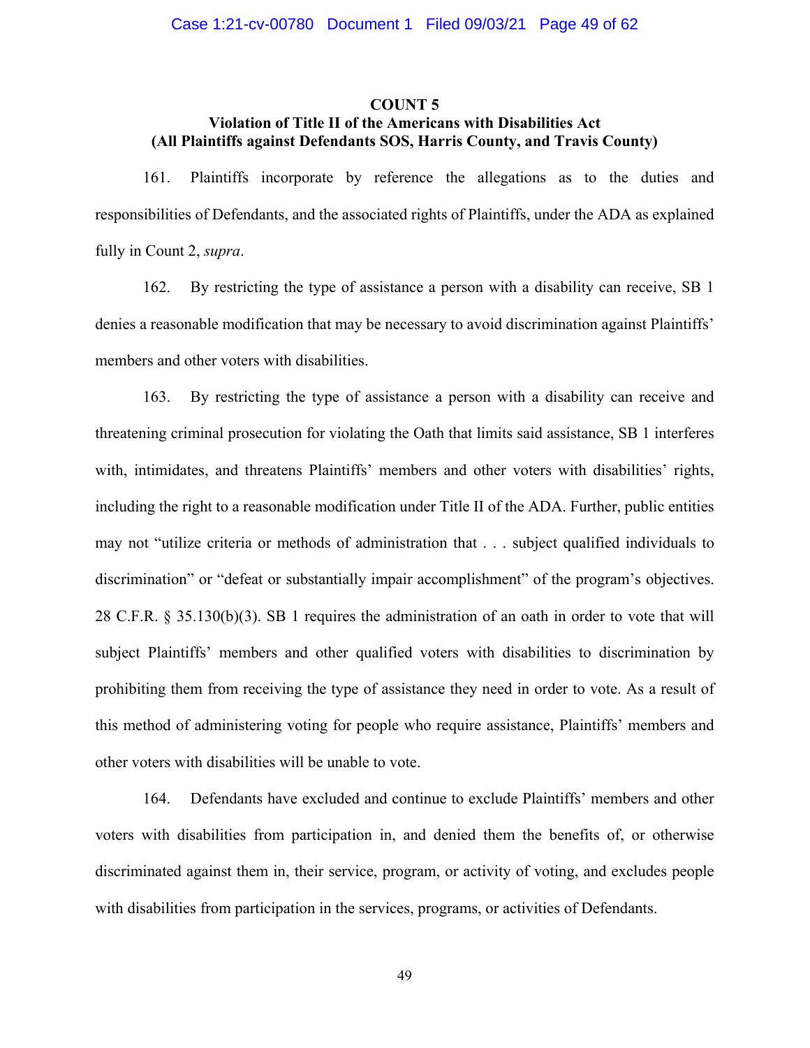**COUNT 5**

**Violation of Title II of the Americans with Disabilities Act (All Plaintiffs against Defendants SOS, Harris County, and Travis County)**

161. Plaintiffs incorporate by reference the allegations as to the duties and responsibilities of Defendants, and the associated rights of Plaintiffs, under the ADA as explained fully in Count 2, *supra*.

162. By restricting the type of assistance a person with a disability can receive, SB 1 denies a reasonable modification that may be necessary to avoid discrimination against Plaintiffs' members and other voters with disabilities.

163. By restricting the type of assistance a person with a disability can receive and threatening criminal prosecution for violating the Oath that limits said assistance, SB 1 interferes with, intimidates, and threatens Plaintiffs' members and other voters with disabilities' rights, including the right to a reasonable modification under Title II of the ADA. Further, public entities may not "utilize criteria or methods of administration that . . . subject qualified individuals to discrimination" or "defeat or substantially impair accomplishment" of the program's objectives. 28 C.F.R. § 35.130(b)(3). SB 1 requires the administration of an oath in order to vote that will subject Plaintiffs' members and other qualified voters with disabilities to discrimination by prohibiting them from receiving the type of assistance they need in order to vote. As a result of this method of administering voting for people who require assistance, Plaintiffs' members and other voters with disabilities will be unable to vote.

164. Defendants have excluded and continue to exclude Plaintiffs' members and other voters with disabilities from participation in, and denied them the benefits of, or otherwise discriminated against them in, their service, program, or activity of voting, and excludes people with disabilities from participation in the services, programs, or activities of Defendants.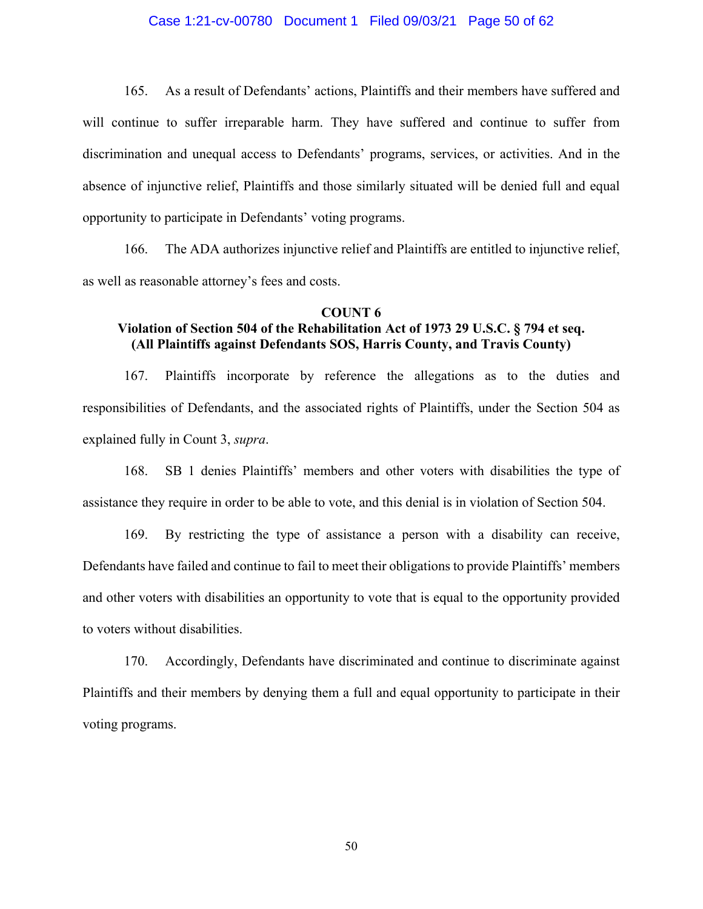165. As a result of Defendants' actions, Plaintiffs and their members have suffered and will continue to suffer irreparable harm. They have suffered and continue to suffer from discrimination and unequal access to Defendants' programs, services, or activities. And in the absence of injunctive relief, Plaintiffs and those similarly situated will be denied full and equal opportunity to participate in Defendants' voting programs.

166. The ADA authorizes injunctive relief and Plaintiffs are entitled to injunctive relief, as well as reasonable attorney's fees and costs.

**COUNT 6**
**Violation of Section 504 of the Rehabilitation Act of 1973 29 U.S.C. § 794 et seq.**
**(All Plaintiffs against Defendants SOS, Harris County, and Travis County)**

167. Plaintiffs incorporate by reference the allegations as to the duties and responsibilities of Defendants, and the associated rights of Plaintiffs, under the Section 504 as explained fully in Count 3, *supra*.

168. SB 1 denies Plaintiffs' members and other voters with disabilities the type of assistance they require in order to be able to vote, and this denial is in violation of Section 504.

169. By restricting the type of assistance a person with a disability can receive, Defendants have failed and continue to fail to meet their obligations to provide Plaintiffs' members and other voters with disabilities an opportunity to vote that is equal to the opportunity provided to voters without disabilities.

170. Accordingly, Defendants have discriminated and continue to discriminate against Plaintiffs and their members by denying them a full and equal opportunity to participate in their voting programs.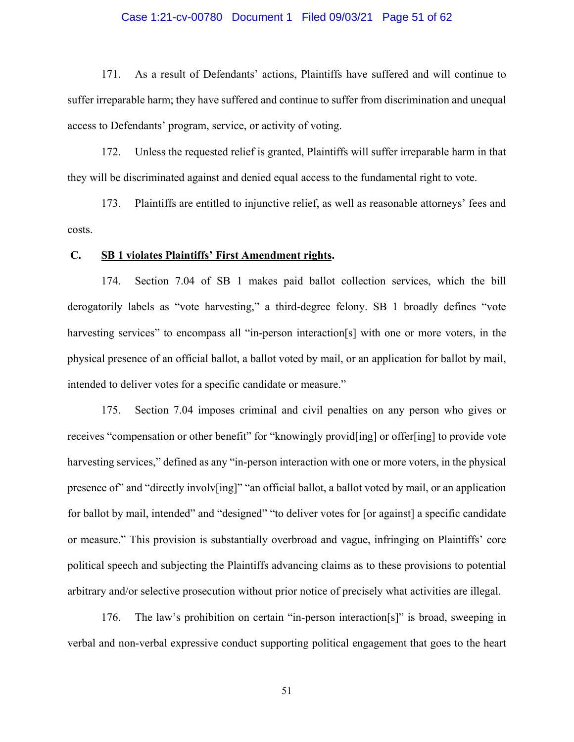171. As a result of Defendants' actions, Plaintiffs have suffered and will continue to suffer irreparable harm; they have suffered and continue to suffer from discrimination and unequal access to Defendants' program, service, or activity of voting.

172. Unless the requested relief is granted, Plaintiffs will suffer irreparable harm in that they will be discriminated against and denied equal access to the fundamental right to vote.

173. Plaintiffs are entitled to injunctive relief, as well as reasonable attorneys' fees and costs.

### C. **SB 1 violates Plaintiffs' First Amendment rights.**

174. Section 7.04 of SB 1 makes paid ballot collection services, which the bill derogatorily labels as "vote harvesting," a third-degree felony. SB 1 broadly defines "vote harvesting services" to encompass all "in-person interaction[s] with one or more voters, in the physical presence of an official ballot, a ballot voted by mail, or an application for ballot by mail, intended to deliver votes for a specific candidate or measure."

175. Section 7.04 imposes criminal and civil penalties on any person who gives or receives "compensation or other benefit" for "knowingly provid[ing] or offer[ing] to provide vote harvesting services," defined as any "in-person interaction with one or more voters, in the physical presence of" and "directly involv[ing]" "an official ballot, a ballot voted by mail, or an application for ballot by mail, intended" and "designed" "to deliver votes for [or against] a specific candidate or measure." This provision is substantially overbroad and vague, infringing on Plaintiffs' core political speech and subjecting the Plaintiffs advancing claims as to these provisions to potential arbitrary and/or selective prosecution without prior notice of precisely what activities are illegal.

176. The law's prohibition on certain "in-person interaction[s]" is broad, sweeping in verbal and non-verbal expressive conduct supporting political engagement that goes to the heart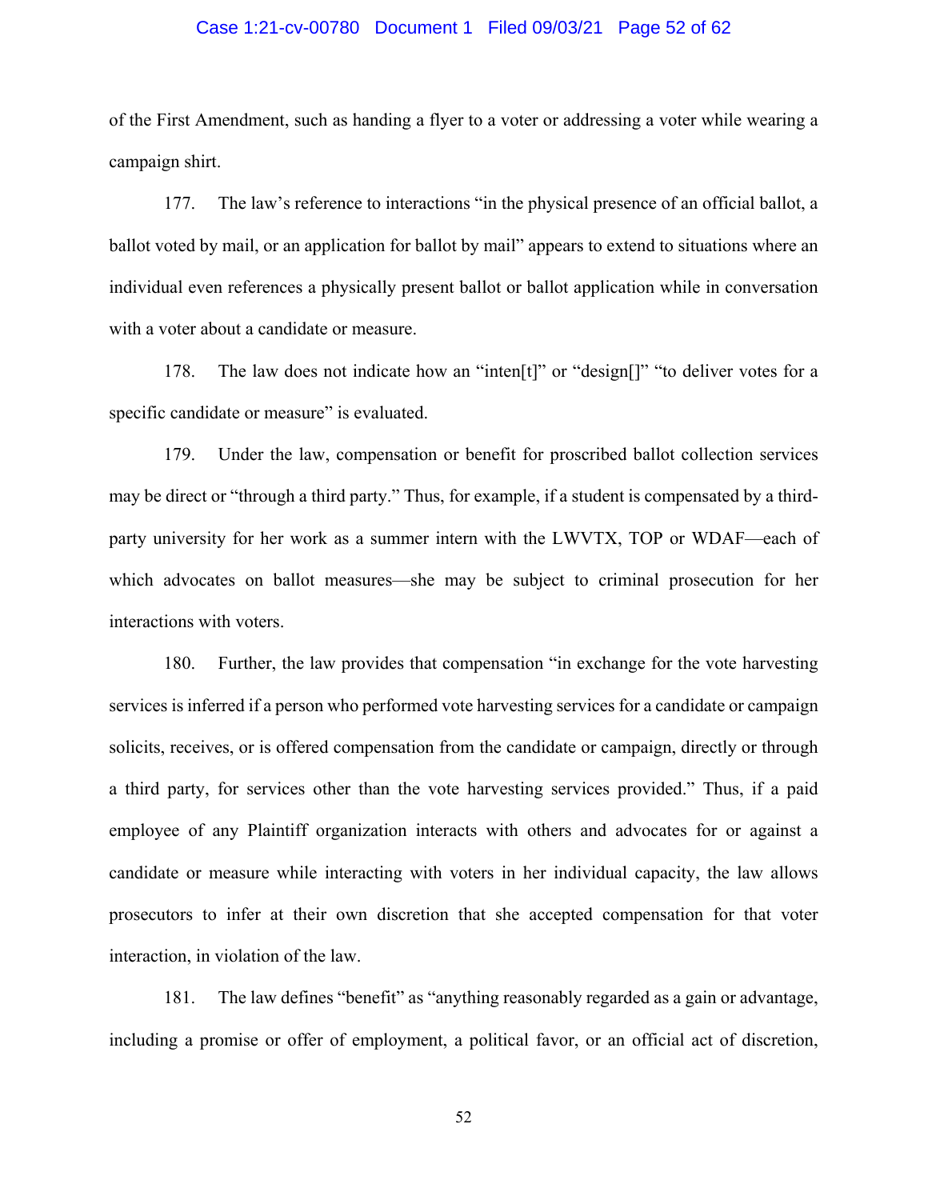of the First Amendment, such as handing a flyer to a voter or addressing a voter while wearing a campaign shirt.

177. The law's reference to interactions "in the physical presence of an official ballot, a ballot voted by mail, or an application for ballot by mail" appears to extend to situations where an individual even references a physically present ballot or ballot application while in conversation with a voter about a candidate or measure.

178. The law does not indicate how an "inten[t]" or "design[]" "to deliver votes for a specific candidate or measure" is evaluated.

179. Under the law, compensation or benefit for proscribed ballot collection services may be direct or "through a third party." Thus, for example, if a student is compensated by a third-party university for her work as a summer intern with the LWVTX, TOP or WDAF—each of which advocates on ballot measures—she may be subject to criminal prosecution for her interactions with voters.

180. Further, the law provides that compensation "in exchange for the vote harvesting services is inferred if a person who performed vote harvesting services for a candidate or campaign solicits, receives, or is offered compensation from the candidate or campaign, directly or through a third party, for services other than the vote harvesting services provided." Thus, if a paid employee of any Plaintiff organization interacts with others and advocates for or against a candidate or measure while interacting with voters in her individual capacity, the law allows prosecutors to infer at their own discretion that she accepted compensation for that voter interaction, in violation of the law.

181. The law defines "benefit" as "anything reasonably regarded as a gain or advantage, including a promise or offer of employment, a political favor, or an official act of discretion,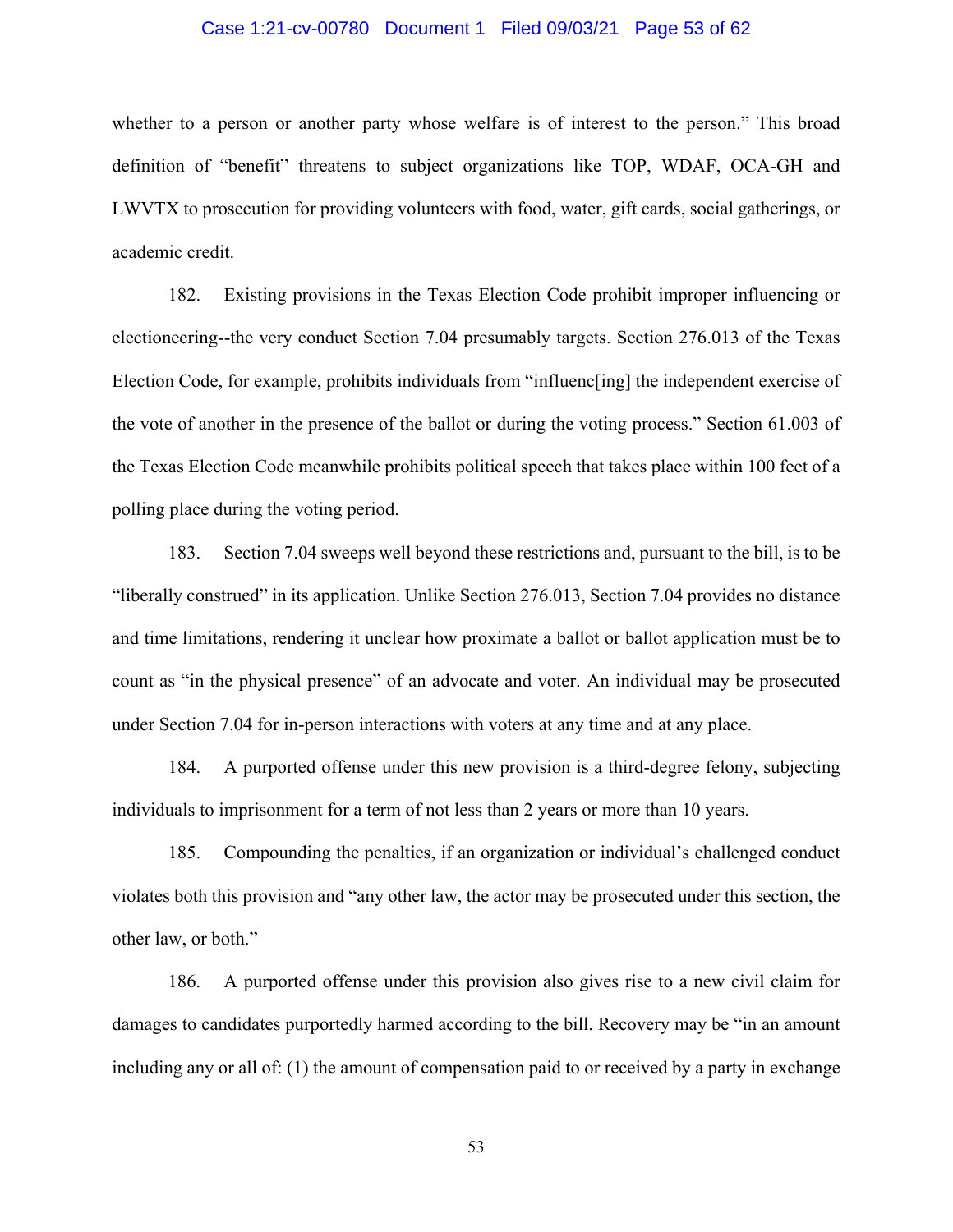whether to a person or another party whose welfare is of interest to the person." This broad definition of "benefit" threatens to subject organizations like TOP, WDAF, OCA-GH and LWVTX to prosecution for providing volunteers with food, water, gift cards, social gatherings, or academic credit.

182. Existing provisions in the Texas Election Code prohibit improper influencing or electioneering--the very conduct Section 7.04 presumably targets. Section 276.013 of the Texas Election Code, for example, prohibits individuals from "influenc[ing] the independent exercise of the vote of another in the presence of the ballot or during the voting process." Section 61.003 of the Texas Election Code meanwhile prohibits political speech that takes place within 100 feet of a polling place during the voting period.

183. Section 7.04 sweeps well beyond these restrictions and, pursuant to the bill, is to be "liberally construed" in its application. Unlike Section 276.013, Section 7.04 provides no distance and time limitations, rendering it unclear how proximate a ballot or ballot application must be to count as "in the physical presence" of an advocate and voter. An individual may be prosecuted under Section 7.04 for in-person interactions with voters at any time and at any place.

184. A purported offense under this new provision is a third-degree felony, subjecting individuals to imprisonment for a term of not less than 2 years or more than 10 years.

185. Compounding the penalties, if an organization or individual's challenged conduct violates both this provision and "any other law, the actor may be prosecuted under this section, the other law, or both."

186. A purported offense under this provision also gives rise to a new civil claim for damages to candidates purportedly harmed according to the bill. Recovery may be "in an amount including any or all of: (1) the amount of compensation paid to or received by a party in exchange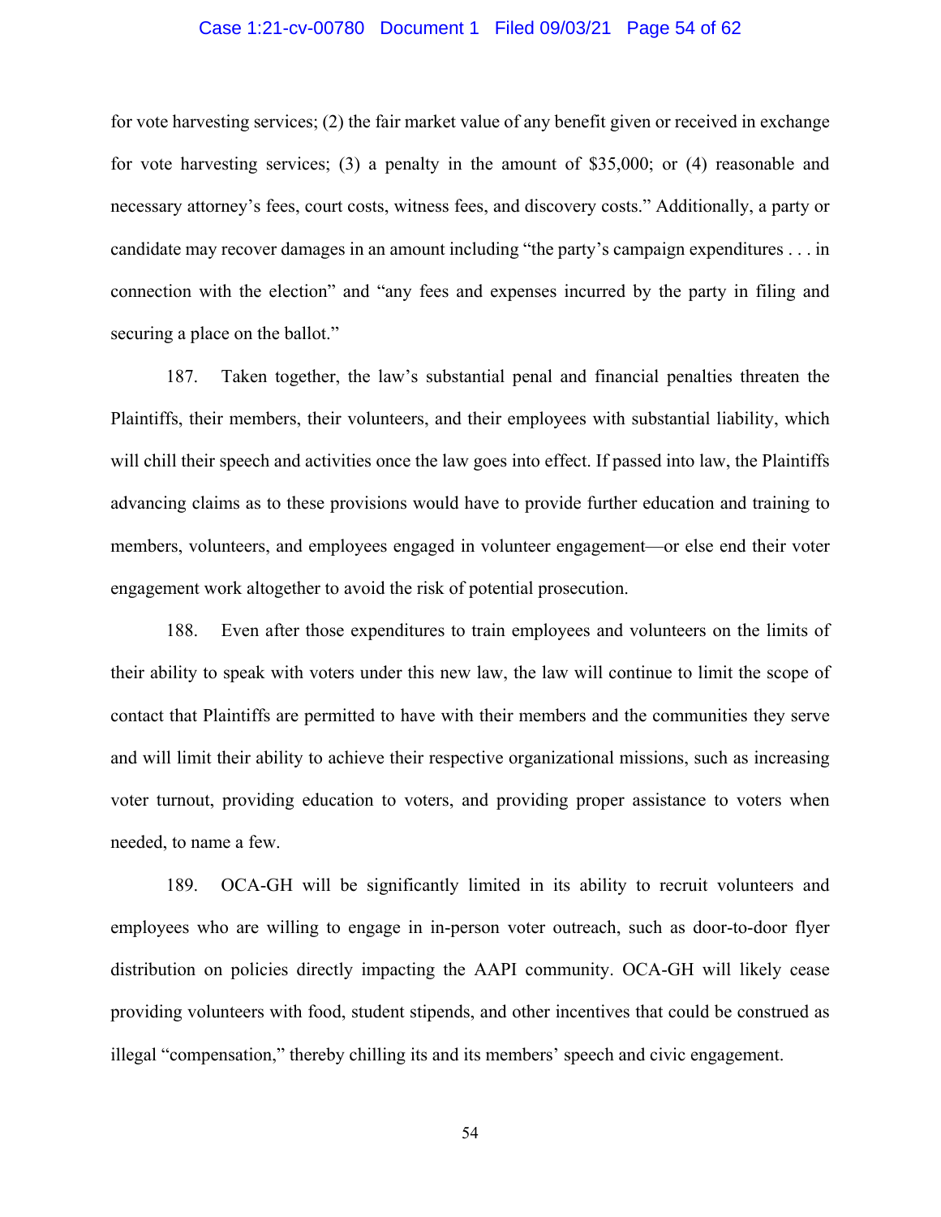for vote harvesting services; (2) the fair market value of any benefit given or received in exchange for vote harvesting services; (3) a penalty in the amount of $35,000; or (4) reasonable and necessary attorney's fees, court costs, witness fees, and discovery costs." Additionally, a party or candidate may recover damages in an amount including "the party's campaign expenditures . . . in connection with the election" and "any fees and expenses incurred by the party in filing and securing a place on the ballot."

187. Taken together, the law's substantial penal and financial penalties threaten the Plaintiffs, their members, their volunteers, and their employees with substantial liability, which will chill their speech and activities once the law goes into effect. If passed into law, the Plaintiffs advancing claims as to these provisions would have to provide further education and training to members, volunteers, and employees engaged in volunteer engagement—or else end their voter engagement work altogether to avoid the risk of potential prosecution.

188. Even after those expenditures to train employees and volunteers on the limits of their ability to speak with voters under this new law, the law will continue to limit the scope of contact that Plaintiffs are permitted to have with their members and the communities they serve and will limit their ability to achieve their respective organizational missions, such as increasing voter turnout, providing education to voters, and providing proper assistance to voters when needed, to name a few.

189. OCA-GH will be significantly limited in its ability to recruit volunteers and employees who are willing to engage in in-person voter outreach, such as door-to-door flyer distribution on policies directly impacting the AAPI community. OCA-GH will likely cease providing volunteers with food, student stipends, and other incentives that could be construed as illegal "compensation," thereby chilling its and its members' speech and civic engagement.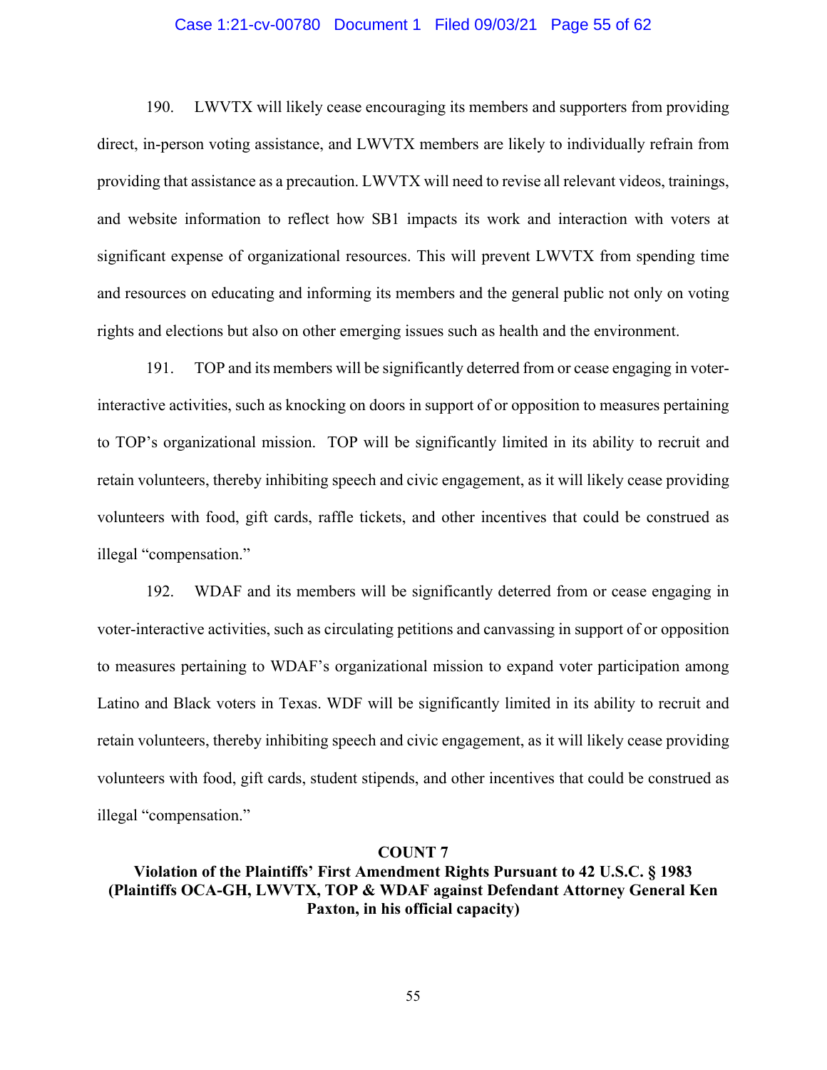190. LWVTX will likely cease encouraging its members and supporters from providing direct, in-person voting assistance, and LWVTX members are likely to individually refrain from providing that assistance as a precaution. LWVTX will need to revise all relevant videos, trainings, and website information to reflect how SB1 impacts its work and interaction with voters at significant expense of organizational resources. This will prevent LWVTX from spending time and resources on educating and informing its members and the general public not only on voting rights and elections but also on other emerging issues such as health and the environment.

191. TOP and its members will be significantly deterred from or cease engaging in voter-interactive activities, such as knocking on doors in support of or opposition to measures pertaining to TOP's organizational mission. TOP will be significantly limited in its ability to recruit and retain volunteers, thereby inhibiting speech and civic engagement, as it will likely cease providing volunteers with food, gift cards, raffle tickets, and other incentives that could be construed as illegal "compensation."

192. WDAF and its members will be significantly deterred from or cease engaging in voter-interactive activities, such as circulating petitions and canvassing in support of or opposition to measures pertaining to WDAF's organizational mission to expand voter participation among Latino and Black voters in Texas. WDF will be significantly limited in its ability to recruit and retain volunteers, thereby inhibiting speech and civic engagement, as it will likely cease providing volunteers with food, gift cards, student stipends, and other incentives that could be construed as illegal "compensation."

## COUNT 7

**Violation of the Plaintiffs' First Amendment Rights Pursuant to 42 U.S.C. § 1983 (Plaintiffs OCA-GH, LWVTX, TOP & WDAF against Defendant Attorney General Ken Paxton, in his official capacity)**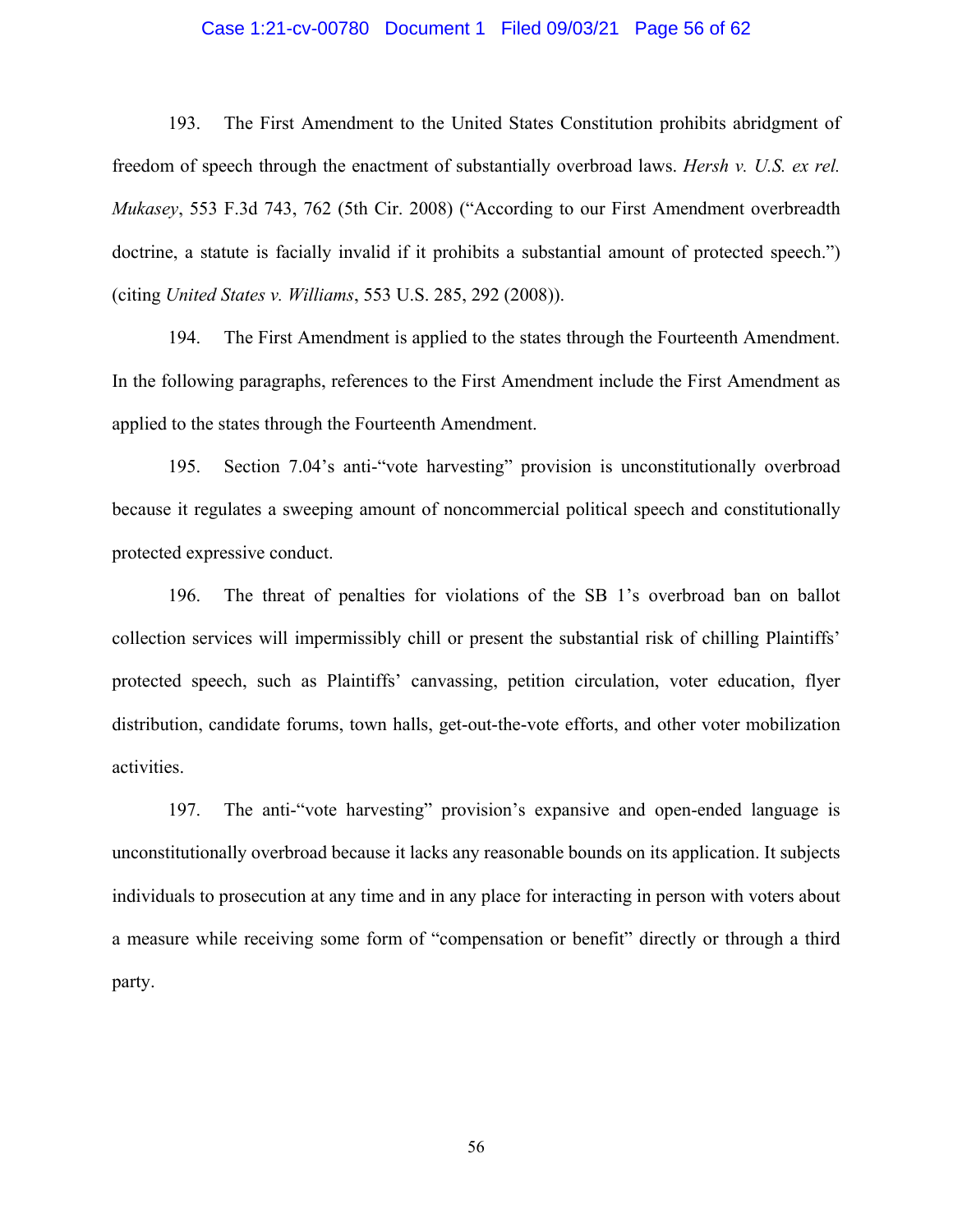193. The First Amendment to the United States Constitution prohibits abridgment of freedom of speech through the enactment of substantially overbroad laws. *Hersh v. U.S. ex rel. Mukasey*, 553 F.3d 743, 762 (5th Cir. 2008) ("According to our First Amendment overbreadth doctrine, a statute is facially invalid if it prohibits a substantial amount of protected speech.") (citing *United States v. Williams*, 553 U.S. 285, 292 (2008)).

194. The First Amendment is applied to the states through the Fourteenth Amendment. In the following paragraphs, references to the First Amendment include the First Amendment as applied to the states through the Fourteenth Amendment.

195. Section 7.04's anti-"vote harvesting" provision is unconstitutionally overbroad because it regulates a sweeping amount of noncommercial political speech and constitutionally protected expressive conduct.

196. The threat of penalties for violations of the SB 1's overbroad ban on ballot collection services will impermissibly chill or present the substantial risk of chilling Plaintiffs' protected speech, such as Plaintiffs' canvassing, petition circulation, voter education, flyer distribution, candidate forums, town halls, get-out-the-vote efforts, and other voter mobilization activities.

197. The anti-"vote harvesting" provision's expansive and open-ended language is unconstitutionally overbroad because it lacks any reasonable bounds on its application. It subjects individuals to prosecution at any time and in any place for interacting in person with voters about a measure while receiving some form of "compensation or benefit" directly or through a third party.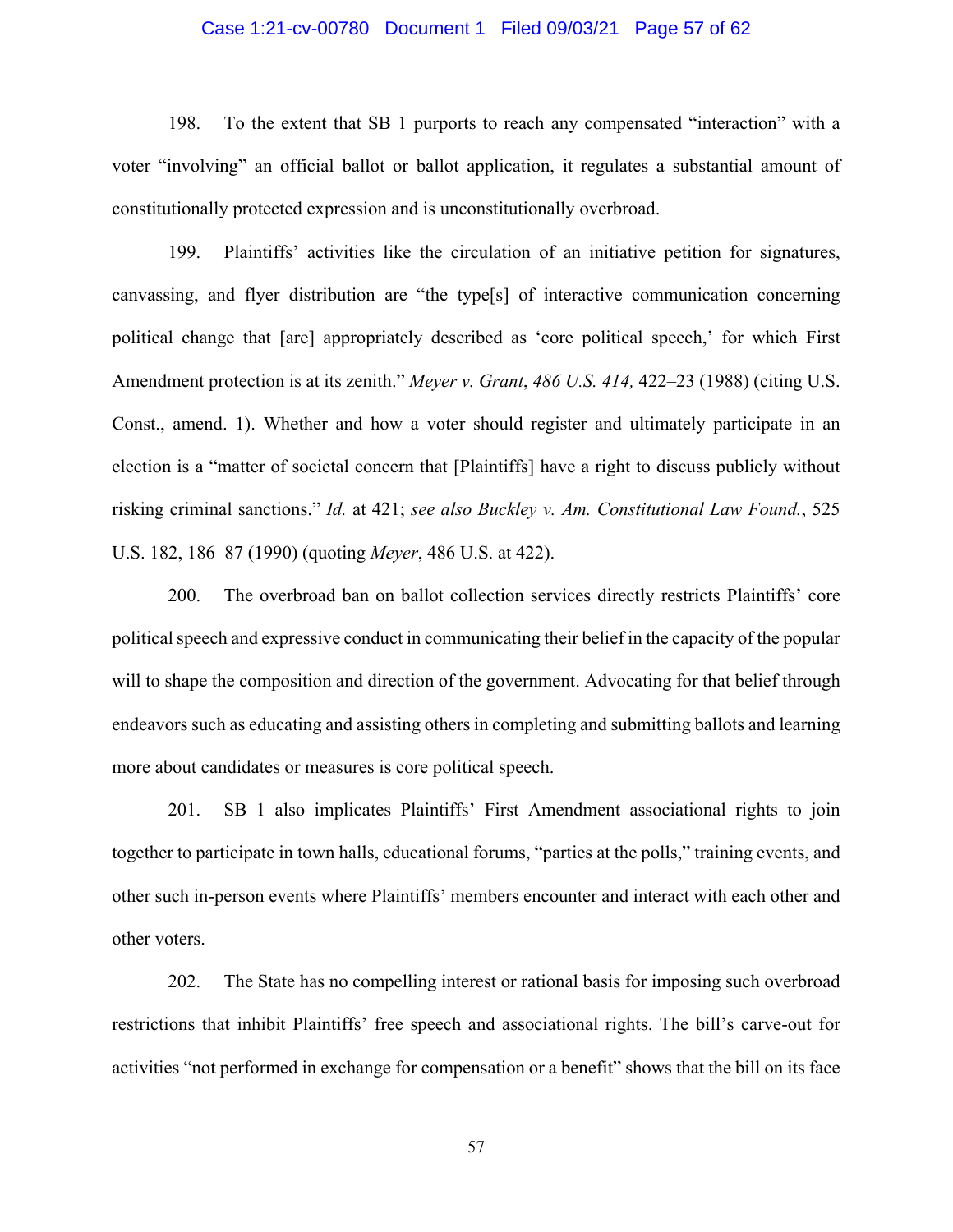198. To the extent that SB 1 purports to reach any compensated "interaction" with a voter "involving" an official ballot or ballot application, it regulates a substantial amount of constitutionally protected expression and is unconstitutionally overbroad.

199. Plaintiffs' activities like the circulation of an initiative petition for signatures, canvassing, and flyer distribution are "the type[s] of interactive communication concerning political change that [are] appropriately described as 'core political speech,' for which First Amendment protection is at its zenith." *Meyer v. Grant*, *486 U.S. 414,* 422–23 (1988) (citing U.S. Const., amend. 1). Whether and how a voter should register and ultimately participate in an election is a "matter of societal concern that [Plaintiffs] have a right to discuss publicly without risking criminal sanctions." *Id.* at 421; *see also Buckley v. Am. Constitutional Law Found.*, 525 U.S. 182, 186–87 (1990) (quoting *Meyer*, 486 U.S. at 422).

200. The overbroad ban on ballot collection services directly restricts Plaintiffs' core political speech and expressive conduct in communicating their belief in the capacity of the popular will to shape the composition and direction of the government. Advocating for that belief through endeavors such as educating and assisting others in completing and submitting ballots and learning more about candidates or measures is core political speech.

201. SB 1 also implicates Plaintiffs' First Amendment associational rights to join together to participate in town halls, educational forums, "parties at the polls," training events, and other such in-person events where Plaintiffs' members encounter and interact with each other and other voters.

202. The State has no compelling interest or rational basis for imposing such overbroad restrictions that inhibit Plaintiffs' free speech and associational rights. The bill's carve-out for activities "not performed in exchange for compensation or a benefit" shows that the bill on its face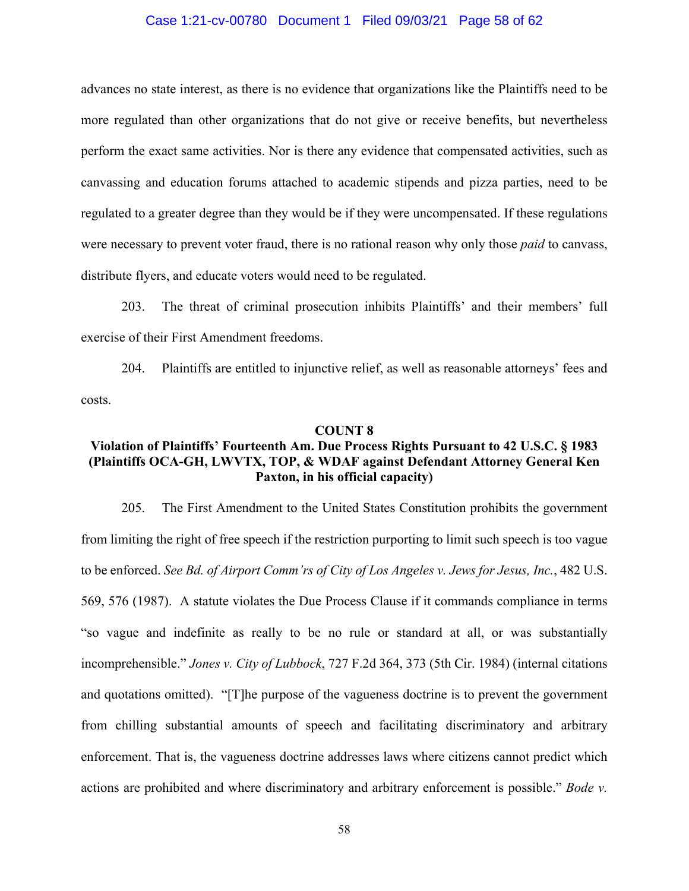advances no state interest, as there is no evidence that organizations like the Plaintiffs need to be more regulated than other organizations that do not give or receive benefits, but nevertheless perform the exact same activities. Nor is there any evidence that compensated activities, such as canvassing and education forums attached to academic stipends and pizza parties, need to be regulated to a greater degree than they would be if they were uncompensated. If these regulations were necessary to prevent voter fraud, there is no rational reason why only those *paid* to canvass, distribute flyers, and educate voters would need to be regulated.

203. The threat of criminal prosecution inhibits Plaintiffs' and their members' full exercise of their First Amendment freedoms.

204. Plaintiffs are entitled to injunctive relief, as well as reasonable attorneys' fees and costs.

**COUNT 8**

**Violation of Plaintiffs' Fourteenth Am. Due Process Rights Pursuant to 42 U.S.C. § 1983 (Plaintiffs OCA-GH, LWVTX, TOP, & WDAF against Defendant Attorney General Ken Paxton, in his official capacity)**

205. The First Amendment to the United States Constitution prohibits the government from limiting the right of free speech if the restriction purporting to limit such speech is too vague to be enforced. *See Bd. of Airport Comm'rs of City of Los Angeles v. Jews for Jesus, Inc.*, 482 U.S. 569, 576 (1987). A statute violates the Due Process Clause if it commands compliance in terms "so vague and indefinite as really to be no rule or standard at all, or was substantially incomprehensible." *Jones v. City of Lubbock*, 727 F.2d 364, 373 (5th Cir. 1984) (internal citations and quotations omitted). "[T]he purpose of the vagueness doctrine is to prevent the government from chilling substantial amounts of speech and facilitating discriminatory and arbitrary enforcement. That is, the vagueness doctrine addresses laws where citizens cannot predict which actions are prohibited and where discriminatory and arbitrary enforcement is possible." *Bode v.*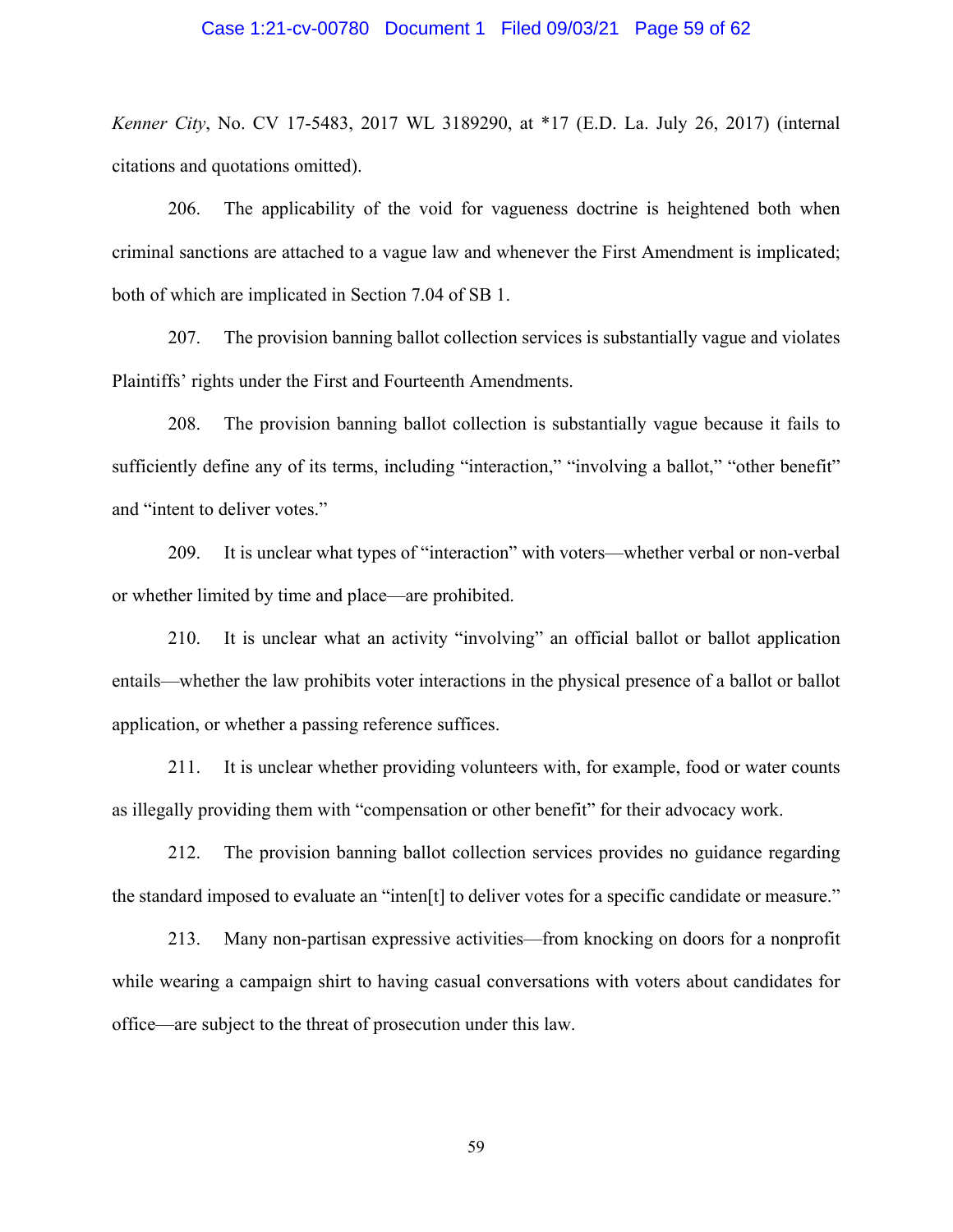*Kenner City*, No. CV 17-5483, 2017 WL 3189290, at *17 (E.D. La. July 26, 2017) (internal citations and quotations omitted).

206. The applicability of the void for vagueness doctrine is heightened both when criminal sanctions are attached to a vague law and whenever the First Amendment is implicated; both of which are implicated in Section 7.04 of SB 1.

207. The provision banning ballot collection services is substantially vague and violates Plaintiffs' rights under the First and Fourteenth Amendments.

208. The provision banning ballot collection is substantially vague because it fails to sufficiently define any of its terms, including "interaction," "involving a ballot," "other benefit" and "intent to deliver votes."

209. It is unclear what types of "interaction" with voters—whether verbal or non-verbal or whether limited by time and place—are prohibited.

210. It is unclear what an activity "involving" an official ballot or ballot application entails—whether the law prohibits voter interactions in the physical presence of a ballot or ballot application, or whether a passing reference suffices.

211. It is unclear whether providing volunteers with, for example, food or water counts as illegally providing them with "compensation or other benefit" for their advocacy work.

212. The provision banning ballot collection services provides no guidance regarding the standard imposed to evaluate an "inten[t] to deliver votes for a specific candidate or measure."

213. Many non-partisan expressive activities—from knocking on doors for a nonprofit while wearing a campaign shirt to having casual conversations with voters about candidates for office—are subject to the threat of prosecution under this law.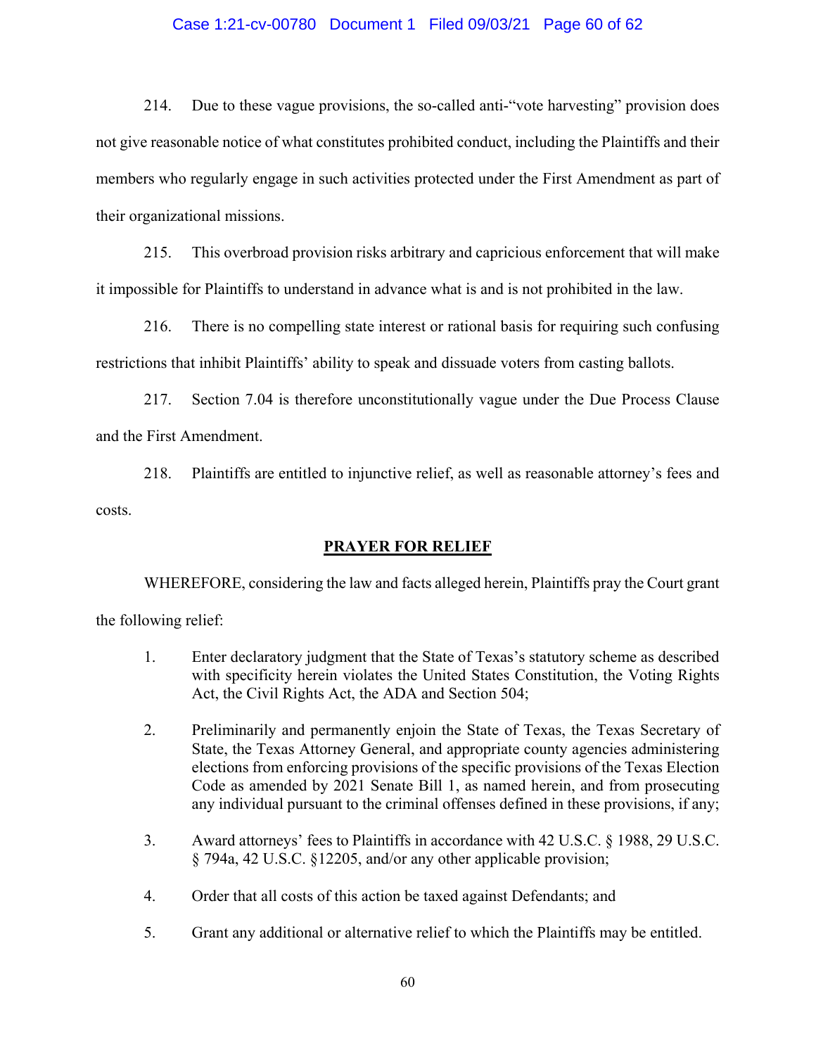214. Due to these vague provisions, the so-called anti-"vote harvesting" provision does not give reasonable notice of what constitutes prohibited conduct, including the Plaintiffs and their members who regularly engage in such activities protected under the First Amendment as part of their organizational missions.

215. This overbroad provision risks arbitrary and capricious enforcement that will make it impossible for Plaintiffs to understand in advance what is and is not prohibited in the law.

216. There is no compelling state interest or rational basis for requiring such confusing restrictions that inhibit Plaintiffs' ability to speak and dissuade voters from casting ballots.

217. Section 7.04 is therefore unconstitutionally vague under the Due Process Clause and the First Amendment.

218. Plaintiffs are entitled to injunctive relief, as well as reasonable attorney's fees and costs.

## PRAYER FOR RELIEF

WHEREFORE, considering the law and facts alleged herein, Plaintiffs pray the Court grant the following relief:

1. Enter declaratory judgment that the State of Texas's statutory scheme as described with specificity herein violates the United States Constitution, the Voting Rights Act, the Civil Rights Act, the ADA and Section 504;

2. Preliminarily and permanently enjoin the State of Texas, the Texas Secretary of State, the Texas Attorney General, and appropriate county agencies administering elections from enforcing provisions of the specific provisions of the Texas Election Code as amended by 2021 Senate Bill 1, as named herein, and from prosecuting any individual pursuant to the criminal offenses defined in these provisions, if any;

3. Award attorneys' fees to Plaintiffs in accordance with 42 U.S.C. § 1988, 29 U.S.C. § 794a, 42 U.S.C. §12205, and/or any other applicable provision;

4. Order that all costs of this action be taxed against Defendants; and

5. Grant any additional or alternative relief to which the Plaintiffs may be entitled.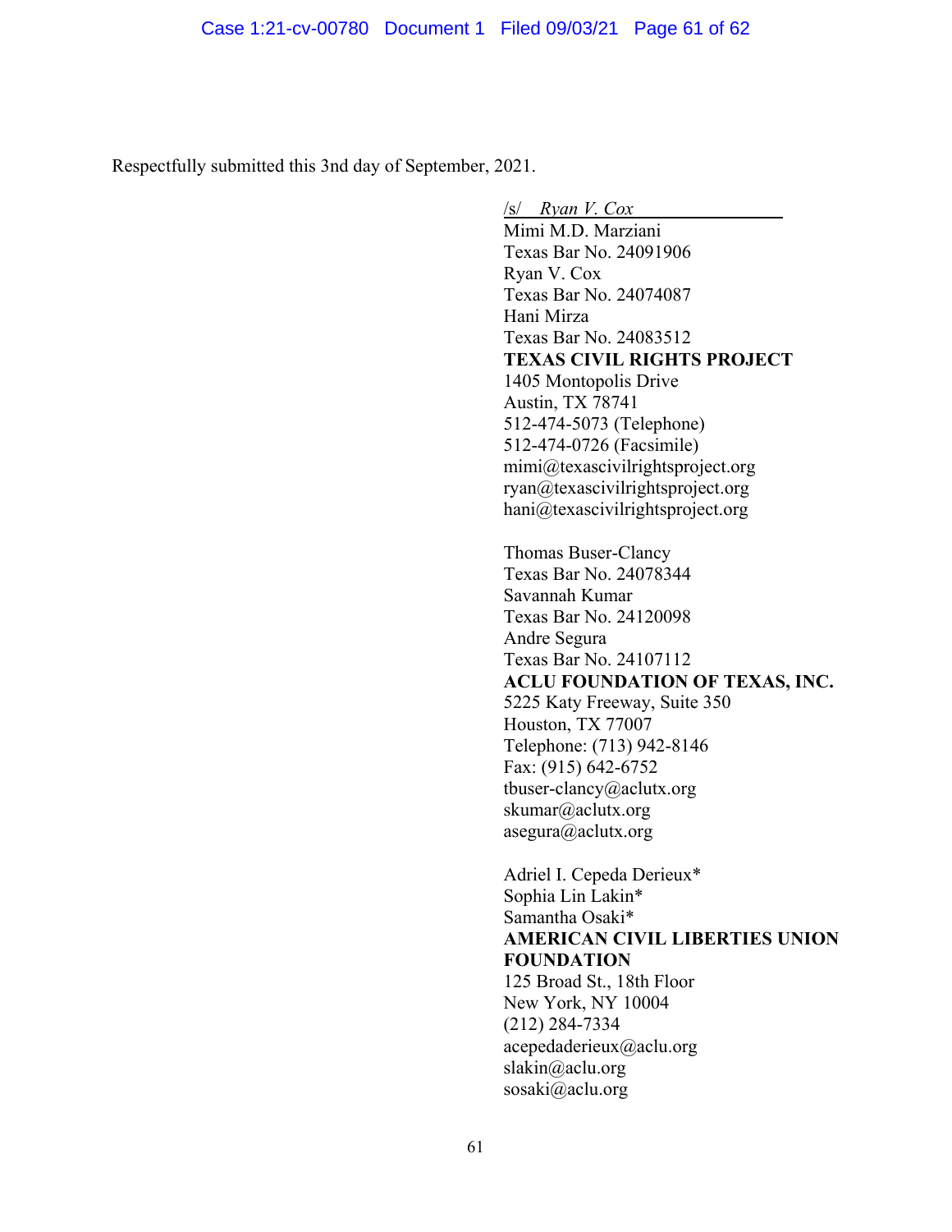Respectfully submitted this 3nd day of September, 2021.

/s/ *Ryan V. Cox*
Mimi M.D. Marziani
Texas Bar No. 24091906
Ryan V. Cox
Texas Bar No. 24074087
Hani Mirza
Texas Bar No. 24083512
**TEXAS CIVIL RIGHTS PROJECT**
1405 Montopolis Drive
Austin, TX 78741
512-474-5073 (Telephone)
512-474-0726 (Facsimile)
mimi@texascivilrightsproject.org
ryan@texascivilrightsproject.org
hani@texascivilrightsproject.org

Thomas Buser-Clancy
Texas Bar No. 24078344
Savannah Kumar
Texas Bar No. 24120098
Andre Segura
Texas Bar No. 24107112
**ACLU FOUNDATION OF TEXAS, INC.**
5225 Katy Freeway, Suite 350
Houston, TX 77007
Telephone: (713) 942-8146
Fax: (915) 642-6752
tbuser-clancy@aclutx.org
skumar@aclutx.org
asegura@aclutx.org

Adriel I. Cepeda Derieux*
Sophia Lin Lakin*
Samantha Osaki*
**AMERICAN CIVIL LIBERTIES UNION FOUNDATION**
125 Broad St., 18th Floor
New York, NY 10004
(212) 284-7334
acepedaderieux@aclu.org
slakin@aclu.org
sosaki@aclu.org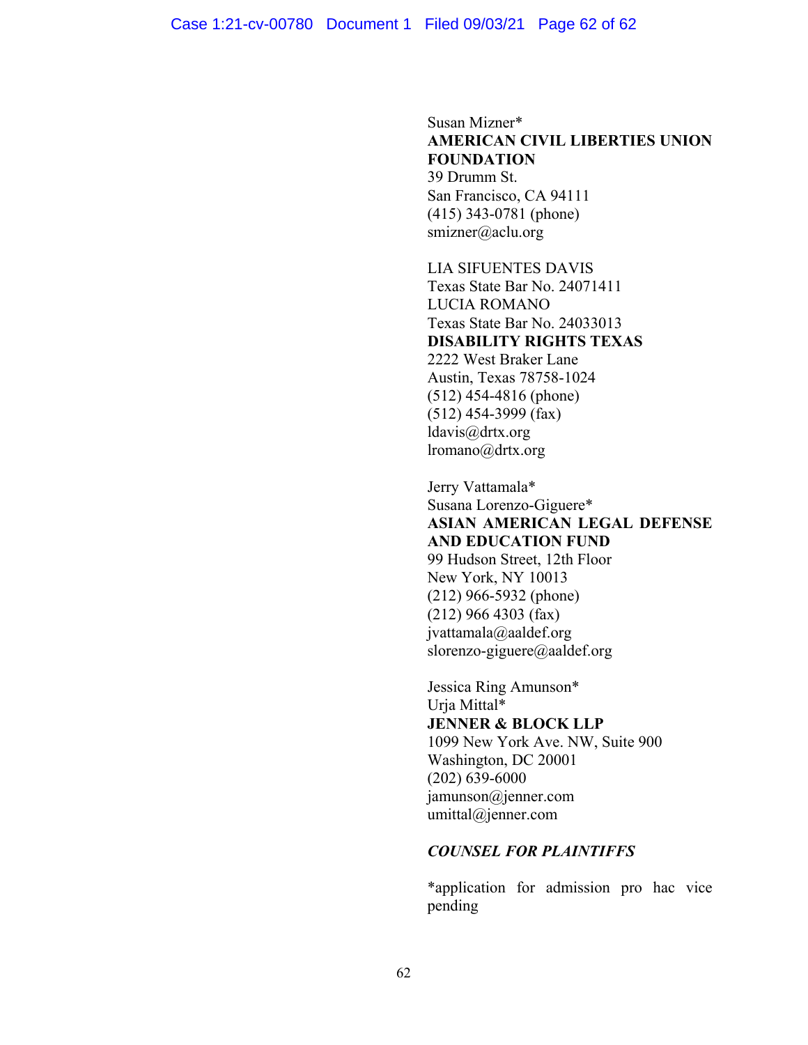Susan Mizner*
**AMERICAN CIVIL LIBERTIES UNION FOUNDATION**
39 Drumm St.
San Francisco, CA 94111
(415) 343-0781 (phone)
smizner@aclu.org

LIA SIFUENTES DAVIS
Texas State Bar No. 24071411
LUCIA ROMANO
Texas State Bar No. 24033013
**DISABILITY RIGHTS TEXAS**
2222 West Braker Lane
Austin, Texas 78758-1024
(512) 454-4816 (phone)
(512) 454-3999 (fax)
ldavis@drtx.org
lromano@drtx.org

Jerry Vattamala*
Susana Lorenzo-Giguere*
**ASIAN AMERICAN LEGAL DEFENSE AND EDUCATION FUND**
99 Hudson Street, 12th Floor
New York, NY 10013
(212) 966-5932 (phone)
(212) 966 4303 (fax)
jvattamala@aaldef.org
slorenzo-giguere@aaldef.org

Jessica Ring Amunson*
Urja Mittal*
**JENNER & BLOCK LLP**
1099 New York Ave. NW, Suite 900
Washington, DC 20001
(202) 639-6000
jamunson@jenner.com
umittal@jenner.com

***COUNSEL FOR PLAINTIFFS***

*application for admission pro hac vice pending